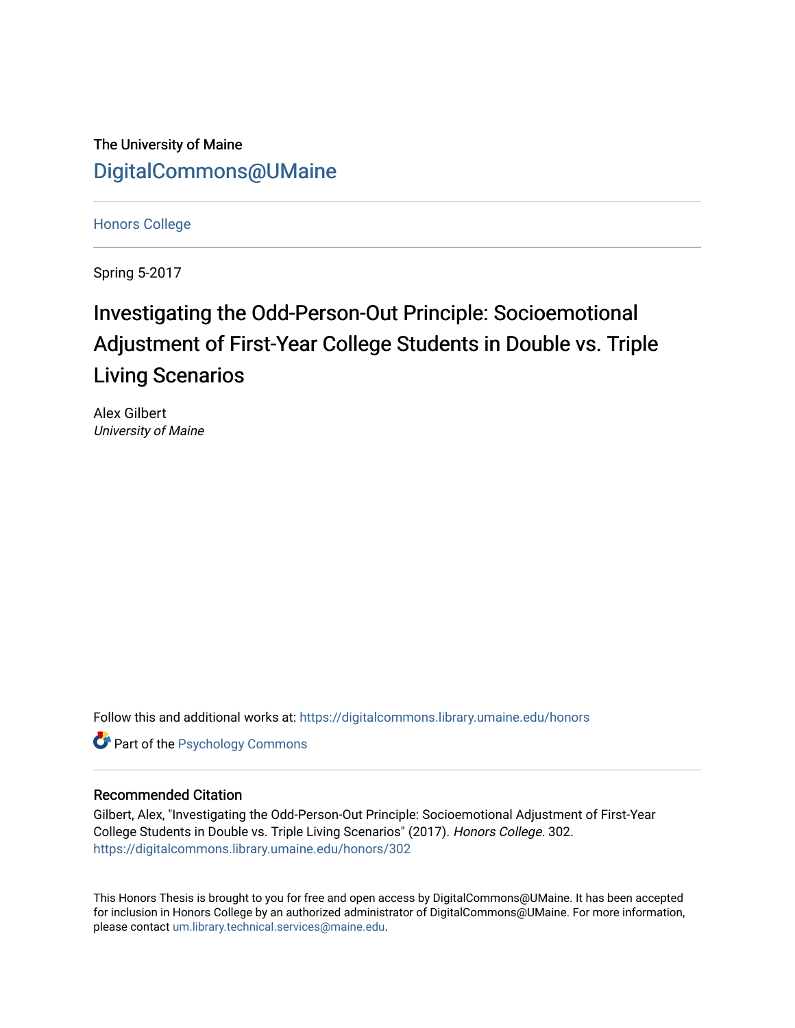The University of Maine

[DigitalCommons@UMaine](https://digitalcommons.library.umaine.edu/)

---

[Honors College](https://digitalcommons.library.umaine.edu/honors)

---

Spring 5-2017

# Investigating the Odd-Person-Out Principle: Socioemotional Adjustment of First-Year College Students in Double vs. Triple Living Scenarios

Alex Gilbert
*University of Maine*

Follow this and additional works at: https://digitalcommons.library.umaine.edu/honors

Part of the Psychology Commons

---

### Recommended Citation

Gilbert, Alex, "Investigating the Odd-Person-Out Principle: Socioemotional Adjustment of First-Year College Students in Double vs. Triple Living Scenarios" (2017). *Honors College*. 302.
https://digitalcommons.library.umaine.edu/honors/302

---

This Honors Thesis is brought to you for free and open access by DigitalCommons@UMaine. It has been accepted for inclusion in Honors College by an authorized administrator of DigitalCommons@UMaine. For more information, please contact um.library.technical.services@maine.edu.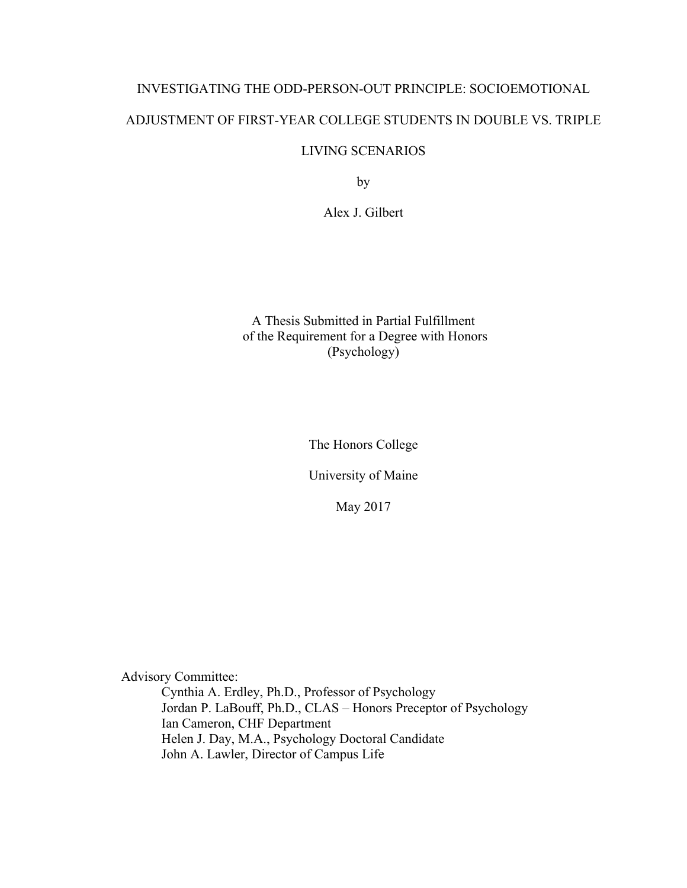# INVESTIGATING THE ODD-PERSON-OUT PRINCIPLE: SOCIOEMOTIONAL ADJUSTMENT OF FIRST-YEAR COLLEGE STUDENTS IN DOUBLE VS. TRIPLE LIVING SCENARIOS

by

Alex J. Gilbert

A Thesis Submitted in Partial Fulfillment
of the Requirement for a Degree with Honors
(Psychology)

The Honors College

University of Maine

May 2017

Advisory Committee:

- Cynthia A. Erdley, Ph.D., Professor of Psychology
- Jordan P. LaBouff, Ph.D., CLAS – Honors Preceptor of Psychology
- Ian Cameron, CHF Department
- Helen J. Day, M.A., Psychology Doctoral Candidate
- John A. Lawler, Director of Campus Life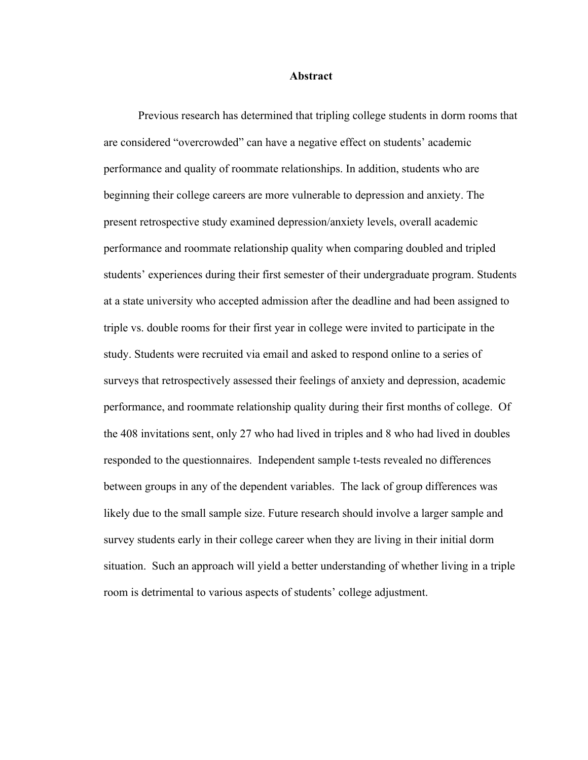## Abstract

Previous research has determined that tripling college students in dorm rooms that are considered "overcrowded" can have a negative effect on students' academic performance and quality of roommate relationships. In addition, students who are beginning their college careers are more vulnerable to depression and anxiety. The present retrospective study examined depression/anxiety levels, overall academic performance and roommate relationship quality when comparing doubled and tripled students' experiences during their first semester of their undergraduate program. Students at a state university who accepted admission after the deadline and had been assigned to triple vs. double rooms for their first year in college were invited to participate in the study. Students were recruited via email and asked to respond online to a series of surveys that retrospectively assessed their feelings of anxiety and depression, academic performance, and roommate relationship quality during their first months of college. Of the 408 invitations sent, only 27 who had lived in triples and 8 who had lived in doubles responded to the questionnaires. Independent sample t-tests revealed no differences between groups in any of the dependent variables. The lack of group differences was likely due to the small sample size. Future research should involve a larger sample and survey students early in their college career when they are living in their initial dorm situation. Such an approach will yield a better understanding of whether living in a triple room is detrimental to various aspects of students' college adjustment.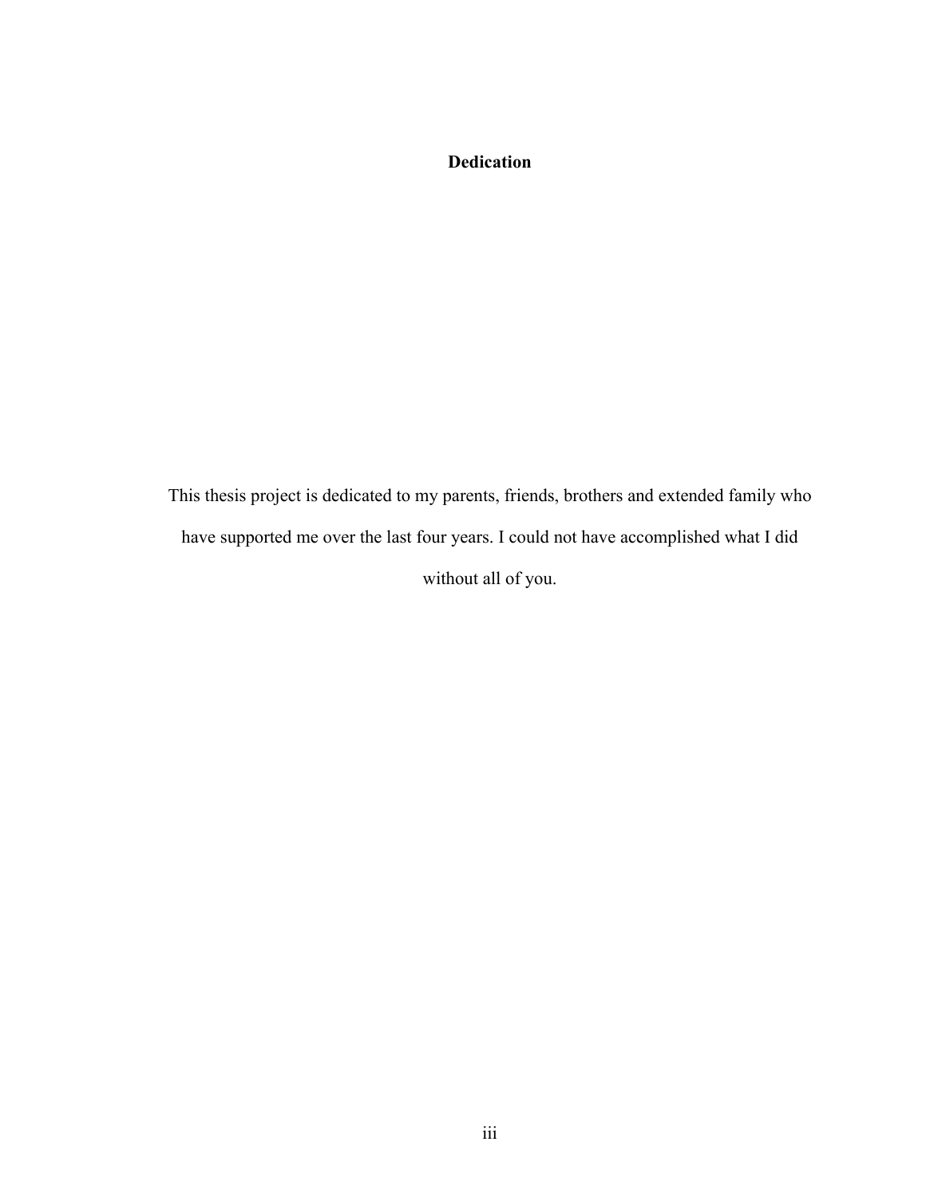# Dedication

This thesis project is dedicated to my parents, friends, brothers and extended family who have supported me over the last four years. I could not have accomplished what I did without all of you.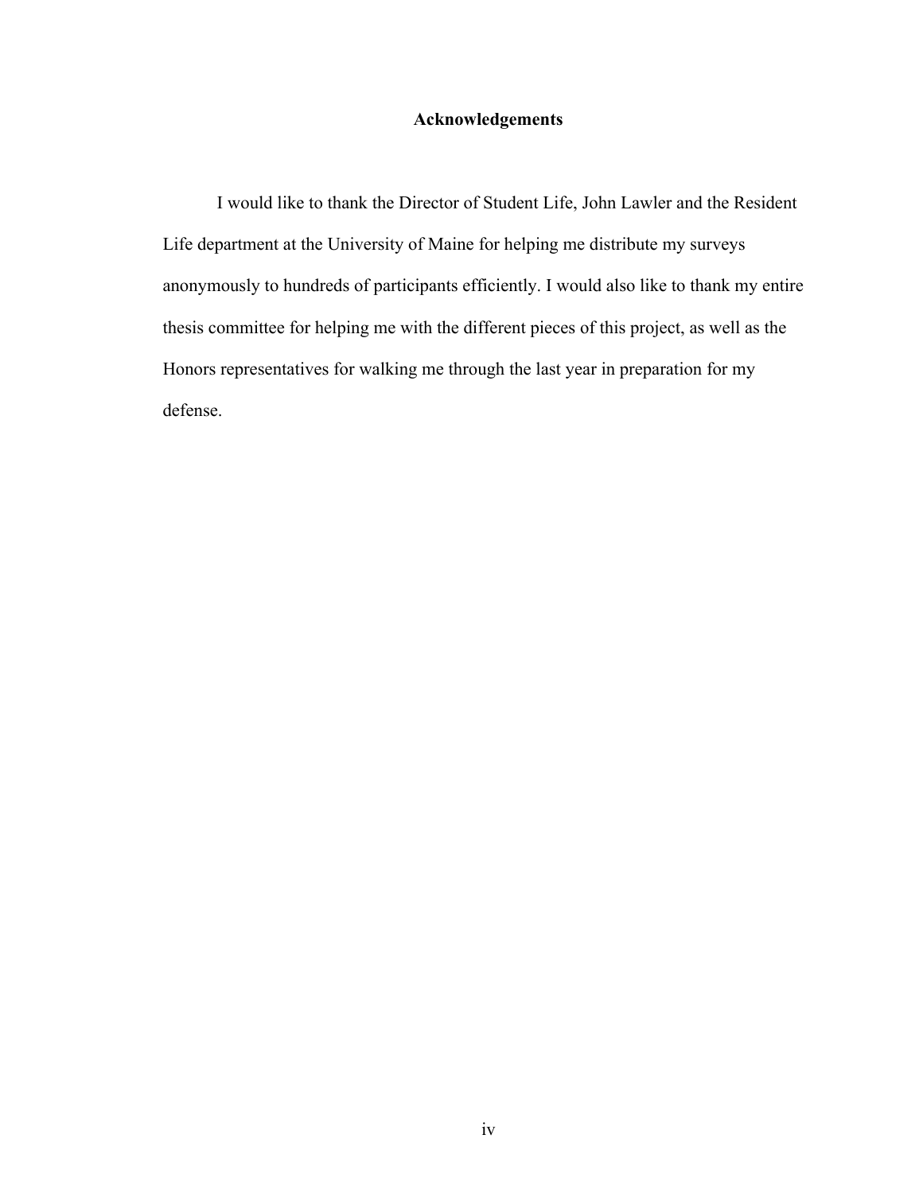# Acknowledgements

I would like to thank the Director of Student Life, John Lawler and the Resident Life department at the University of Maine for helping me distribute my surveys anonymously to hundreds of participants efficiently. I would also like to thank my entire thesis committee for helping me with the different pieces of this project, as well as the Honors representatives for walking me through the last year in preparation for my defense.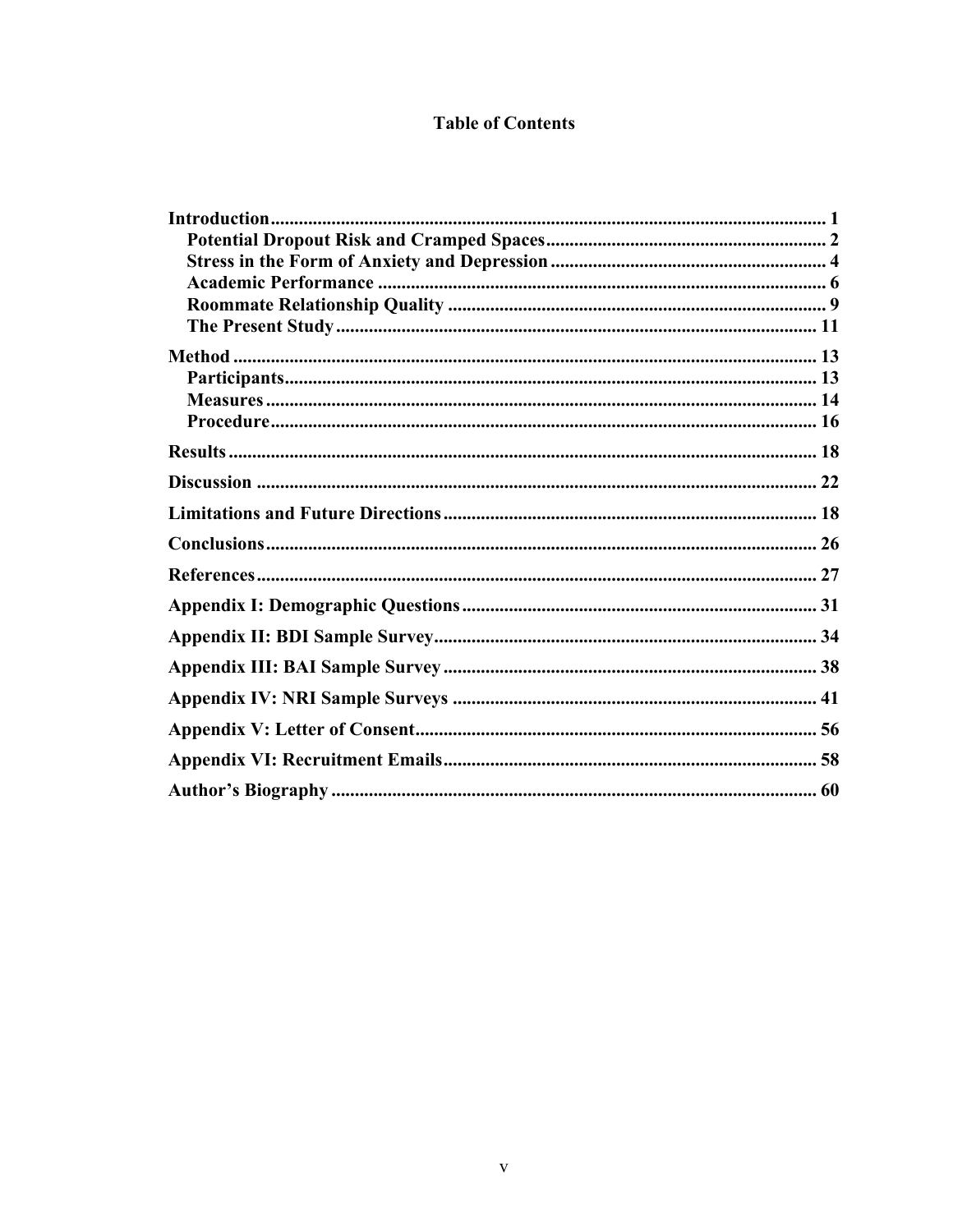# Table of Contents

**Introduction** ........................................................ 1
- **Potential Dropout Risk and Cramped Spaces** ........................................................ 2
- **Stress in the Form of Anxiety and Depression** ........................................................ 4
- **Academic Performance** ........................................................ 6
- **Roommate Relationship Quality** ........................................................ 9
- **The Present Study** ........................................................ 11

**Method** ........................................................ 13
- **Participants** ........................................................ 13
- **Measures** ........................................................ 14
- **Procedure** ........................................................ 16

**Results** ........................................................ 18

**Discussion** ........................................................ 22

**Limitations and Future Directions** ........................................................ 18

**Conclusions** ........................................................ 26

**References** ........................................................ 27

**Appendix I: Demographic Questions** ........................................................ 31

**Appendix II: BDI Sample Survey** ........................................................ 34

**Appendix III: BAI Sample Survey** ........................................................ 38

**Appendix IV: NRI Sample Surveys** ........................................................ 41

**Appendix V: Letter of Consent** ........................................................ 56

**Appendix VI: Recruitment Emails** ........................................................ 58

**Author's Biography** ........................................................ 60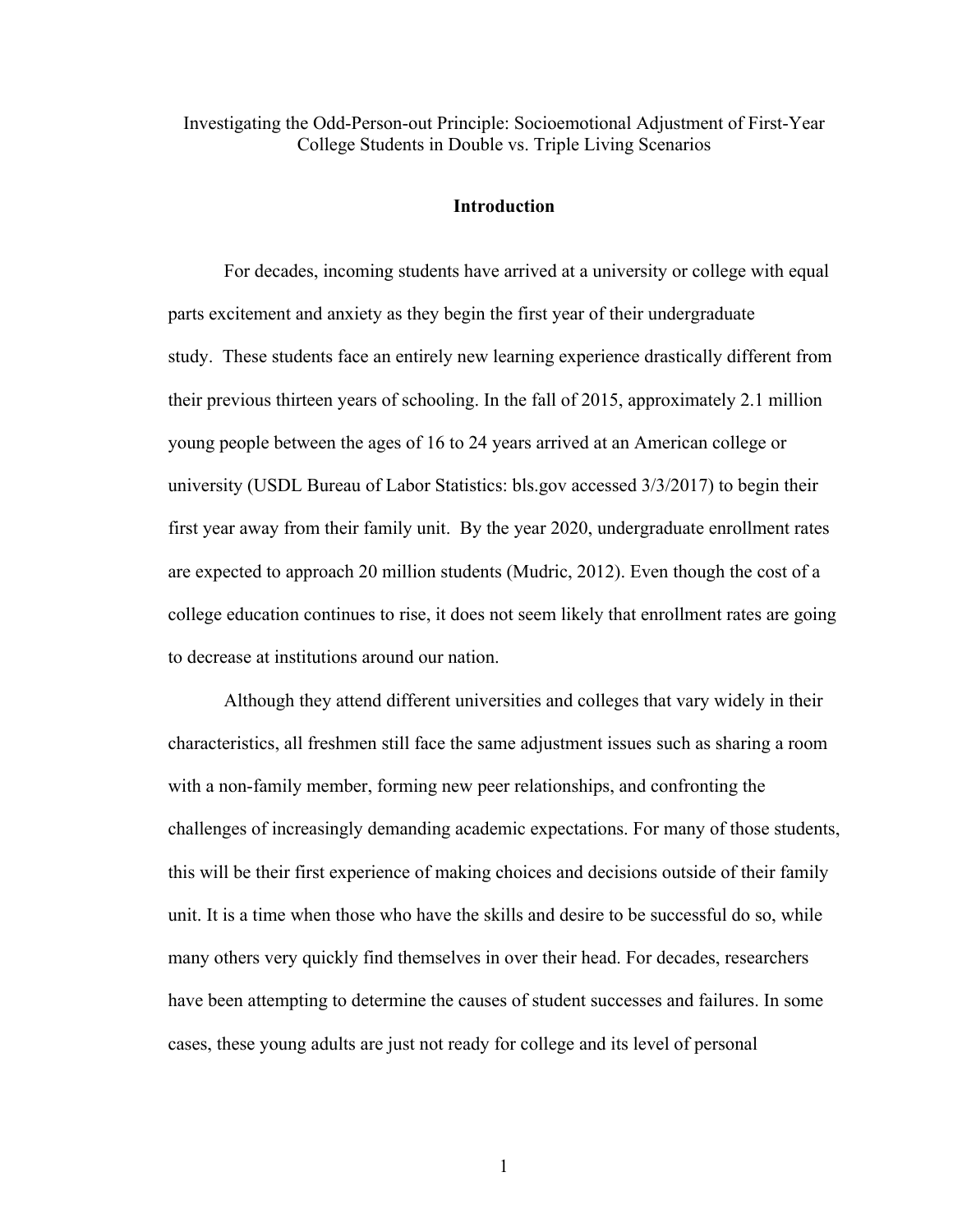Investigating the Odd-Person-out Principle: Socioemotional Adjustment of First-Year College Students in Double vs. Triple Living Scenarios

## Introduction

For decades, incoming students have arrived at a university or college with equal parts excitement and anxiety as they begin the first year of their undergraduate study. These students face an entirely new learning experience drastically different from their previous thirteen years of schooling. In the fall of 2015, approximately 2.1 million young people between the ages of 16 to 24 years arrived at an American college or university (USDL Bureau of Labor Statistics: bls.gov accessed 3/3/2017) to begin their first year away from their family unit. By the year 2020, undergraduate enrollment rates are expected to approach 20 million students (Mudric, 2012). Even though the cost of a college education continues to rise, it does not seem likely that enrollment rates are going to decrease at institutions around our nation.

Although they attend different universities and colleges that vary widely in their characteristics, all freshmen still face the same adjustment issues such as sharing a room with a non-family member, forming new peer relationships, and confronting the challenges of increasingly demanding academic expectations. For many of those students, this will be their first experience of making choices and decisions outside of their family unit. It is a time when those who have the skills and desire to be successful do so, while many others very quickly find themselves in over their head. For decades, researchers have been attempting to determine the causes of student successes and failures. In some cases, these young adults are just not ready for college and its level of personal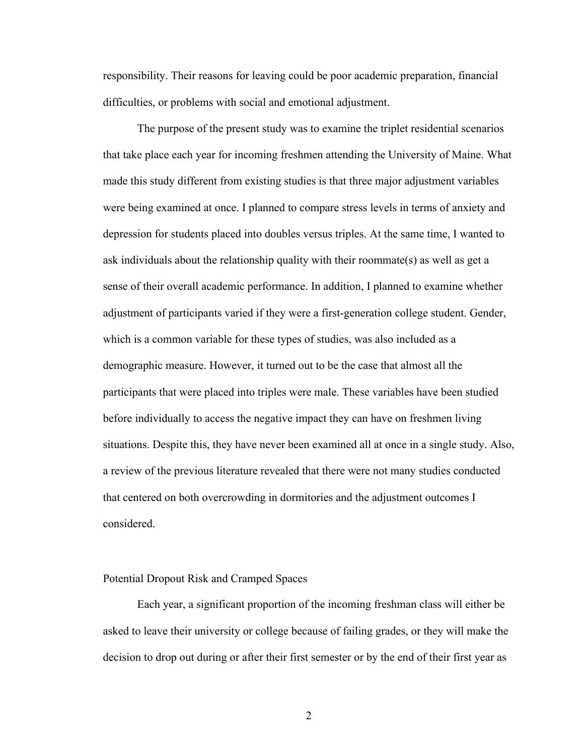responsibility. Their reasons for leaving could be poor academic preparation, financial difficulties, or problems with social and emotional adjustment.

The purpose of the present study was to examine the triplet residential scenarios that take place each year for incoming freshmen attending the University of Maine. What made this study different from existing studies is that three major adjustment variables were being examined at once. I planned to compare stress levels in terms of anxiety and depression for students placed into doubles versus triples. At the same time, I wanted to ask individuals about the relationship quality with their roommate(s) as well as get a sense of their overall academic performance. In addition, I planned to examine whether adjustment of participants varied if they were a first-generation college student. Gender, which is a common variable for these types of studies, was also included as a demographic measure. However, it turned out to be the case that almost all the participants that were placed into triples were male. These variables have been studied before individually to access the negative impact they can have on freshmen living situations. Despite this, they have never been examined all at once in a single study. Also, a review of the previous literature revealed that there were not many studies conducted that centered on both overcrowding in dormitories and the adjustment outcomes I considered.

## Potential Dropout Risk and Cramped Spaces

Each year, a significant proportion of the incoming freshman class will either be asked to leave their university or college because of failing grades, or they will make the decision to drop out during or after their first semester or by the end of their first year as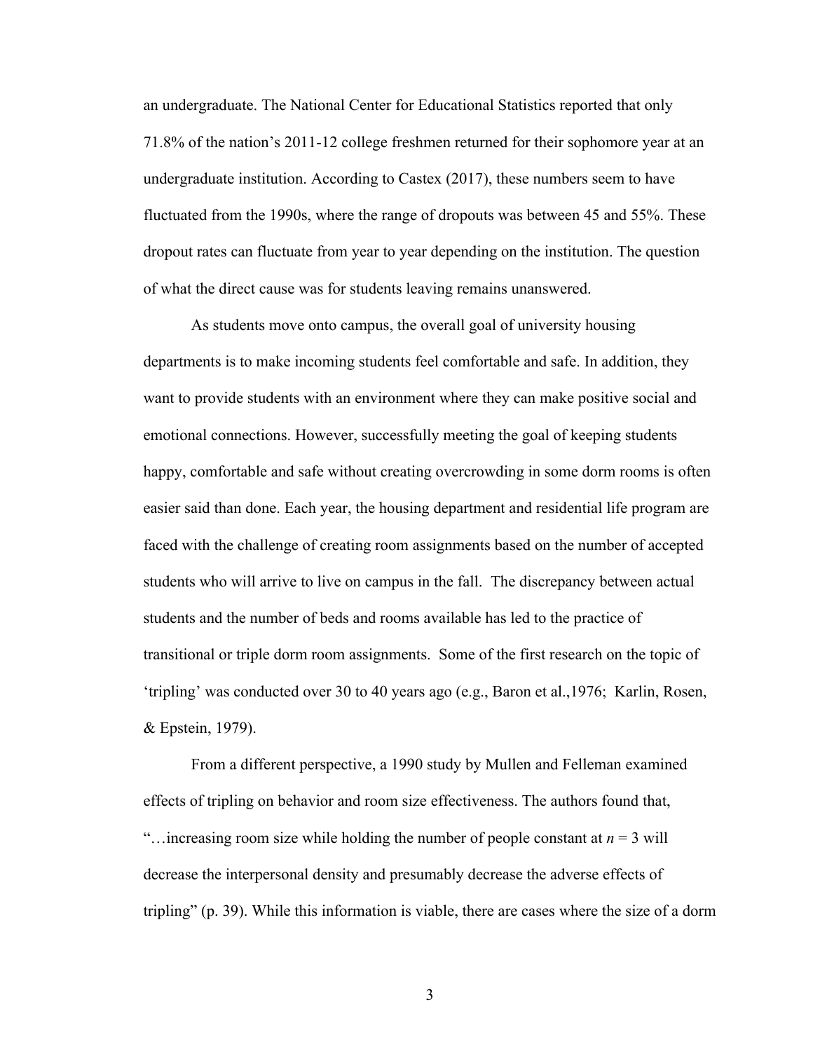an undergraduate. The National Center for Educational Statistics reported that only 71.8% of the nation's 2011-12 college freshmen returned for their sophomore year at an undergraduate institution. According to Castex (2017), these numbers seem to have fluctuated from the 1990s, where the range of dropouts was between 45 and 55%. These dropout rates can fluctuate from year to year depending on the institution. The question of what the direct cause was for students leaving remains unanswered.

As students move onto campus, the overall goal of university housing departments is to make incoming students feel comfortable and safe. In addition, they want to provide students with an environment where they can make positive social and emotional connections. However, successfully meeting the goal of keeping students happy, comfortable and safe without creating overcrowding in some dorm rooms is often easier said than done. Each year, the housing department and residential life program are faced with the challenge of creating room assignments based on the number of accepted students who will arrive to live on campus in the fall. The discrepancy between actual students and the number of beds and rooms available has led to the practice of transitional or triple dorm room assignments. Some of the first research on the topic of 'tripling' was conducted over 30 to 40 years ago (e.g., Baron et al.,1976; Karlin, Rosen, & Epstein, 1979).

From a different perspective, a 1990 study by Mullen and Felleman examined effects of tripling on behavior and room size effectiveness. The authors found that, "…increasing room size while holding the number of people constant at $n = 3$ will decrease the interpersonal density and presumably decrease the adverse effects of tripling" (p. 39). While this information is viable, there are cases where the size of a dorm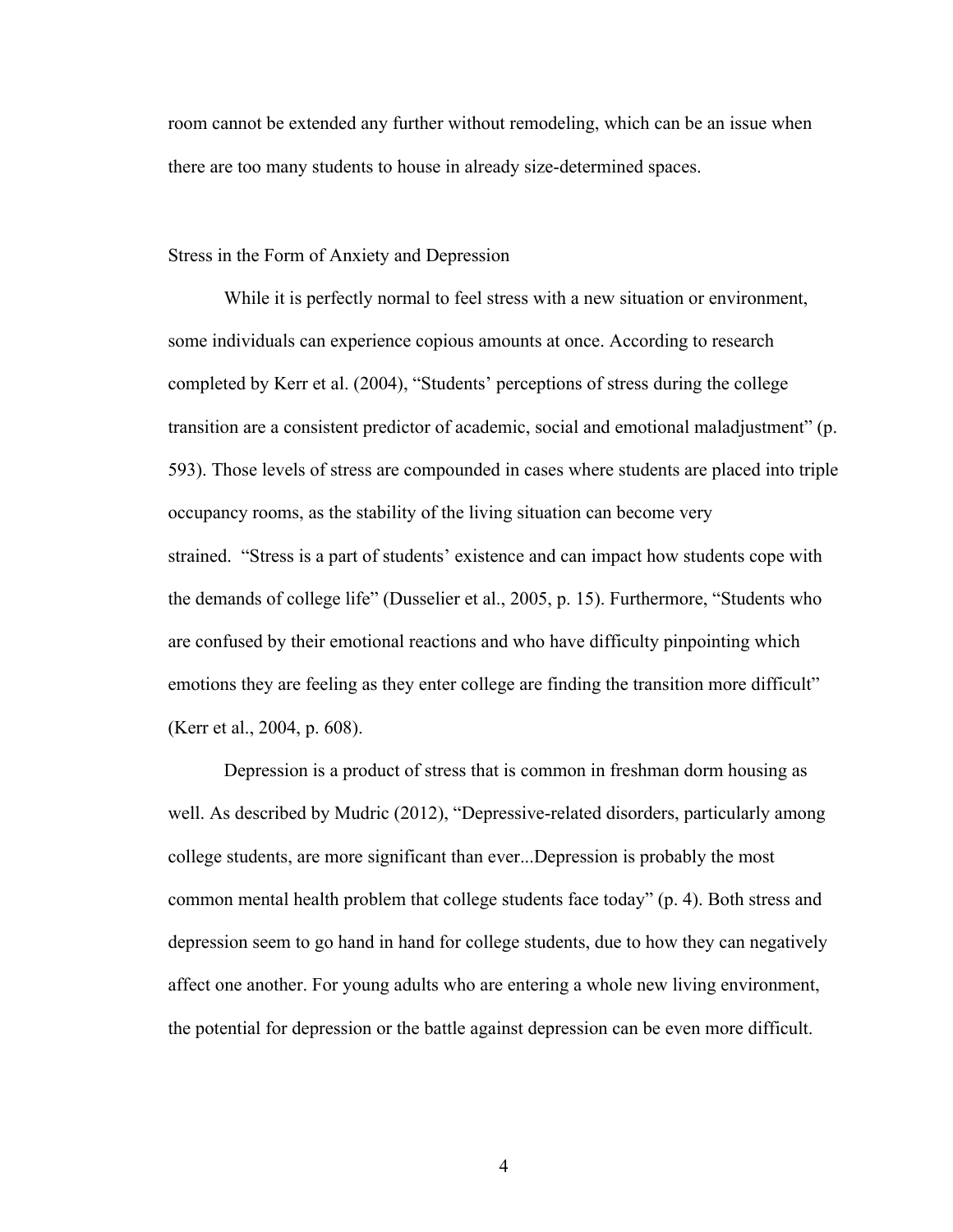room cannot be extended any further without remodeling, which can be an issue when there are too many students to house in already size-determined spaces.

## Stress in the Form of Anxiety and Depression

While it is perfectly normal to feel stress with a new situation or environment, some individuals can experience copious amounts at once. According to research completed by Kerr et al. (2004), "Students' perceptions of stress during the college transition are a consistent predictor of academic, social and emotional maladjustment" (p. 593). Those levels of stress are compounded in cases where students are placed into triple occupancy rooms, as the stability of the living situation can become very strained. "Stress is a part of students' existence and can impact how students cope with the demands of college life" (Dusselier et al., 2005, p. 15). Furthermore, "Students who are confused by their emotional reactions and who have difficulty pinpointing which emotions they are feeling as they enter college are finding the transition more difficult" (Kerr et al., 2004, p. 608).

Depression is a product of stress that is common in freshman dorm housing as well. As described by Mudric (2012), "Depressive-related disorders, particularly among college students, are more significant than ever...Depression is probably the most common mental health problem that college students face today" (p. 4). Both stress and depression seem to go hand in hand for college students, due to how they can negatively affect one another. For young adults who are entering a whole new living environment, the potential for depression or the battle against depression can be even more difficult.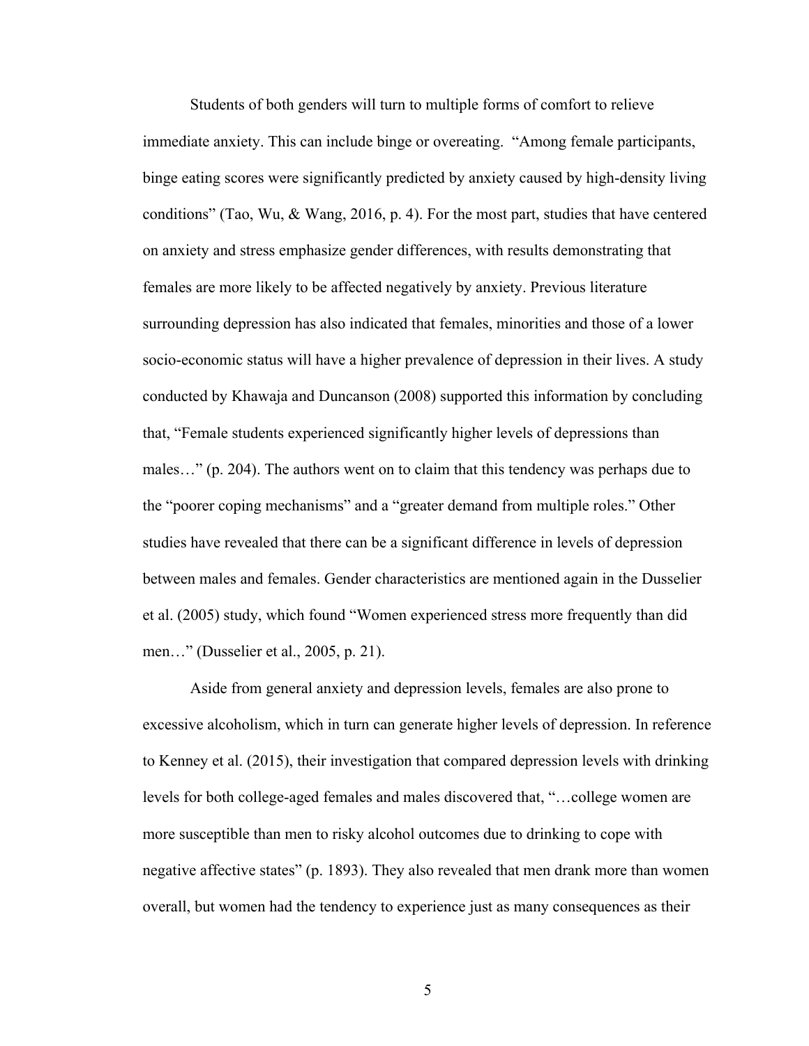Students of both genders will turn to multiple forms of comfort to relieve immediate anxiety. This can include binge or overeating. "Among female participants, binge eating scores were significantly predicted by anxiety caused by high-density living conditions" (Tao, Wu, & Wang, 2016, p. 4). For the most part, studies that have centered on anxiety and stress emphasize gender differences, with results demonstrating that females are more likely to be affected negatively by anxiety. Previous literature surrounding depression has also indicated that females, minorities and those of a lower socio-economic status will have a higher prevalence of depression in their lives. A study conducted by Khawaja and Duncanson (2008) supported this information by concluding that, "Female students experienced significantly higher levels of depressions than males…" (p. 204). The authors went on to claim that this tendency was perhaps due to the "poorer coping mechanisms" and a "greater demand from multiple roles." Other studies have revealed that there can be a significant difference in levels of depression between males and females. Gender characteristics are mentioned again in the Dusselier et al. (2005) study, which found "Women experienced stress more frequently than did men…" (Dusselier et al., 2005, p. 21).

Aside from general anxiety and depression levels, females are also prone to excessive alcoholism, which in turn can generate higher levels of depression. In reference to Kenney et al. (2015), their investigation that compared depression levels with drinking levels for both college-aged females and males discovered that, "…college women are more susceptible than men to risky alcohol outcomes due to drinking to cope with negative affective states" (p. 1893). They also revealed that men drank more than women overall, but women had the tendency to experience just as many consequences as their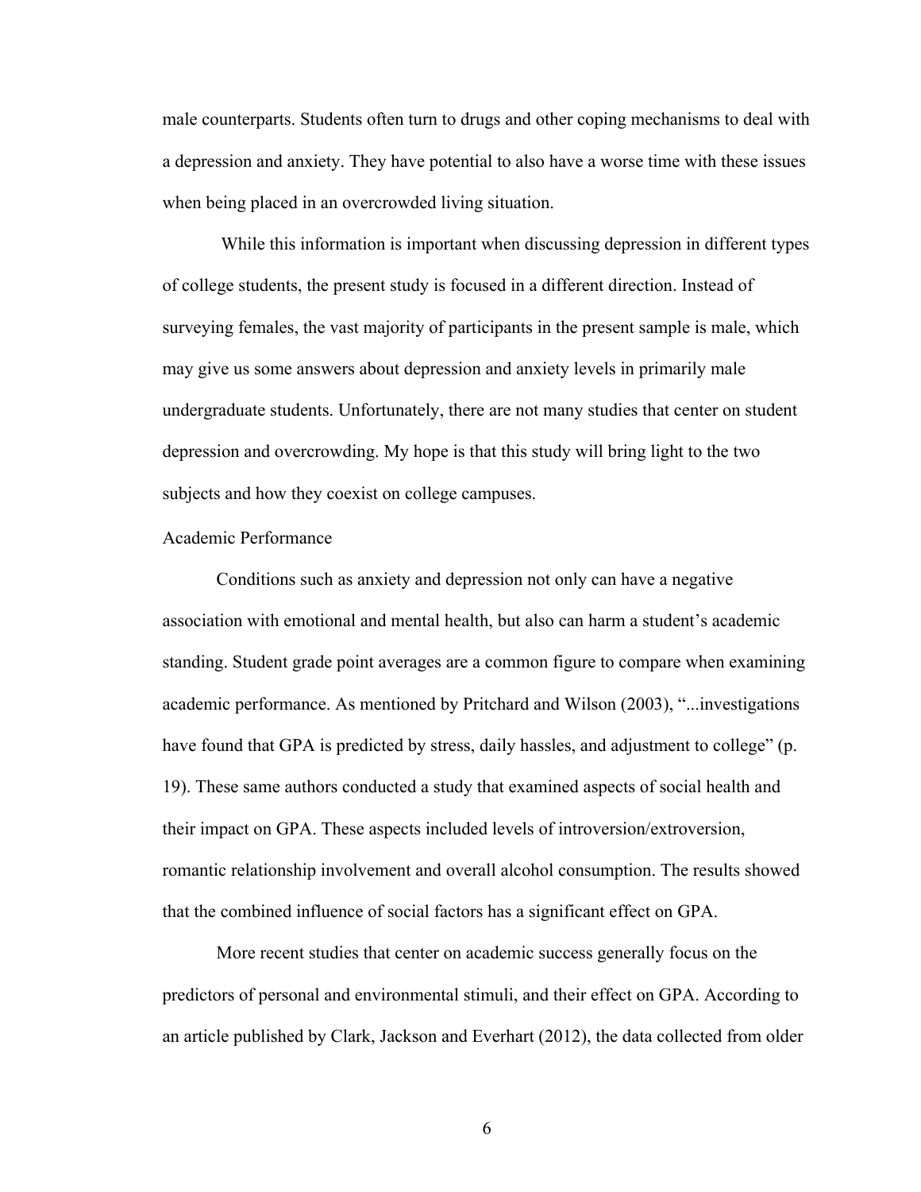male counterparts. Students often turn to drugs and other coping mechanisms to deal with a depression and anxiety. They have potential to also have a worse time with these issues when being placed in an overcrowded living situation.

While this information is important when discussing depression in different types of college students, the present study is focused in a different direction. Instead of surveying females, the vast majority of participants in the present sample is male, which may give us some answers about depression and anxiety levels in primarily male undergraduate students. Unfortunately, there are not many studies that center on student depression and overcrowding. My hope is that this study will bring light to the two subjects and how they coexist on college campuses.

## Academic Performance

Conditions such as anxiety and depression not only can have a negative association with emotional and mental health, but also can harm a student's academic standing. Student grade point averages are a common figure to compare when examining academic performance. As mentioned by Pritchard and Wilson (2003), "...investigations have found that GPA is predicted by stress, daily hassles, and adjustment to college" (p. 19). These same authors conducted a study that examined aspects of social health and their impact on GPA. These aspects included levels of introversion/extroversion, romantic relationship involvement and overall alcohol consumption. The results showed that the combined influence of social factors has a significant effect on GPA.

More recent studies that center on academic success generally focus on the predictors of personal and environmental stimuli, and their effect on GPA. According to an article published by Clark, Jackson and Everhart (2012), the data collected from older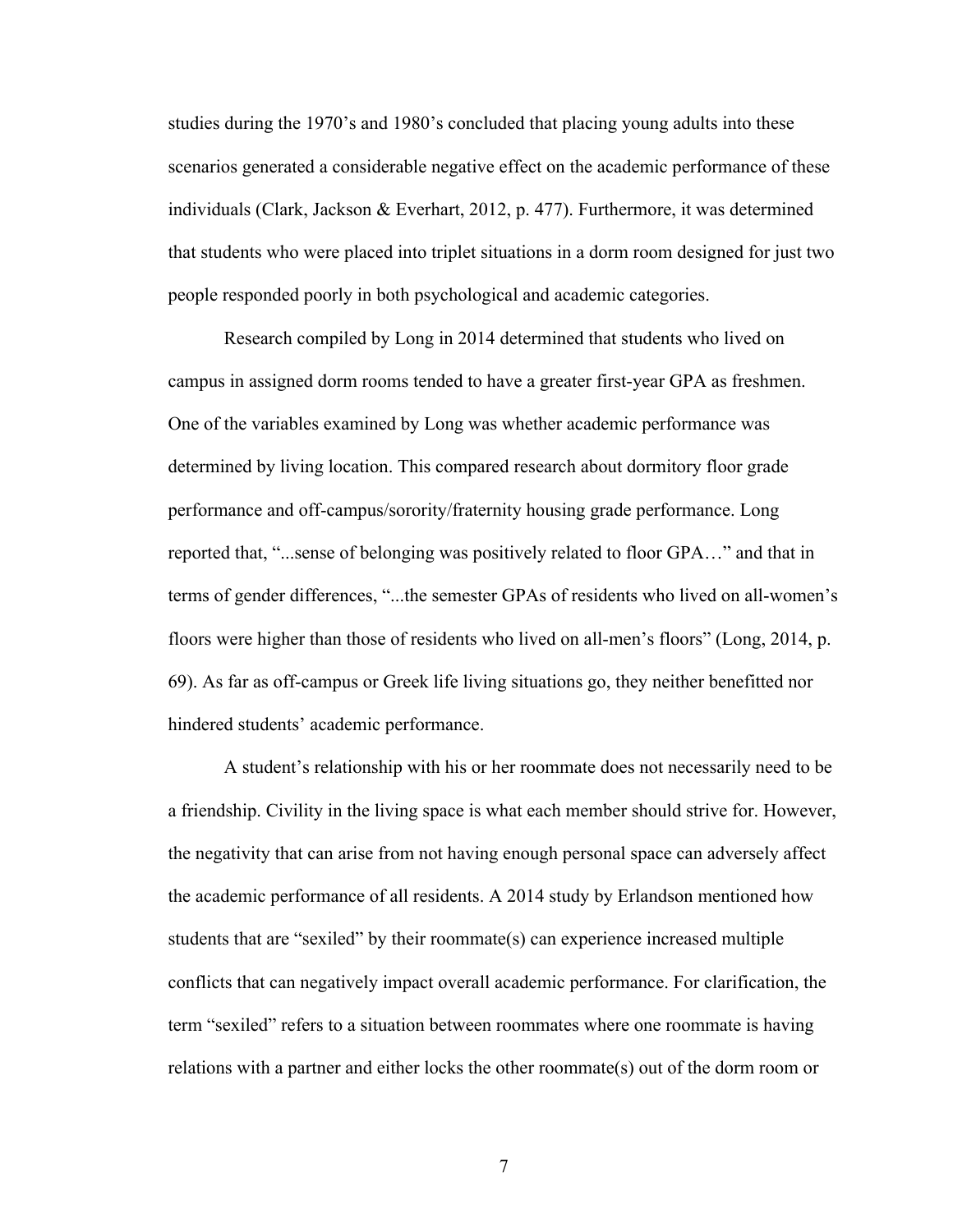studies during the 1970's and 1980's concluded that placing young adults into these scenarios generated a considerable negative effect on the academic performance of these individuals (Clark, Jackson & Everhart, 2012, p. 477). Furthermore, it was determined that students who were placed into triplet situations in a dorm room designed for just two people responded poorly in both psychological and academic categories.

Research compiled by Long in 2014 determined that students who lived on campus in assigned dorm rooms tended to have a greater first-year GPA as freshmen. One of the variables examined by Long was whether academic performance was determined by living location. This compared research about dormitory floor grade performance and off-campus/sorority/fraternity housing grade performance. Long reported that, "...sense of belonging was positively related to floor GPA…" and that in terms of gender differences, "...the semester GPAs of residents who lived on all-women's floors were higher than those of residents who lived on all-men's floors" (Long, 2014, p. 69). As far as off-campus or Greek life living situations go, they neither benefitted nor hindered students' academic performance.

A student's relationship with his or her roommate does not necessarily need to be a friendship. Civility in the living space is what each member should strive for. However, the negativity that can arise from not having enough personal space can adversely affect the academic performance of all residents. A 2014 study by Erlandson mentioned how students that are "sexiled" by their roommate(s) can experience increased multiple conflicts that can negatively impact overall academic performance. For clarification, the term "sexiled" refers to a situation between roommates where one roommate is having relations with a partner and either locks the other roommate(s) out of the dorm room or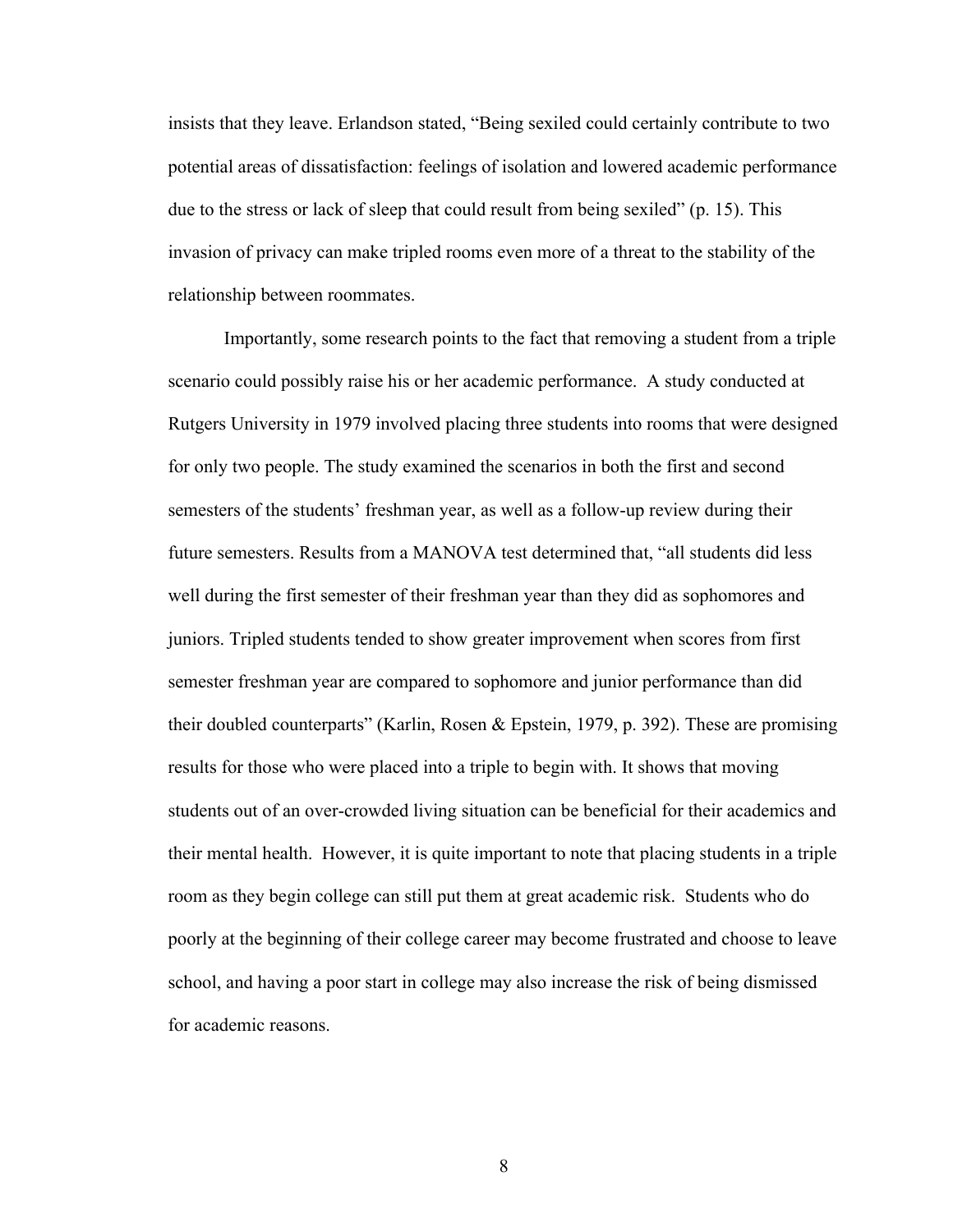insists that they leave. Erlandson stated, “Being sexiled could certainly contribute to two potential areas of dissatisfaction: feelings of isolation and lowered academic performance due to the stress or lack of sleep that could result from being sexiled” (p. 15). This invasion of privacy can make tripled rooms even more of a threat to the stability of the relationship between roommates.

Importantly, some research points to the fact that removing a student from a triple scenario could possibly raise his or her academic performance. A study conducted at Rutgers University in 1979 involved placing three students into rooms that were designed for only two people. The study examined the scenarios in both the first and second semesters of the students’ freshman year, as well as a follow-up review during their future semesters. Results from a MANOVA test determined that, “all students did less well during the first semester of their freshman year than they did as sophomores and juniors. Tripled students tended to show greater improvement when scores from first semester freshman year are compared to sophomore and junior performance than did their doubled counterparts” (Karlin, Rosen & Epstein, 1979, p. 392). These are promising results for those who were placed into a triple to begin with. It shows that moving students out of an over-crowded living situation can be beneficial for their academics and their mental health. However, it is quite important to note that placing students in a triple room as they begin college can still put them at great academic risk. Students who do poorly at the beginning of their college career may become frustrated and choose to leave school, and having a poor start in college may also increase the risk of being dismissed for academic reasons.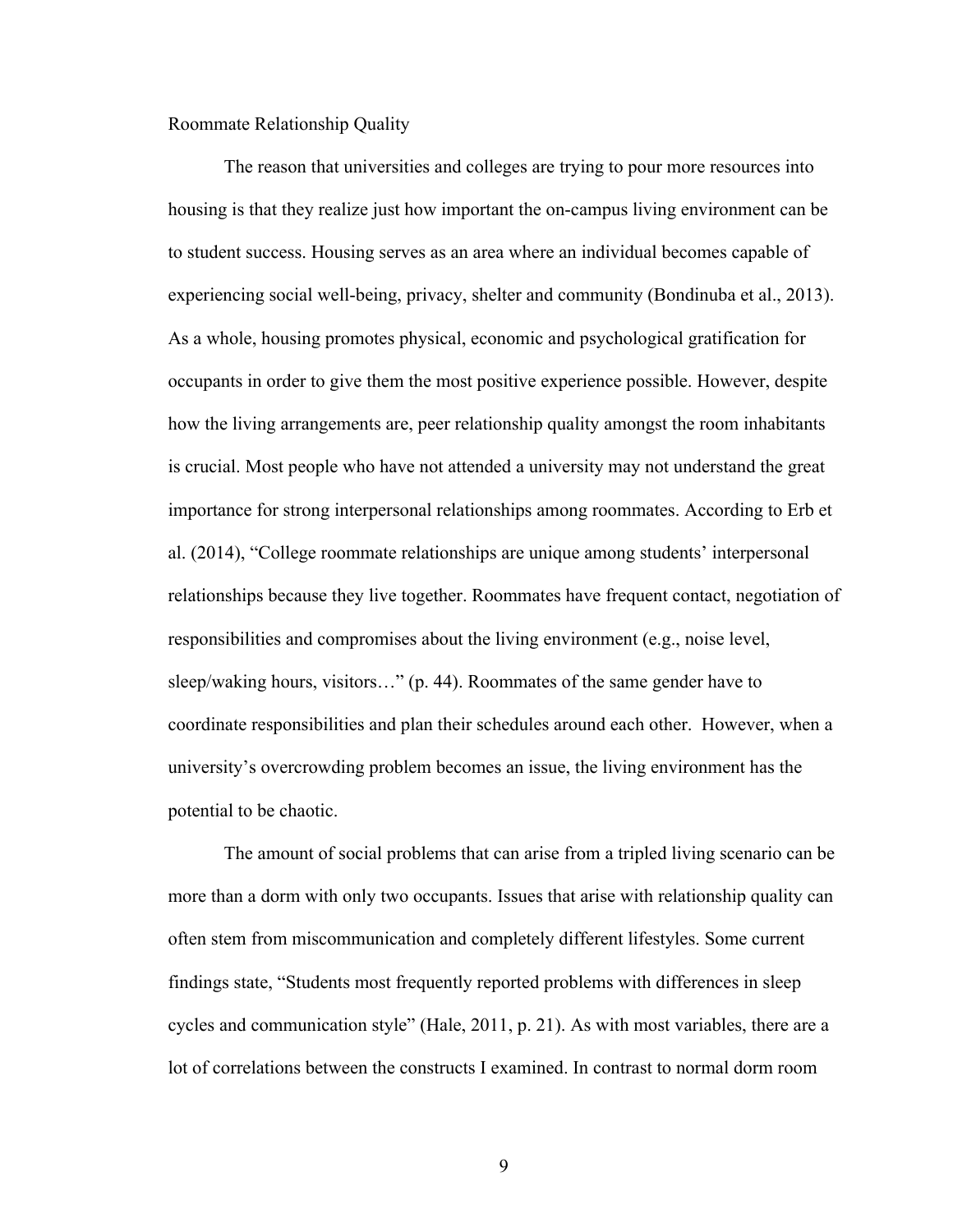## Roommate Relationship Quality

The reason that universities and colleges are trying to pour more resources into housing is that they realize just how important the on-campus living environment can be to student success. Housing serves as an area where an individual becomes capable of experiencing social well-being, privacy, shelter and community (Bondinuba et al., 2013). As a whole, housing promotes physical, economic and psychological gratification for occupants in order to give them the most positive experience possible. However, despite how the living arrangements are, peer relationship quality amongst the room inhabitants is crucial. Most people who have not attended a university may not understand the great importance for strong interpersonal relationships among roommates. According to Erb et al. (2014), "College roommate relationships are unique among students' interpersonal relationships because they live together. Roommates have frequent contact, negotiation of responsibilities and compromises about the living environment (e.g., noise level, sleep/waking hours, visitors…" (p. 44). Roommates of the same gender have to coordinate responsibilities and plan their schedules around each other. However, when a university's overcrowding problem becomes an issue, the living environment has the potential to be chaotic.

The amount of social problems that can arise from a tripled living scenario can be more than a dorm with only two occupants. Issues that arise with relationship quality can often stem from miscommunication and completely different lifestyles. Some current findings state, "Students most frequently reported problems with differences in sleep cycles and communication style" (Hale, 2011, p. 21). As with most variables, there are a lot of correlations between the constructs I examined. In contrast to normal dorm room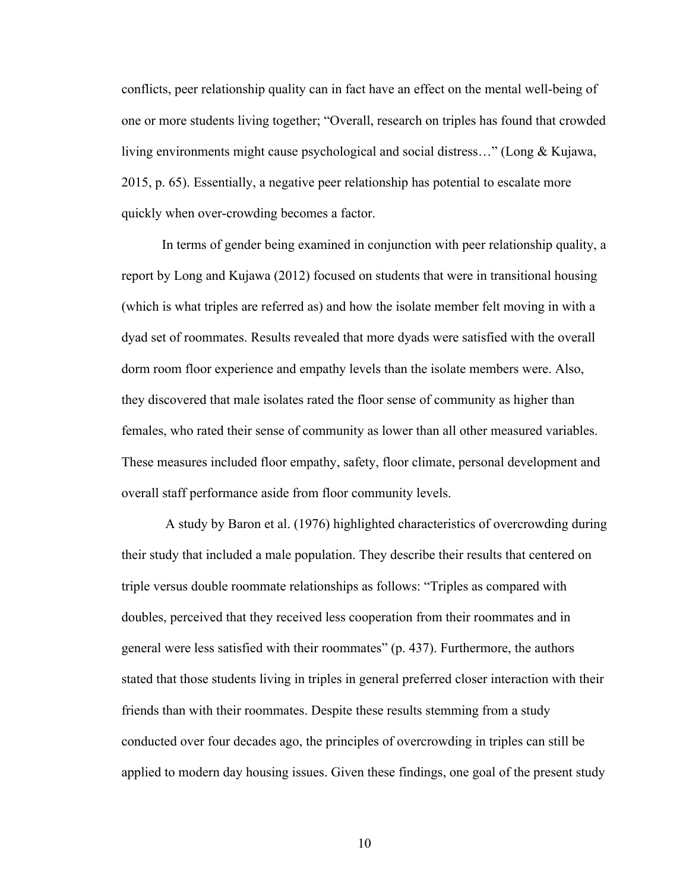conflicts, peer relationship quality can in fact have an effect on the mental well-being of one or more students living together; "Overall, research on triples has found that crowded living environments might cause psychological and social distress…" (Long & Kujawa, 2015, p. 65). Essentially, a negative peer relationship has potential to escalate more quickly when over-crowding becomes a factor.

In terms of gender being examined in conjunction with peer relationship quality, a report by Long and Kujawa (2012) focused on students that were in transitional housing (which is what triples are referred as) and how the isolate member felt moving in with a dyad set of roommates. Results revealed that more dyads were satisfied with the overall dorm room floor experience and empathy levels than the isolate members were. Also, they discovered that male isolates rated the floor sense of community as higher than females, who rated their sense of community as lower than all other measured variables. These measures included floor empathy, safety, floor climate, personal development and overall staff performance aside from floor community levels.

A study by Baron et al. (1976) highlighted characteristics of overcrowding during their study that included a male population. They describe their results that centered on triple versus double roommate relationships as follows: "Triples as compared with doubles, perceived that they received less cooperation from their roommates and in general were less satisfied with their roommates" (p. 437). Furthermore, the authors stated that those students living in triples in general preferred closer interaction with their friends than with their roommates. Despite these results stemming from a study conducted over four decades ago, the principles of overcrowding in triples can still be applied to modern day housing issues. Given these findings, one goal of the present study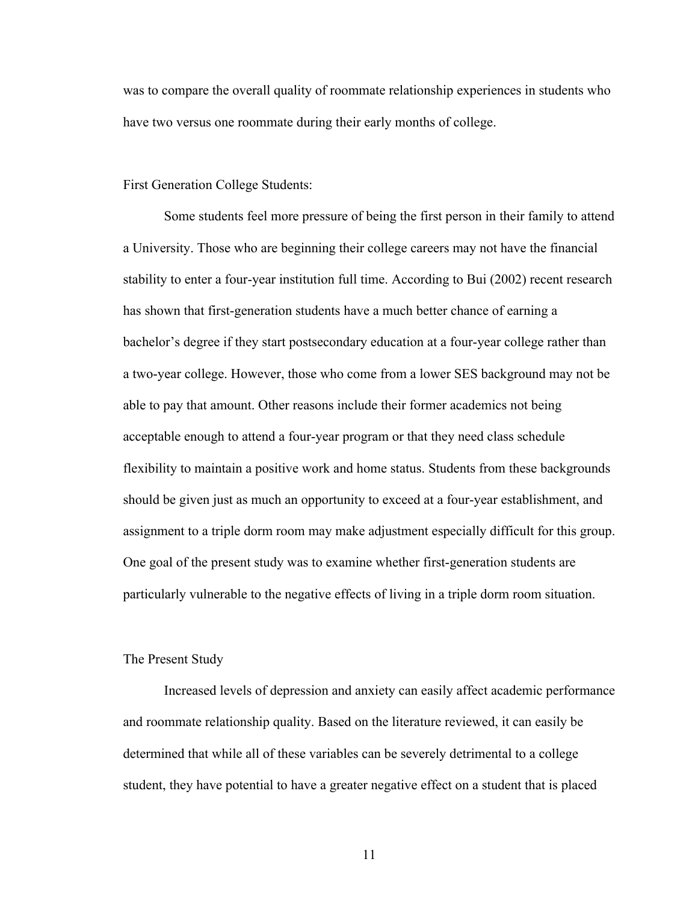was to compare the overall quality of roommate relationship experiences in students who have two versus one roommate during their early months of college.

## First Generation College Students:

Some students feel more pressure of being the first person in their family to attend a University. Those who are beginning their college careers may not have the financial stability to enter a four-year institution full time. According to Bui (2002) recent research has shown that first-generation students have a much better chance of earning a bachelor's degree if they start postsecondary education at a four-year college rather than a two-year college. However, those who come from a lower SES background may not be able to pay that amount. Other reasons include their former academics not being acceptable enough to attend a four-year program or that they need class schedule flexibility to maintain a positive work and home status. Students from these backgrounds should be given just as much an opportunity to exceed at a four-year establishment, and assignment to a triple dorm room may make adjustment especially difficult for this group. One goal of the present study was to examine whether first-generation students are particularly vulnerable to the negative effects of living in a triple dorm room situation.

## The Present Study

Increased levels of depression and anxiety can easily affect academic performance and roommate relationship quality. Based on the literature reviewed, it can easily be determined that while all of these variables can be severely detrimental to a college student, they have potential to have a greater negative effect on a student that is placed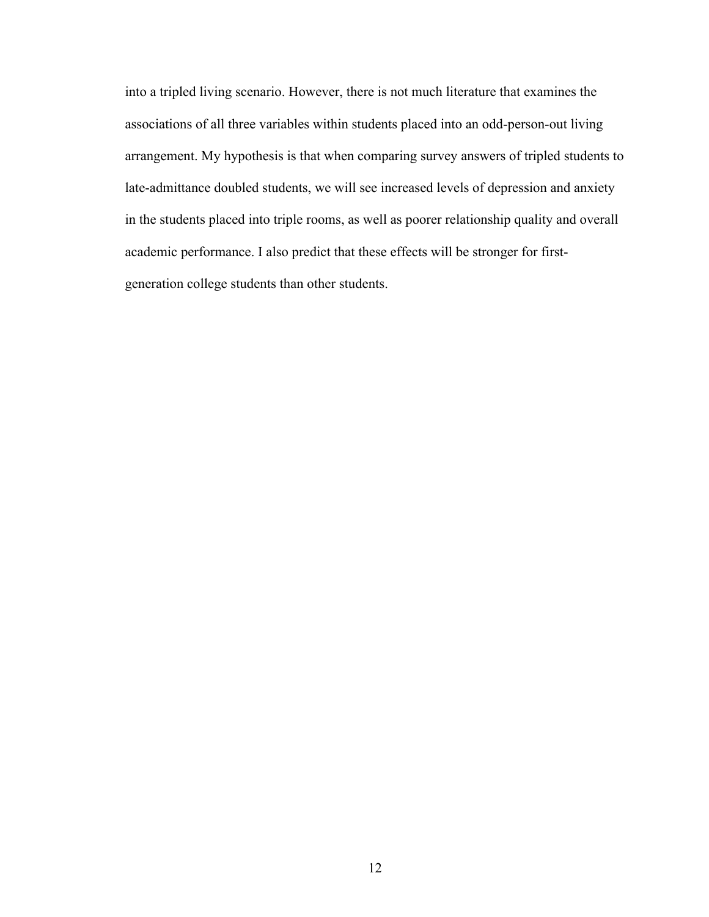into a tripled living scenario. However, there is not much literature that examines the associations of all three variables within students placed into an odd-person-out living arrangement. My hypothesis is that when comparing survey answers of tripled students to late-admittance doubled students, we will see increased levels of depression and anxiety in the students placed into triple rooms, as well as poorer relationship quality and overall academic performance. I also predict that these effects will be stronger for first-generation college students than other students.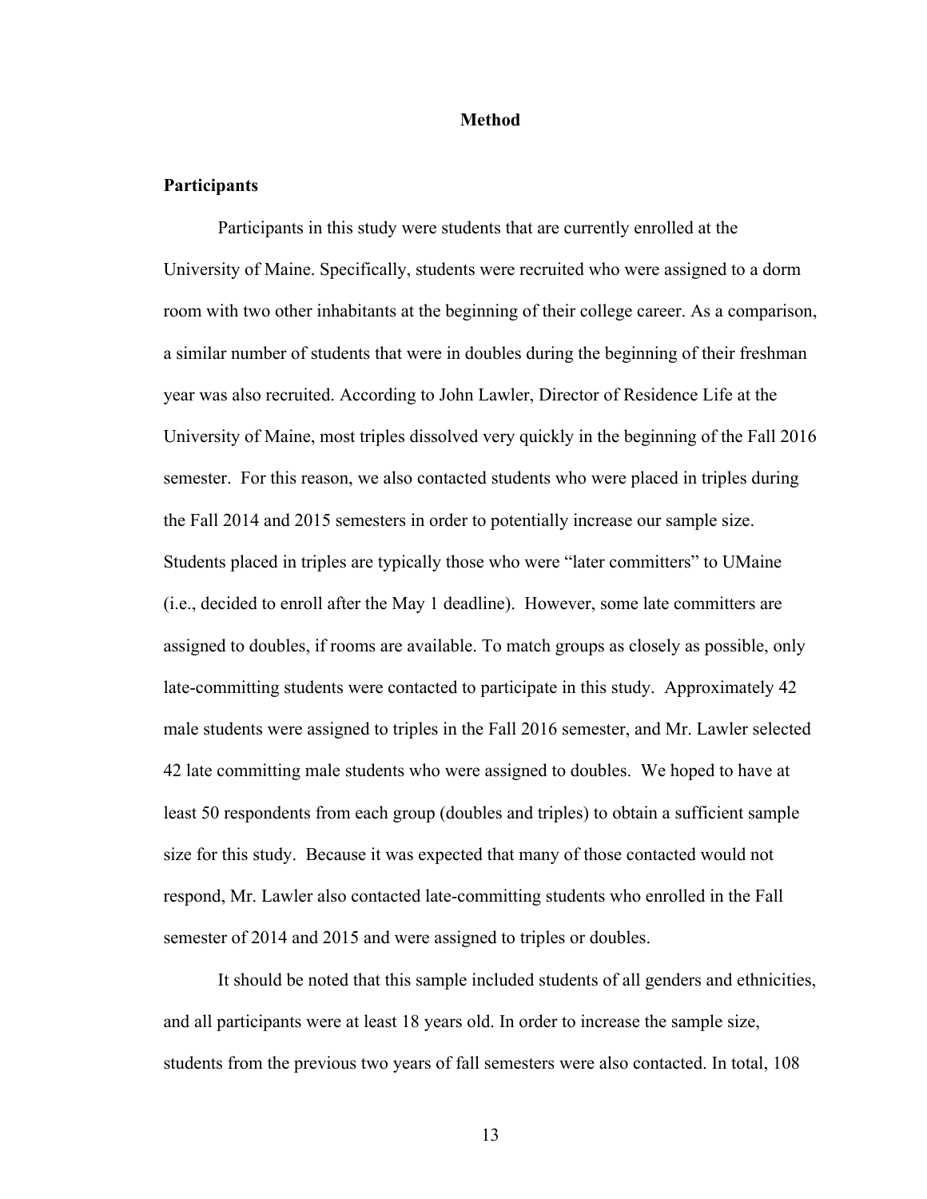# Method

## Participants

Participants in this study were students that are currently enrolled at the University of Maine. Specifically, students were recruited who were assigned to a dorm room with two other inhabitants at the beginning of their college career. As a comparison, a similar number of students that were in doubles during the beginning of their freshman year was also recruited. According to John Lawler, Director of Residence Life at the University of Maine, most triples dissolved very quickly in the beginning of the Fall 2016 semester. For this reason, we also contacted students who were placed in triples during the Fall 2014 and 2015 semesters in order to potentially increase our sample size. Students placed in triples are typically those who were "later committers" to UMaine (i.e., decided to enroll after the May 1 deadline). However, some late committers are assigned to doubles, if rooms are available. To match groups as closely as possible, only late-committing students were contacted to participate in this study. Approximately 42 male students were assigned to triples in the Fall 2016 semester, and Mr. Lawler selected 42 late committing male students who were assigned to doubles. We hoped to have at least 50 respondents from each group (doubles and triples) to obtain a sufficient sample size for this study. Because it was expected that many of those contacted would not respond, Mr. Lawler also contacted late-committing students who enrolled in the Fall semester of 2014 and 2015 and were assigned to triples or doubles.

It should be noted that this sample included students of all genders and ethnicities, and all participants were at least 18 years old. In order to increase the sample size, students from the previous two years of fall semesters were also contacted. In total, 108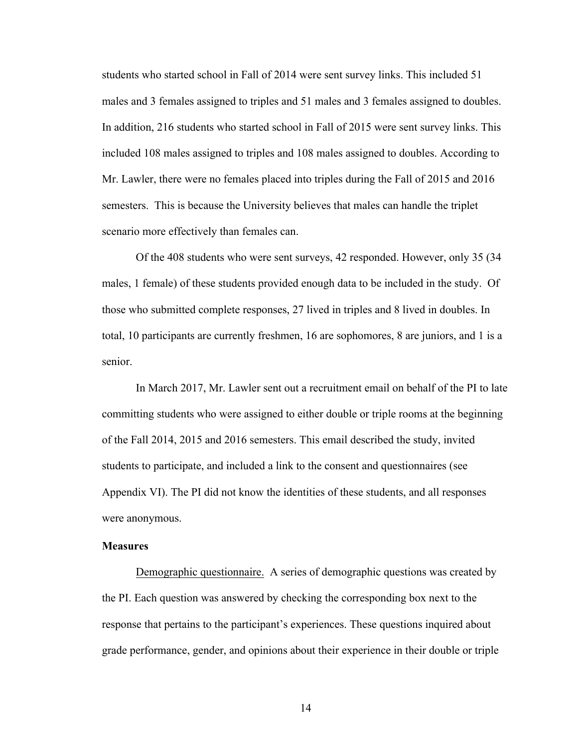students who started school in Fall of 2014 were sent survey links. This included 51 males and 3 females assigned to triples and 51 males and 3 females assigned to doubles. In addition, 216 students who started school in Fall of 2015 were sent survey links. This included 108 males assigned to triples and 108 males assigned to doubles. According to Mr. Lawler, there were no females placed into triples during the Fall of 2015 and 2016 semesters. This is because the University believes that males can handle the triplet scenario more effectively than females can.

Of the 408 students who were sent surveys, 42 responded. However, only 35 (34 males, 1 female) of these students provided enough data to be included in the study. Of those who submitted complete responses, 27 lived in triples and 8 lived in doubles. In total, 10 participants are currently freshmen, 16 are sophomores, 8 are juniors, and 1 is a senior.

In March 2017, Mr. Lawler sent out a recruitment email on behalf of the PI to late committing students who were assigned to either double or triple rooms at the beginning of the Fall 2014, 2015 and 2016 semesters. This email described the study, invited students to participate, and included a link to the consent and questionnaires (see Appendix VI). The PI did not know the identities of these students, and all responses were anonymous.

**Measures**

Demographic questionnaire. A series of demographic questions was created by the PI. Each question was answered by checking the corresponding box next to the response that pertains to the participant's experiences. These questions inquired about grade performance, gender, and opinions about their experience in their double or triple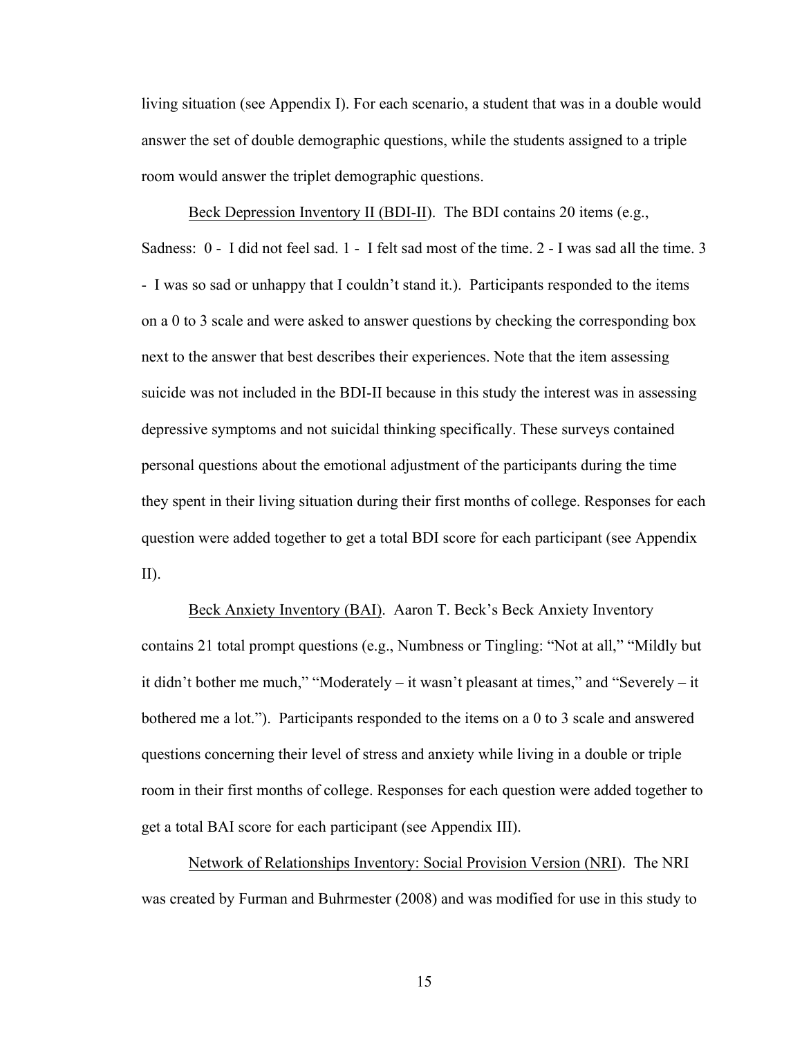living situation (see Appendix I). For each scenario, a student that was in a double would answer the set of double demographic questions, while the students assigned to a triple room would answer the triplet demographic questions.

<u>Beck Depression Inventory II (BDI-II)</u>. The BDI contains 20 items (e.g., Sadness: 0 - I did not feel sad. 1 - I felt sad most of the time. 2 - I was sad all the time. 3 - I was so sad or unhappy that I couldn't stand it.). Participants responded to the items on a 0 to 3 scale and were asked to answer questions by checking the corresponding box next to the answer that best describes their experiences. Note that the item assessing suicide was not included in the BDI-II because in this study the interest was in assessing depressive symptoms and not suicidal thinking specifically. These surveys contained personal questions about the emotional adjustment of the participants during the time they spent in their living situation during their first months of college. Responses for each question were added together to get a total BDI score for each participant (see Appendix II).

<u>Beck Anxiety Inventory (BAI)</u>. Aaron T. Beck's Beck Anxiety Inventory contains 21 total prompt questions (e.g., Numbness or Tingling: "Not at all," "Mildly but it didn't bother me much," "Moderately – it wasn't pleasant at times," and "Severely – it bothered me a lot."). Participants responded to the items on a 0 to 3 scale and answered questions concerning their level of stress and anxiety while living in a double or triple room in their first months of college. Responses for each question were added together to get a total BAI score for each participant (see Appendix III).

<u>Network of Relationships Inventory: Social Provision Version (NRI)</u>. The NRI was created by Furman and Buhrmester (2008) and was modified for use in this study to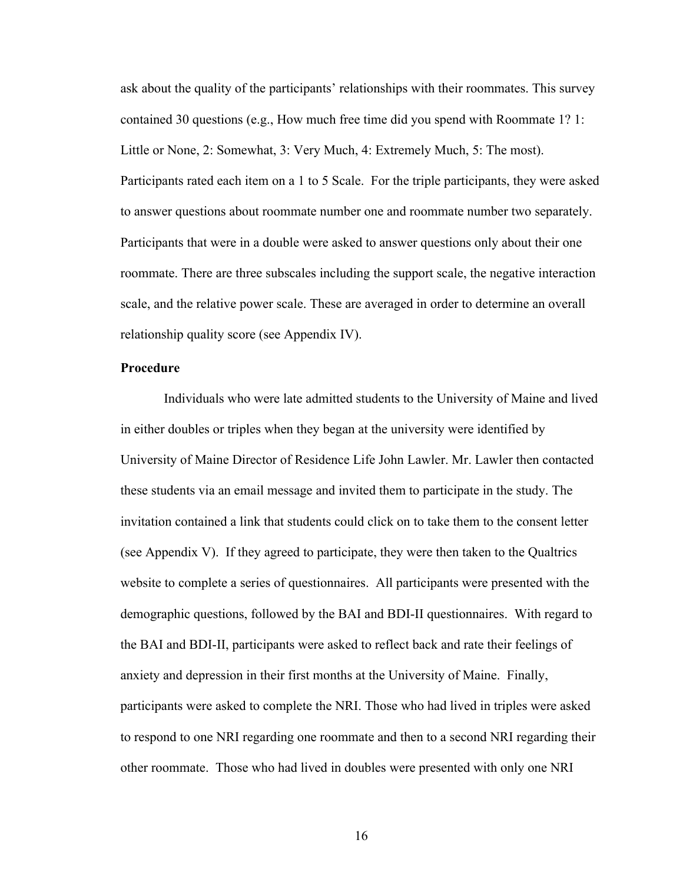ask about the quality of the participants' relationships with their roommates. This survey contained 30 questions (e.g., How much free time did you spend with Roommate 1? 1: Little or None, 2: Somewhat, 3: Very Much, 4: Extremely Much, 5: The most). Participants rated each item on a 1 to 5 Scale. For the triple participants, they were asked to answer questions about roommate number one and roommate number two separately. Participants that were in a double were asked to answer questions only about their one roommate. There are three subscales including the support scale, the negative interaction scale, and the relative power scale. These are averaged in order to determine an overall relationship quality score (see Appendix IV).

**Procedure**

Individuals who were late admitted students to the University of Maine and lived in either doubles or triples when they began at the university were identified by University of Maine Director of Residence Life John Lawler. Mr. Lawler then contacted these students via an email message and invited them to participate in the study. The invitation contained a link that students could click on to take them to the consent letter (see Appendix V). If they agreed to participate, they were then taken to the Qualtrics website to complete a series of questionnaires. All participants were presented with the demographic questions, followed by the BAI and BDI-II questionnaires. With regard to the BAI and BDI-II, participants were asked to reflect back and rate their feelings of anxiety and depression in their first months at the University of Maine. Finally, participants were asked to complete the NRI. Those who had lived in triples were asked to respond to one NRI regarding one roommate and then to a second NRI regarding their other roommate. Those who had lived in doubles were presented with only one NRI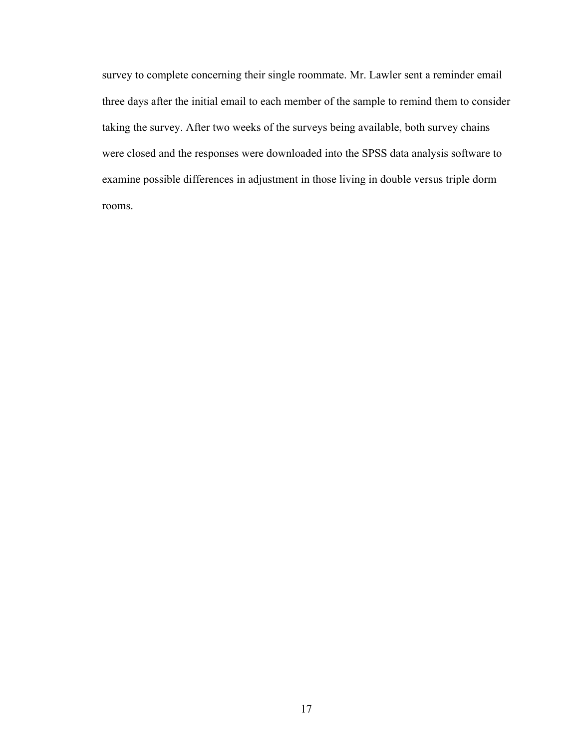survey to complete concerning their single roommate. Mr. Lawler sent a reminder email three days after the initial email to each member of the sample to remind them to consider taking the survey. After two weeks of the surveys being available, both survey chains were closed and the responses were downloaded into the SPSS data analysis software to examine possible differences in adjustment in those living in double versus triple dorm rooms.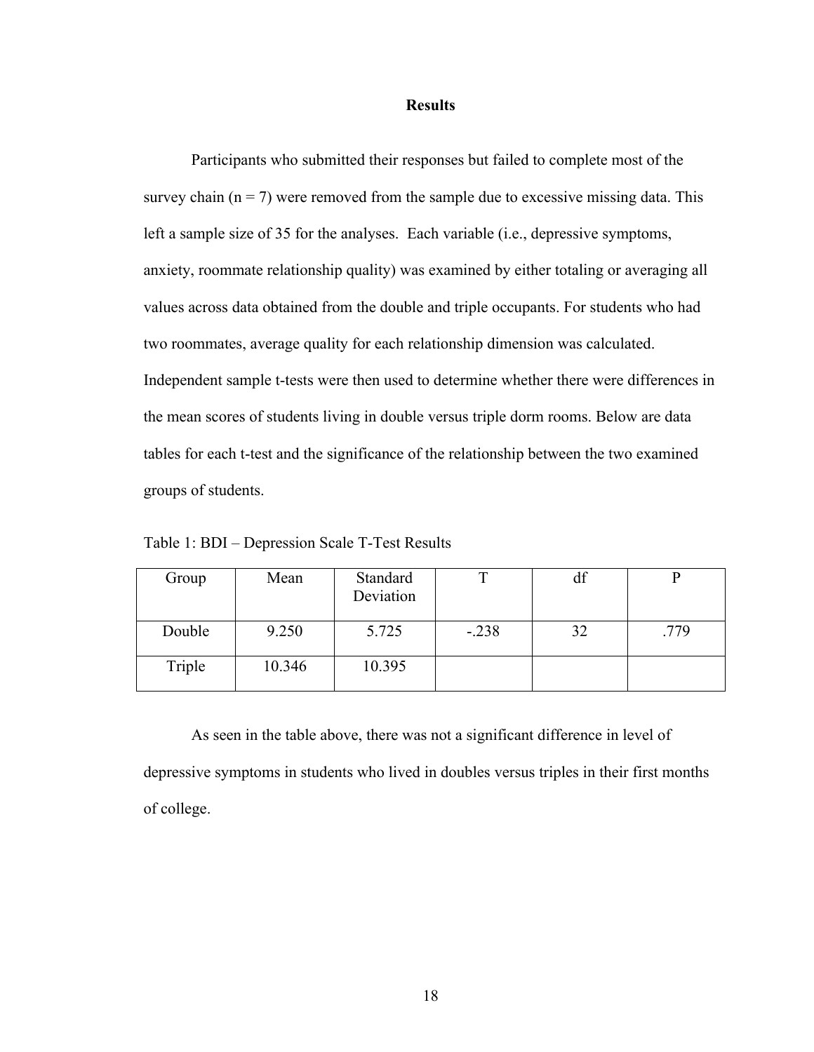# Results

Participants who submitted their responses but failed to complete most of the survey chain ($n = 7$) were removed from the sample due to excessive missing data. This left a sample size of 35 for the analyses. Each variable (i.e., depressive symptoms, anxiety, roommate relationship quality) was examined by either totaling or averaging all values across data obtained from the double and triple occupants. For students who had two roommates, average quality for each relationship dimension was calculated. Independent sample t-tests were then used to determine whether there were differences in the mean scores of students living in double versus triple dorm rooms. Below are data tables for each t-test and the significance of the relationship between the two examined groups of students.

Table 1: BDI – Depression Scale T-Test Results

| Group | Mean | Standard Deviation | T | df | P |
|---|---|---|---|---|---|
| Double | 9.250 | 5.725 | -.238 | 32 | .779 |
| Triple | 10.346 | 10.395 | | | |

As seen in the table above, there was not a significant difference in level of depressive symptoms in students who lived in doubles versus triples in their first months of college.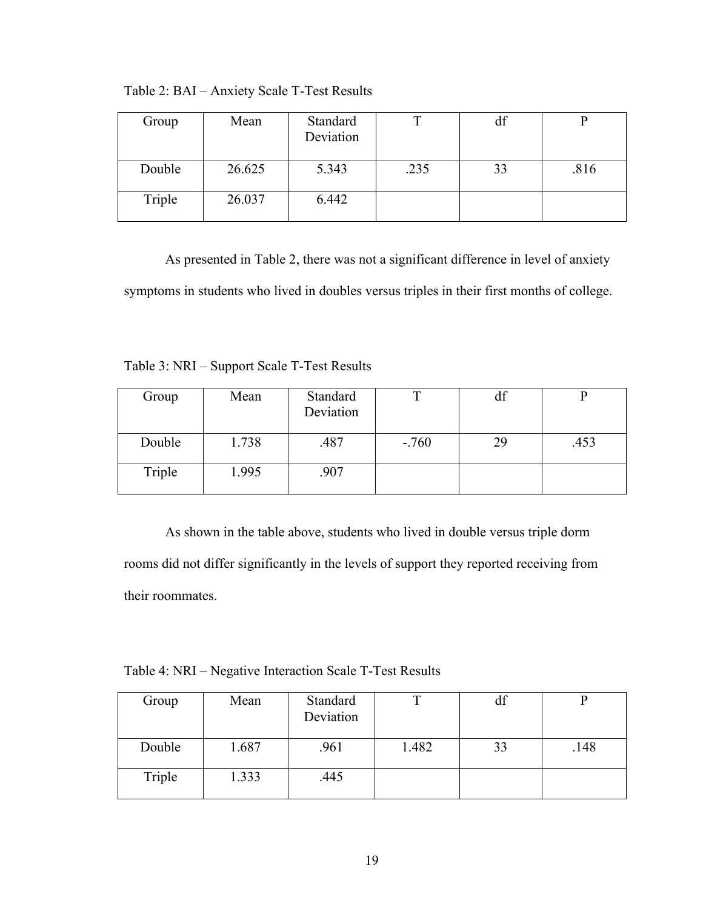Table 2: BAI – Anxiety Scale T-Test Results

| Group | Mean | Standard Deviation | T | df | P |
|---|---|---|---|---|---|
| Double | 26.625 | 5.343 | .235 | 33 | .816 |
| Triple | 26.037 | 6.442 | | | |

As presented in Table 2, there was not a significant difference in level of anxiety symptoms in students who lived in doubles versus triples in their first months of college.

Table 3: NRI – Support Scale T-Test Results

| Group | Mean | Standard Deviation | T | df | P |
|---|---|---|---|---|---|
| Double | 1.738 | .487 | -.760 | 29 | .453 |
| Triple | 1.995 | .907 | | | |

As shown in the table above, students who lived in double versus triple dorm rooms did not differ significantly in the levels of support they reported receiving from their roommates.

Table 4: NRI – Negative Interaction Scale T-Test Results

| Group | Mean | Standard Deviation | T | df | P |
|---|---|---|---|---|---|
| Double | 1.687 | .961 | 1.482 | 33 | .148 |
| Triple | 1.333 | .445 | | | |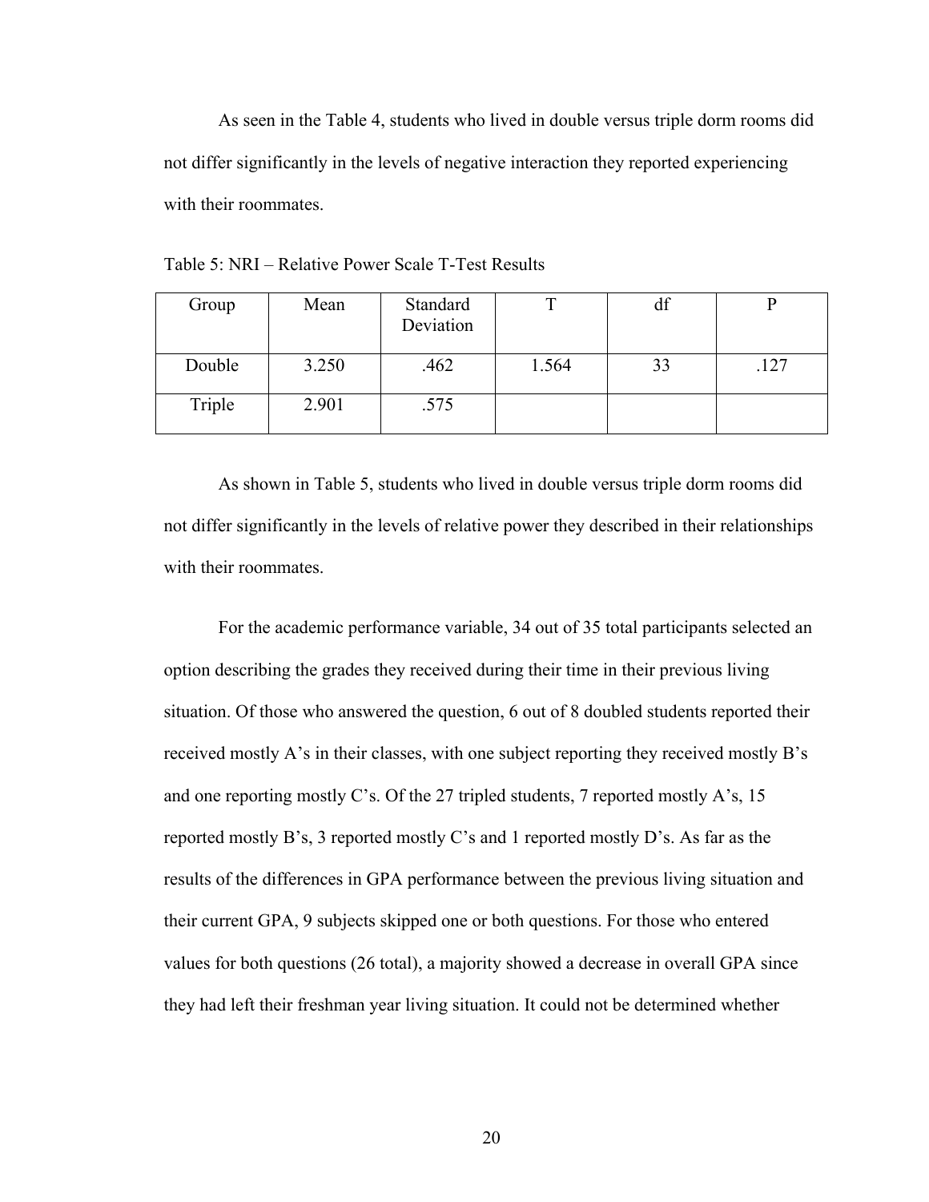As seen in the Table 4, students who lived in double versus triple dorm rooms did not differ significantly in the levels of negative interaction they reported experiencing with their roommates.

Table 5: NRI – Relative Power Scale T-Test Results

| Group | Mean | Standard Deviation | T | df | P |
|---|---|---|---|---|---|
| Double | 3.250 | .462 | 1.564 | 33 | .127 |
| Triple | 2.901 | .575 | | | |

As shown in Table 5, students who lived in double versus triple dorm rooms did not differ significantly in the levels of relative power they described in their relationships with their roommates.

For the academic performance variable, 34 out of 35 total participants selected an option describing the grades they received during their time in their previous living situation. Of those who answered the question, 6 out of 8 doubled students reported their received mostly A's in their classes, with one subject reporting they received mostly B's and one reporting mostly C's. Of the 27 tripled students, 7 reported mostly A's, 15 reported mostly B's, 3 reported mostly C's and 1 reported mostly D's. As far as the results of the differences in GPA performance between the previous living situation and their current GPA, 9 subjects skipped one or both questions. For those who entered values for both questions (26 total), a majority showed a decrease in overall GPA since they had left their freshman year living situation. It could not be determined whether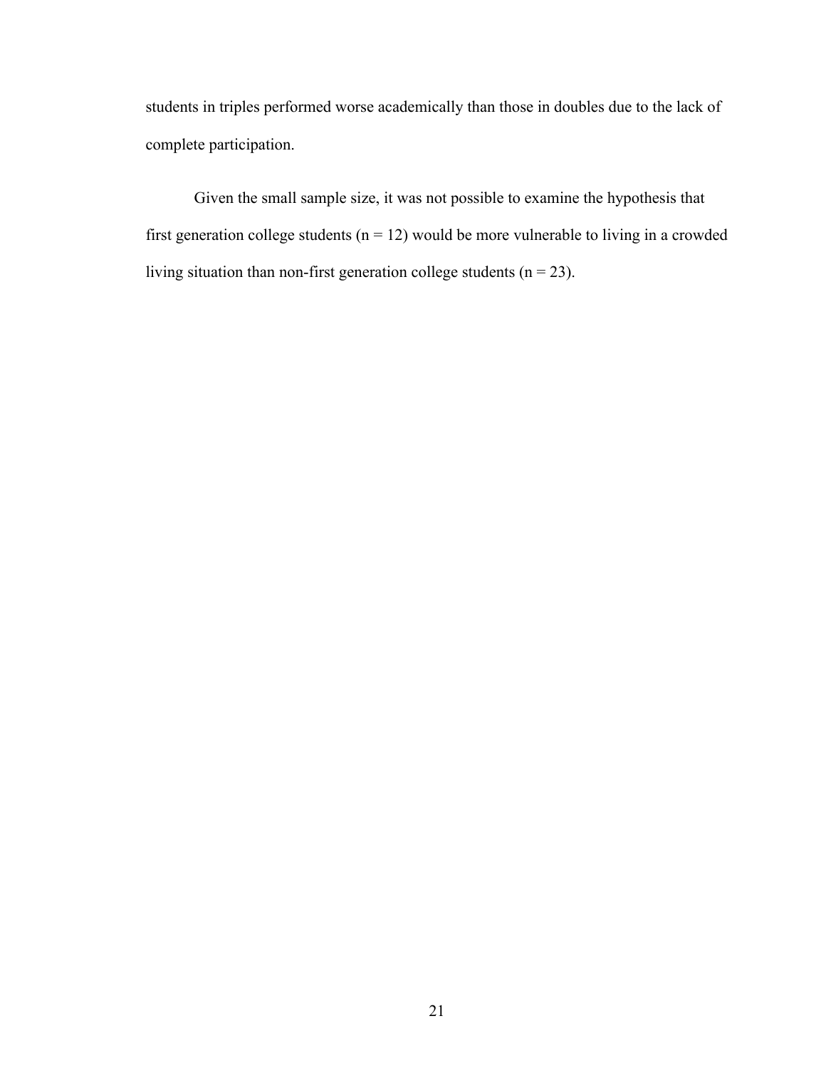students in triples performed worse academically than those in doubles due to the lack of complete participation.

Given the small sample size, it was not possible to examine the hypothesis that first generation college students ($n = 12$) would be more vulnerable to living in a crowded living situation than non-first generation college students ($n = 23$).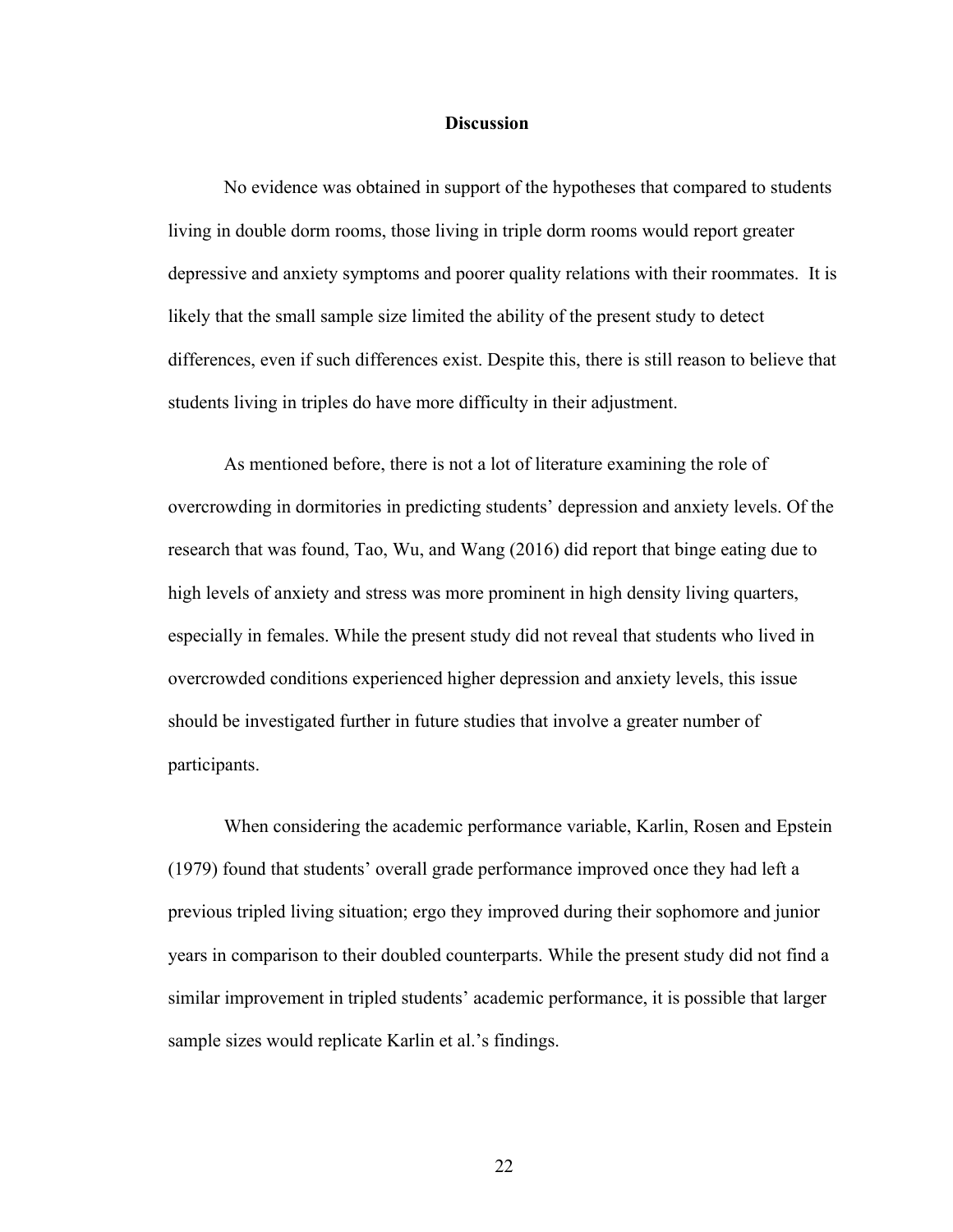## Discussion

No evidence was obtained in support of the hypotheses that compared to students living in double dorm rooms, those living in triple dorm rooms would report greater depressive and anxiety symptoms and poorer quality relations with their roommates. It is likely that the small sample size limited the ability of the present study to detect differences, even if such differences exist. Despite this, there is still reason to believe that students living in triples do have more difficulty in their adjustment.

As mentioned before, there is not a lot of literature examining the role of overcrowding in dormitories in predicting students' depression and anxiety levels. Of the research that was found, Tao, Wu, and Wang (2016) did report that binge eating due to high levels of anxiety and stress was more prominent in high density living quarters, especially in females. While the present study did not reveal that students who lived in overcrowded conditions experienced higher depression and anxiety levels, this issue should be investigated further in future studies that involve a greater number of participants.

When considering the academic performance variable, Karlin, Rosen and Epstein (1979) found that students' overall grade performance improved once they had left a previous tripled living situation; ergo they improved during their sophomore and junior years in comparison to their doubled counterparts. While the present study did not find a similar improvement in tripled students' academic performance, it is possible that larger sample sizes would replicate Karlin et al.'s findings.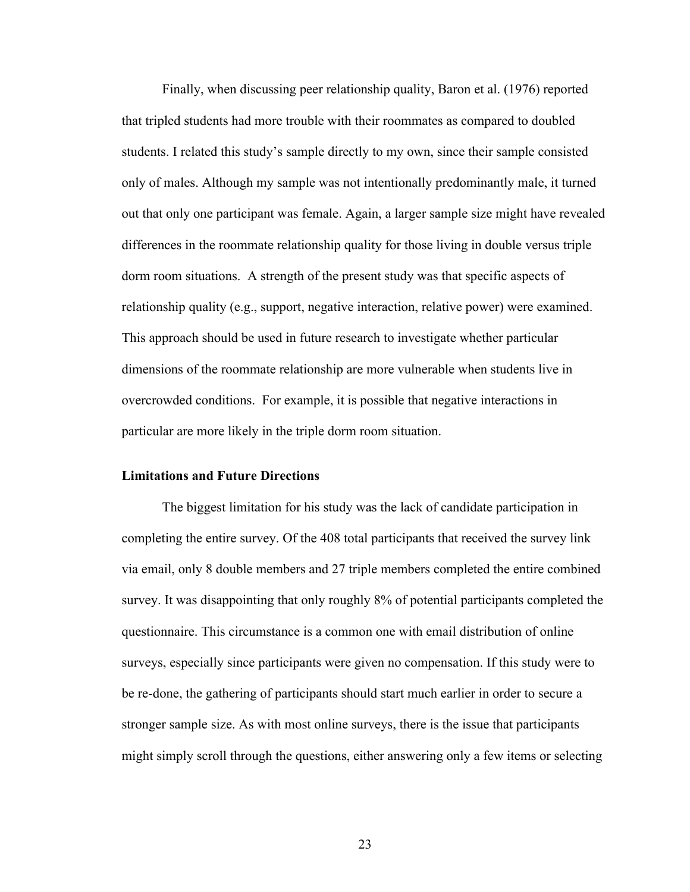Finally, when discussing peer relationship quality, Baron et al. (1976) reported that tripled students had more trouble with their roommates as compared to doubled students. I related this study's sample directly to my own, since their sample consisted only of males. Although my sample was not intentionally predominantly male, it turned out that only one participant was female. Again, a larger sample size might have revealed differences in the roommate relationship quality for those living in double versus triple dorm room situations. A strength of the present study was that specific aspects of relationship quality (e.g., support, negative interaction, relative power) were examined. This approach should be used in future research to investigate whether particular dimensions of the roommate relationship are more vulnerable when students live in overcrowded conditions. For example, it is possible that negative interactions in particular are more likely in the triple dorm room situation.

**Limitations and Future Directions**

The biggest limitation for his study was the lack of candidate participation in completing the entire survey. Of the 408 total participants that received the survey link via email, only 8 double members and 27 triple members completed the entire combined survey. It was disappointing that only roughly 8% of potential participants completed the questionnaire. This circumstance is a common one with email distribution of online surveys, especially since participants were given no compensation. If this study were to be re-done, the gathering of participants should start much earlier in order to secure a stronger sample size. As with most online surveys, there is the issue that participants might simply scroll through the questions, either answering only a few items or selecting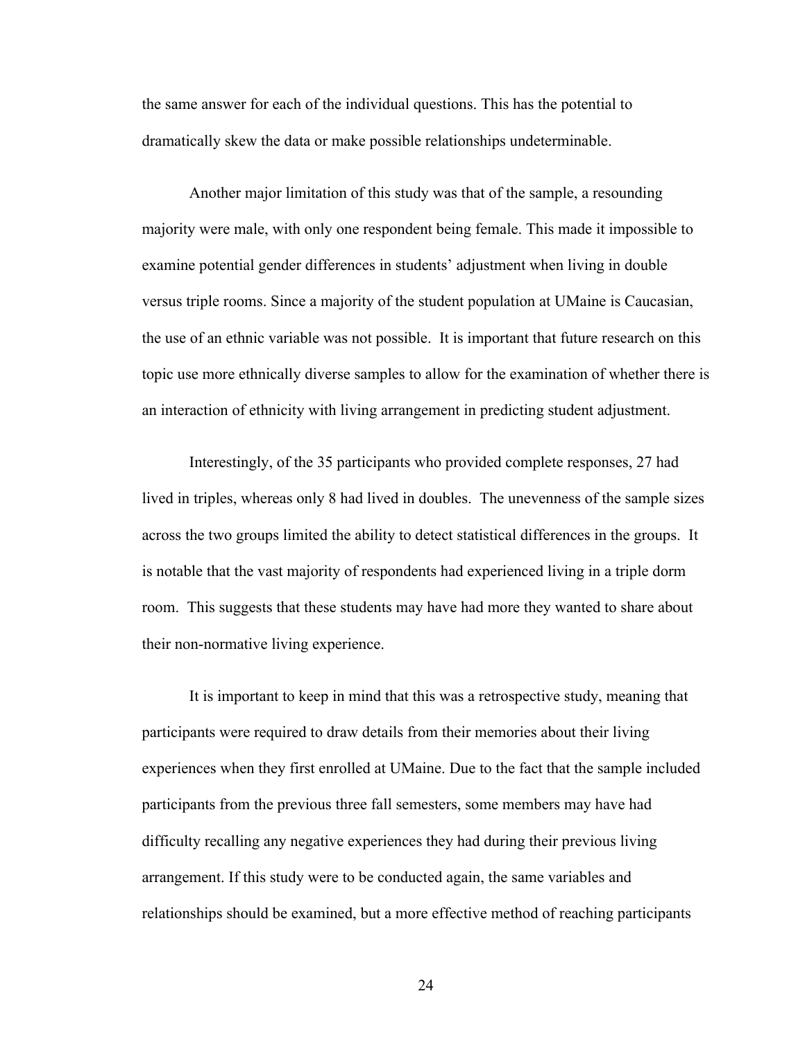the same answer for each of the individual questions. This has the potential to dramatically skew the data or make possible relationships undeterminable.

Another major limitation of this study was that of the sample, a resounding majority were male, with only one respondent being female. This made it impossible to examine potential gender differences in students' adjustment when living in double versus triple rooms. Since a majority of the student population at UMaine is Caucasian, the use of an ethnic variable was not possible. It is important that future research on this topic use more ethnically diverse samples to allow for the examination of whether there is an interaction of ethnicity with living arrangement in predicting student adjustment.

Interestingly, of the 35 participants who provided complete responses, 27 had lived in triples, whereas only 8 had lived in doubles. The unevenness of the sample sizes across the two groups limited the ability to detect statistical differences in the groups. It is notable that the vast majority of respondents had experienced living in a triple dorm room. This suggests that these students may have had more they wanted to share about their non-normative living experience.

It is important to keep in mind that this was a retrospective study, meaning that participants were required to draw details from their memories about their living experiences when they first enrolled at UMaine. Due to the fact that the sample included participants from the previous three fall semesters, some members may have had difficulty recalling any negative experiences they had during their previous living arrangement. If this study were to be conducted again, the same variables and relationships should be examined, but a more effective method of reaching participants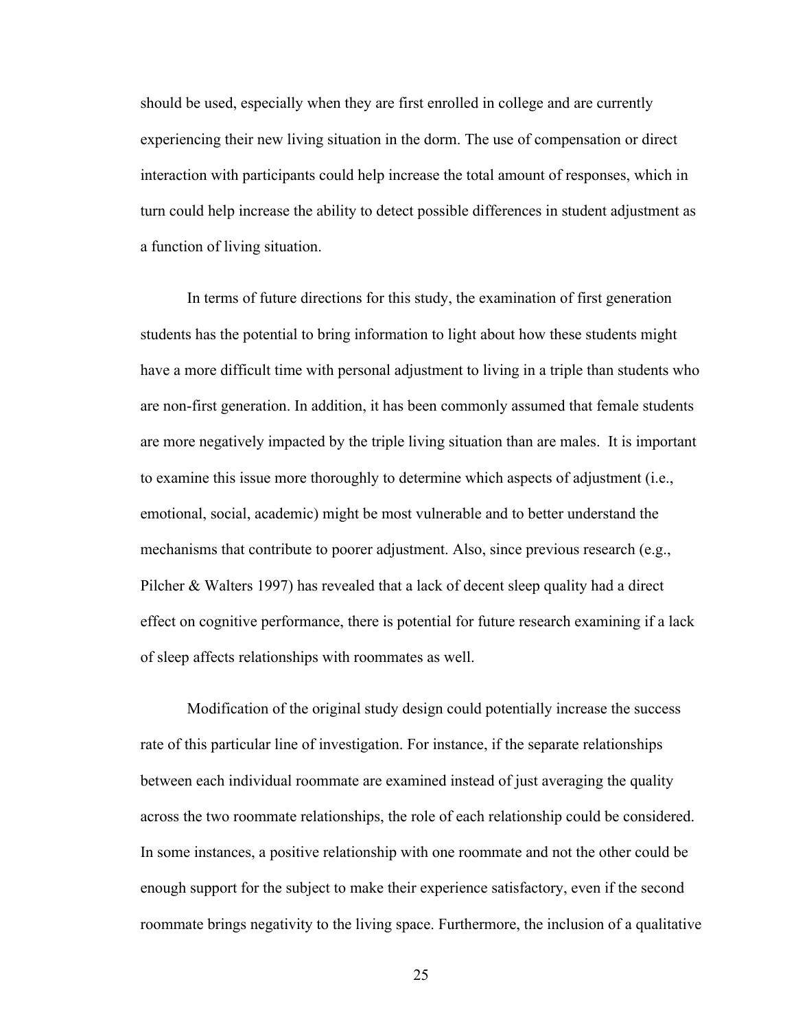should be used, especially when they are first enrolled in college and are currently experiencing their new living situation in the dorm. The use of compensation or direct interaction with participants could help increase the total amount of responses, which in turn could help increase the ability to detect possible differences in student adjustment as a function of living situation.

In terms of future directions for this study, the examination of first generation students has the potential to bring information to light about how these students might have a more difficult time with personal adjustment to living in a triple than students who are non-first generation. In addition, it has been commonly assumed that female students are more negatively impacted by the triple living situation than are males. It is important to examine this issue more thoroughly to determine which aspects of adjustment (i.e., emotional, social, academic) might be most vulnerable and to better understand the mechanisms that contribute to poorer adjustment. Also, since previous research (e.g., Pilcher & Walters 1997) has revealed that a lack of decent sleep quality had a direct effect on cognitive performance, there is potential for future research examining if a lack of sleep affects relationships with roommates as well.

Modification of the original study design could potentially increase the success rate of this particular line of investigation. For instance, if the separate relationships between each individual roommate are examined instead of just averaging the quality across the two roommate relationships, the role of each relationship could be considered. In some instances, a positive relationship with one roommate and not the other could be enough support for the subject to make their experience satisfactory, even if the second roommate brings negativity to the living space. Furthermore, the inclusion of a qualitative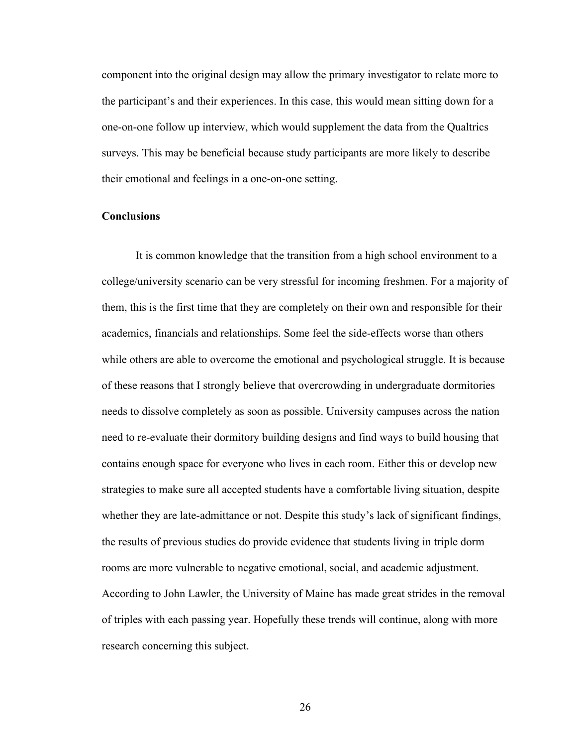component into the original design may allow the primary investigator to relate more to the participant's and their experiences. In this case, this would mean sitting down for a one-on-one follow up interview, which would supplement the data from the Qualtrics surveys. This may be beneficial because study participants are more likely to describe their emotional and feelings in a one-on-one setting.

**Conclusions**

It is common knowledge that the transition from a high school environment to a college/university scenario can be very stressful for incoming freshmen. For a majority of them, this is the first time that they are completely on their own and responsible for their academics, financials and relationships. Some feel the side-effects worse than others while others are able to overcome the emotional and psychological struggle. It is because of these reasons that I strongly believe that overcrowding in undergraduate dormitories needs to dissolve completely as soon as possible. University campuses across the nation need to re-evaluate their dormitory building designs and find ways to build housing that contains enough space for everyone who lives in each room. Either this or develop new strategies to make sure all accepted students have a comfortable living situation, despite whether they are late-admittance or not. Despite this study's lack of significant findings, the results of previous studies do provide evidence that students living in triple dorm rooms are more vulnerable to negative emotional, social, and academic adjustment. According to John Lawler, the University of Maine has made great strides in the removal of triples with each passing year. Hopefully these trends will continue, along with more research concerning this subject.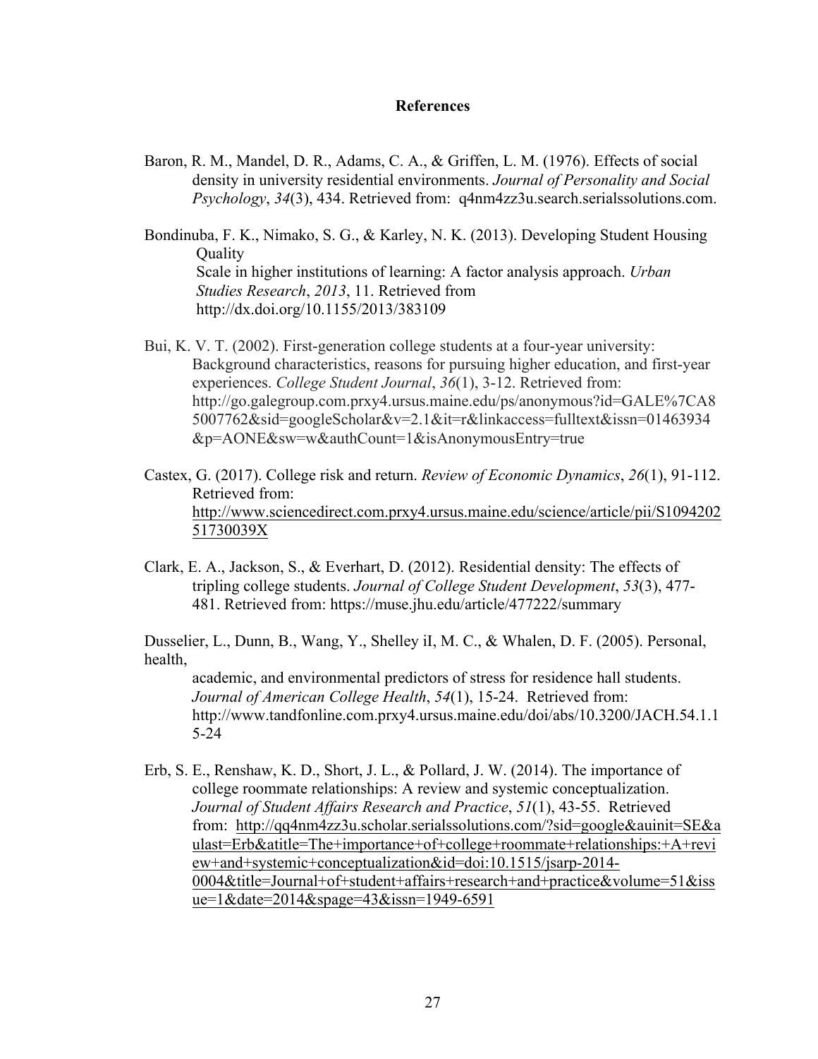# References

Baron, R. M., Mandel, D. R., Adams, C. A., & Griffen, L. M. (1976). Effects of social density in university residential environments. *Journal of Personality and Social Psychology*, *34*(3), 434. Retrieved from: q4nm4zz3u.search.serialssolutions.com.

Bondinuba, F. K., Nimako, S. G., & Karley, N. K. (2013). Developing Student Housing Quality Scale in higher institutions of learning: A factor analysis approach. *Urban Studies Research*, *2013*, 11. Retrieved from http://dx.doi.org/10.1155/2013/383109

Bui, K. V. T. (2002). First-generation college students at a four-year university: Background characteristics, reasons for pursuing higher education, and first-year experiences. *College Student Journal*, *36*(1), 3-12. Retrieved from: http://go.galegroup.com.prxy4.ursus.maine.edu/ps/anonymous?id=GALE%7CA85007762&sid=googleScholar&v=2.1&it=r&linkaccess=fulltext&issn=01463934&p=AONE&sw=w&authCount=1&isAnonymousEntry=true

Castex, G. (2017). College risk and return. *Review of Economic Dynamics*, *26*(1), 91-112. Retrieved from: http://www.sciencedirect.com.prxy4.ursus.maine.edu/science/article/pii/S109420251730039X

Clark, E. A., Jackson, S., & Everhart, D. (2012). Residential density: The effects of tripling college students. *Journal of College Student Development*, *53*(3), 477-481. Retrieved from: https://muse.jhu.edu/article/477222/summary

Dusselier, L., Dunn, B., Wang, Y., Shelley iI, M. C., & Whalen, D. F. (2005). Personal, health, academic, and environmental predictors of stress for residence hall students. *Journal of American College Health*, *54*(1), 15-24. Retrieved from: http://www.tandfonline.com.prxy4.ursus.maine.edu/doi/abs/10.3200/JACH.54.1.15-24

Erb, S. E., Renshaw, K. D., Short, J. L., & Pollard, J. W. (2014). The importance of college roommate relationships: A review and systemic conceptualization. *Journal of Student Affairs Research and Practice*, *51*(1), 43-55. Retrieved from: http://qq4nm4zz3u.scholar.serialssolutions.com/?sid=google&auinit=SE&aulast=Erb&atitle=The+importance+of+college+roommate+relationships:+A+review+and+systemic+conceptualization&id=doi:10.1515/jsarp-2014-0004&title=Journal+of+student+affairs+research+and+practice&volume=51&issue=1&date=2014&spage=43&issn=1949-6591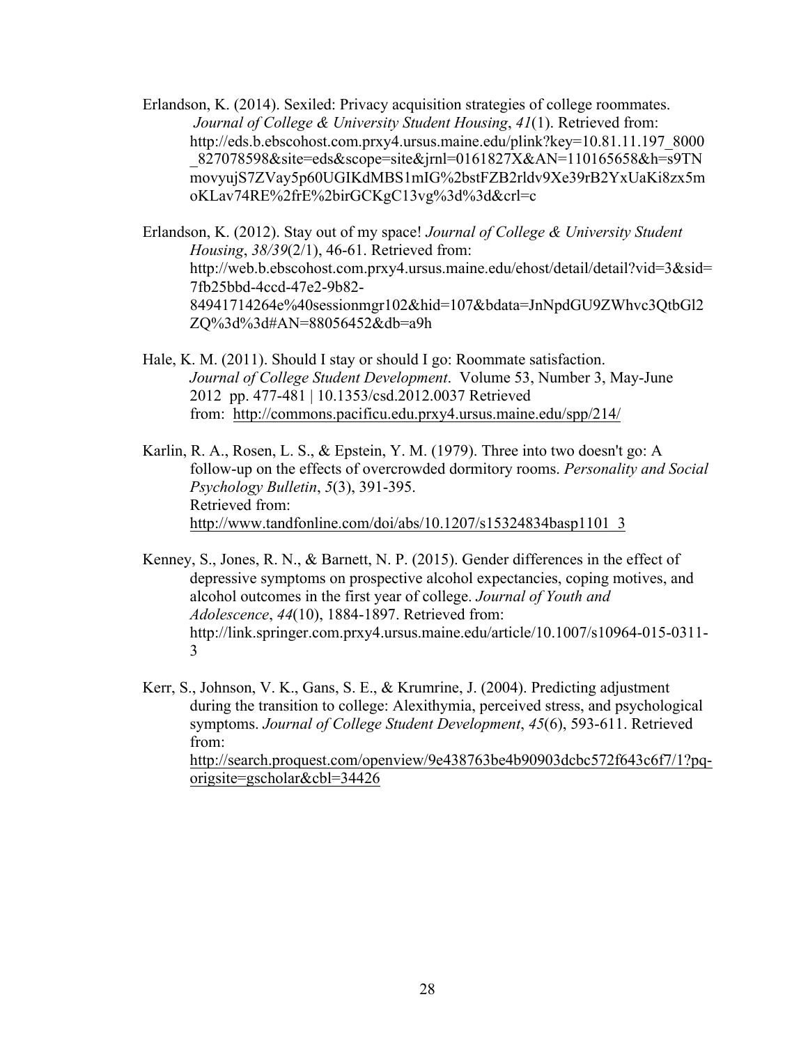Erlandson, K. (2014). Sexiled: Privacy acquisition strategies of college roommates. *Journal of College & University Student Housing*, *41*(1). Retrieved from: http://eds.b.ebscohost.com.prxy4.ursus.maine.edu/plink?key=10.81.11.197_8000_827078598&site=eds&scope=site&jrnl=0161827X&AN=110165658&h=s9TNmovyujS7ZVay5p60UGIKdMBS1mIG%2bstFZB2rldv9Xe39rB2YxUaKi8zx5moKLav74RE%2frE%2birGCKgC13vg%3d%3d&crl=c

Erlandson, K. (2012). Stay out of my space! *Journal of College & University Student Housing*, *38/39*(2/1), 46-61. Retrieved from: http://web.b.ebscohost.com.prxy4.ursus.maine.edu/ehost/detail/detail?vid=3&sid=7fb25bbd-4ccd-47e2-9b82-84941714264e%40sessionmgr102&hid=107&bdata=JnNpdGU9ZWhvc3QtbGl2ZQ%3d%3d#AN=88056452&db=a9h

Hale, K. M. (2011). Should I stay or should I go: Roommate satisfaction. *Journal of College Student Development*. Volume 53, Number 3, May-June 2012 pp. 477-481 | 10.1353/csd.2012.0037 Retrieved from: http://commons.pacificu.edu.prxy4.ursus.maine.edu/spp/214/

Karlin, R. A., Rosen, L. S., & Epstein, Y. M. (1979). Three into two doesn't go: A follow-up on the effects of overcrowded dormitory rooms. *Personality and Social Psychology Bulletin*, *5*(3), 391-395. Retrieved from: http://www.tandfonline.com/doi/abs/10.1207/s15324834basp1101_3

Kenney, S., Jones, R. N., & Barnett, N. P. (2015). Gender differences in the effect of depressive symptoms on prospective alcohol expectancies, coping motives, and alcohol outcomes in the first year of college. *Journal of Youth and Adolescence*, *44*(10), 1884-1897. Retrieved from: http://link.springer.com.prxy4.ursus.maine.edu/article/10.1007/s10964-015-0311-3

Kerr, S., Johnson, V. K., Gans, S. E., & Krumrine, J. (2004). Predicting adjustment during the transition to college: Alexithymia, perceived stress, and psychological symptoms. *Journal of College Student Development*, *45*(6), 593-611. Retrieved from: http://search.proquest.com/openview/9e438763be4b90903dcbc572f643c6f7/1?pq-origsite=gscholar&cbl=34426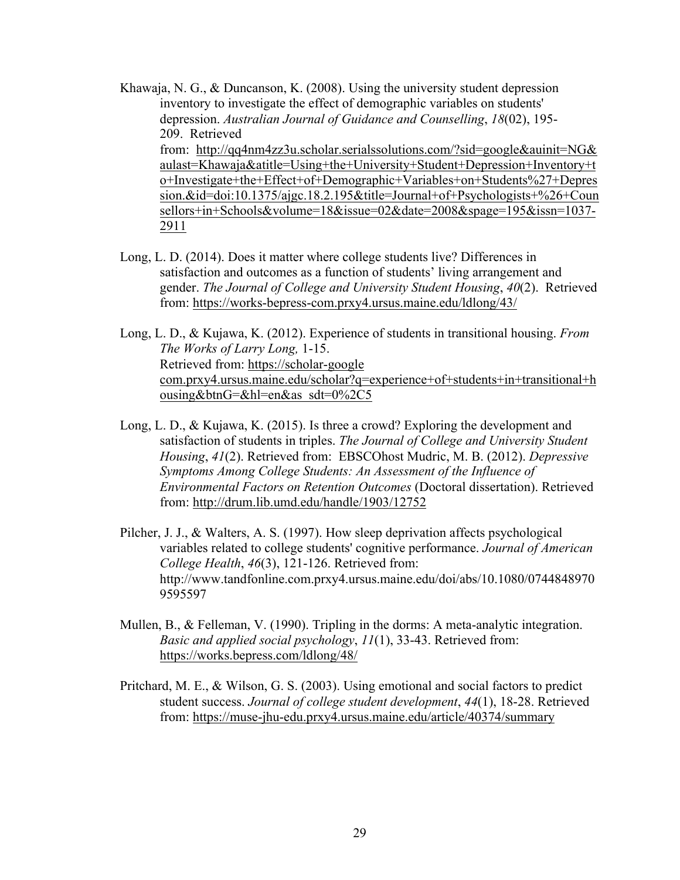Khawaja, N. G., & Duncanson, K. (2008). Using the university student depression inventory to investigate the effect of demographic variables on students' depression. *Australian Journal of Guidance and Counselling*, *18*(02), 195-209. Retrieved from: http://qq4nm4zz3u.scholar.serialssolutions.com/?sid=google&auinit=NG&aulast=Khawaja&atitle=Using+the+University+Student+Depression+Inventory+to+Investigate+the+Effect+of+Demographic+Variables+on+Students%27+Depression.&id=doi:10.1375/ajgc.18.2.195&title=Journal+of+Psychologists+%26+Counsellors+in+Schools&volume=18&issue=02&date=2008&spage=195&issn=1037-2911

Long, L. D. (2014). Does it matter where college students live? Differences in satisfaction and outcomes as a function of students' living arrangement and gender. *The Journal of College and University Student Housing*, *40*(2). Retrieved from: https://works-bepress-com.prxy4.ursus.maine.edu/ldlong/43/

Long, L. D., & Kujawa, K. (2012). Experience of students in transitional housing. *From The Works of Larry Long,* 1-15. Retrieved from: https://scholar-google com.prxy4.ursus.maine.edu/scholar?q=experience+of+students+in+transitional+housing&btnG=&hl=en&as_sdt=0%2C5

Long, L. D., & Kujawa, K. (2015). Is three a crowd? Exploring the development and satisfaction of students in triples. *The Journal of College and University Student Housing*, *41*(2). Retrieved from: EBSCOhost Mudric, M. B. (2012). *Depressive Symptoms Among College Students: An Assessment of the Influence of Environmental Factors on Retention Outcomes* (Doctoral dissertation). Retrieved from: http://drum.lib.umd.edu/handle/1903/12752

Pilcher, J. J., & Walters, A. S. (1997). How sleep deprivation affects psychological variables related to college students' cognitive performance. *Journal of American College Health*, *46*(3), 121-126. Retrieved from: http://www.tandfonline.com.prxy4.ursus.maine.edu/doi/abs/10.1080/07448489709595597

Mullen, B., & Felleman, V. (1990). Tripling in the dorms: A meta-analytic integration. *Basic and applied social psychology*, *11*(1), 33-43. Retrieved from: https://works.bepress.com/ldlong/48/

Pritchard, M. E., & Wilson, G. S. (2003). Using emotional and social factors to predict student success. *Journal of college student development*, *44*(1), 18-28. Retrieved from: https://muse-jhu-edu.prxy4.ursus.maine.edu/article/40374/summary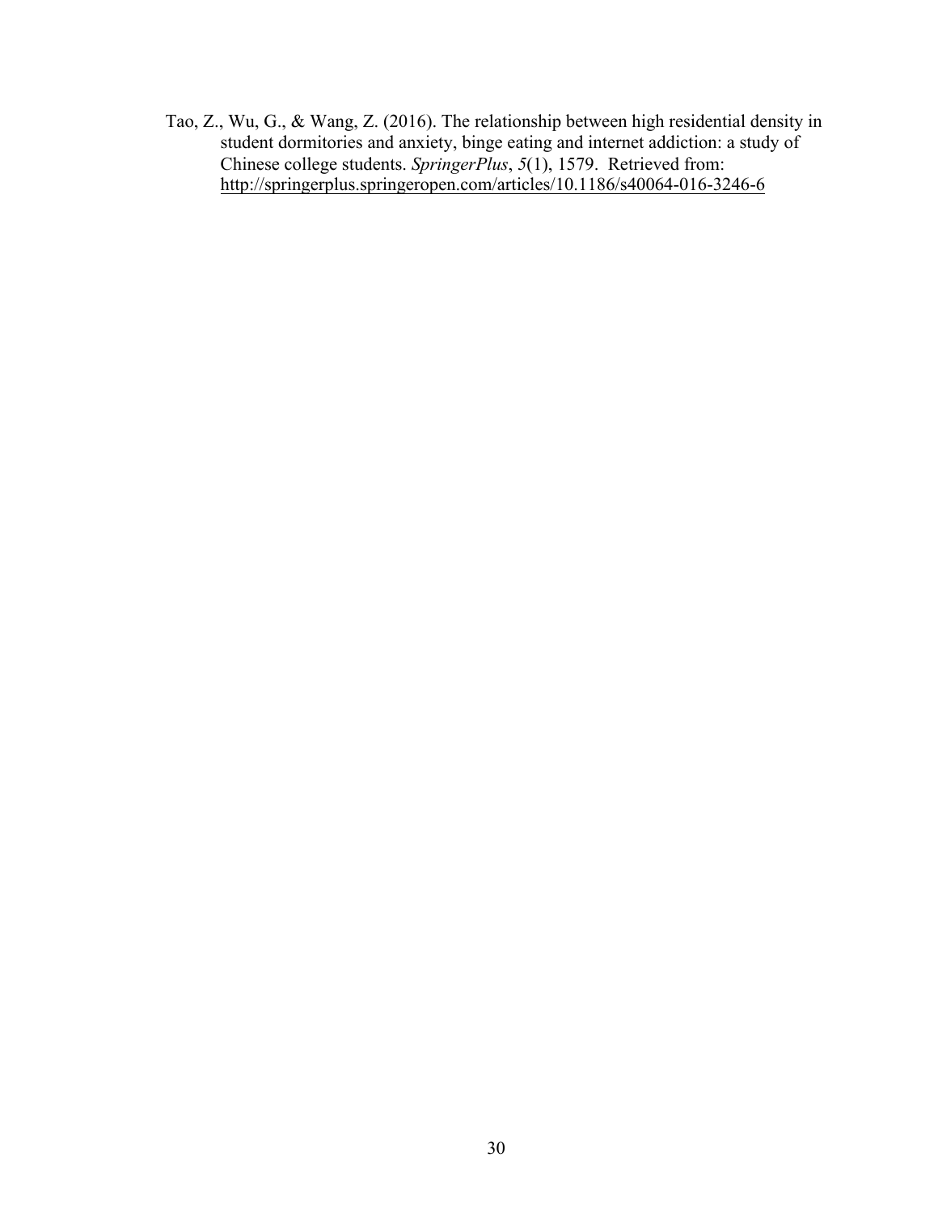Tao, Z., Wu, G., & Wang, Z. (2016). The relationship between high residential density in student dormitories and anxiety, binge eating and internet addiction: a study of Chinese college students. *SpringerPlus*, *5*(1), 1579. Retrieved from: http://springerplus.springeropen.com/articles/10.1186/s40064-016-3246-6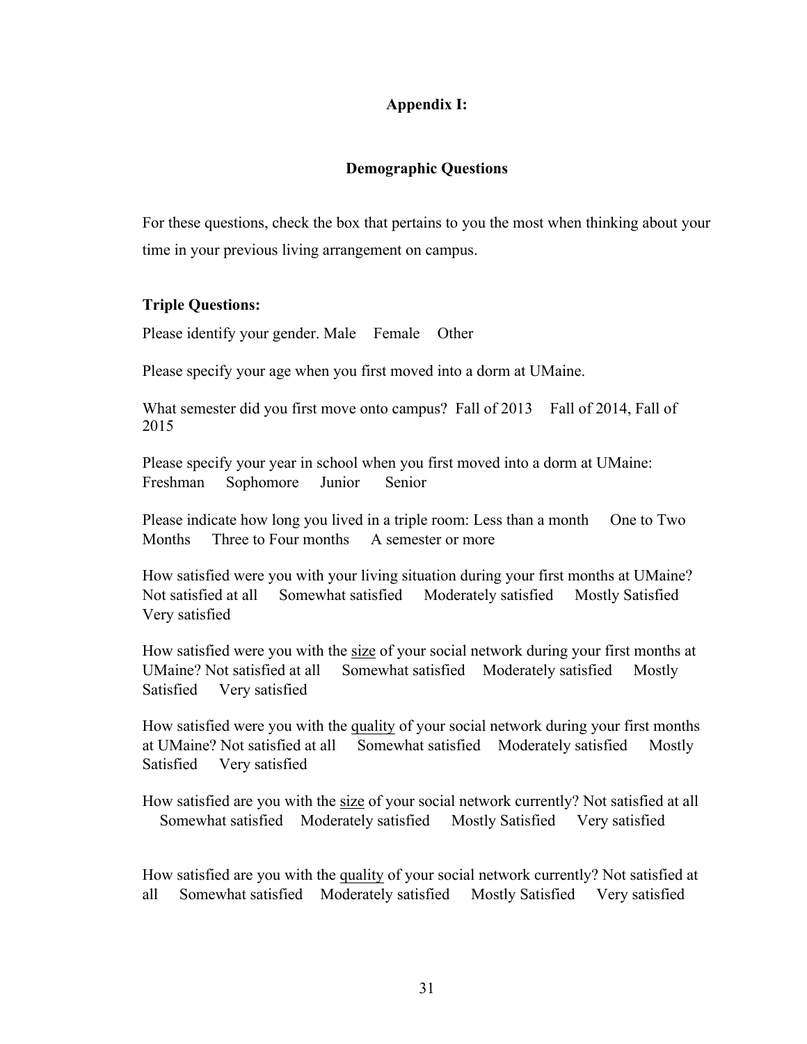## Appendix I:

### Demographic Questions

For these questions, check the box that pertains to you the most when thinking about your time in your previous living arrangement on campus.

**Triple Questions:**

Please identify your gender. Male Female Other

Please specify your age when you first moved into a dorm at UMaine.

What semester did you first move onto campus? Fall of 2013 Fall of 2014, Fall of 2015

Please specify your year in school when you first moved into a dorm at UMaine: Freshman Sophomore Junior Senior

Please indicate how long you lived in a triple room: Less than a month One to Two Months Three to Four months A semester or more

How satisfied were you with your living situation during your first months at UMaine? Not satisfied at all Somewhat satisfied Moderately satisfied Mostly Satisfied Very satisfied

How satisfied were you with the <u>size</u> of your social network during your first months at UMaine? Not satisfied at all Somewhat satisfied Moderately satisfied Mostly Satisfied Very satisfied

How satisfied were you with the <u>quality</u> of your social network during your first months at UMaine? Not satisfied at all Somewhat satisfied Moderately satisfied Mostly Satisfied Very satisfied

How satisfied are you with the <u>size</u> of your social network currently? Not satisfied at all Somewhat satisfied Moderately satisfied Mostly Satisfied Very satisfied

How satisfied are you with the <u>quality</u> of your social network currently? Not satisfied at all Somewhat satisfied Moderately satisfied Mostly Satisfied Very satisfied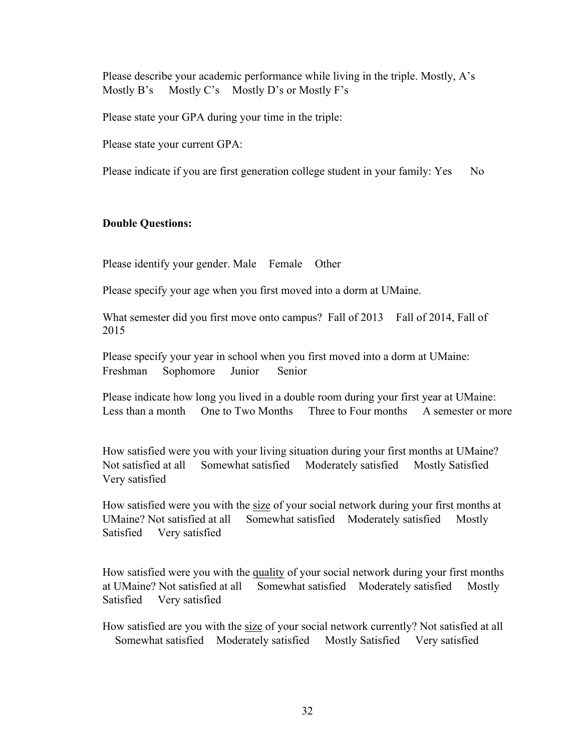Please describe your academic performance while living in the triple. Mostly, A's Mostly B's Mostly C's Mostly D's or Mostly F's

Please state your GPA during your time in the triple:

Please state your current GPA:

Please indicate if you are first generation college student in your family: Yes No

**Double Questions:**

Please identify your gender. Male Female Other

Please specify your age when you first moved into a dorm at UMaine.

What semester did you first move onto campus? Fall of 2013 Fall of 2014, Fall of 2015

Please specify your year in school when you first moved into a dorm at UMaine: Freshman Sophomore Junior Senior

Please indicate how long you lived in a double room during your first year at UMaine: Less than a month One to Two Months Three to Four months A semester or more

How satisfied were you with your living situation during your first months at UMaine? Not satisfied at all Somewhat satisfied Moderately satisfied Mostly Satisfied Very satisfied

How satisfied were you with the <u>size</u> of your social network during your first months at UMaine? Not satisfied at all Somewhat satisfied Moderately satisfied Mostly Satisfied Very satisfied

How satisfied were you with the <u>quality</u> of your social network during your first months at UMaine? Not satisfied at all Somewhat satisfied Moderately satisfied Mostly Satisfied Very satisfied

How satisfied are you with the <u>size</u> of your social network currently? Not satisfied at all Somewhat satisfied Moderately satisfied Mostly Satisfied Very satisfied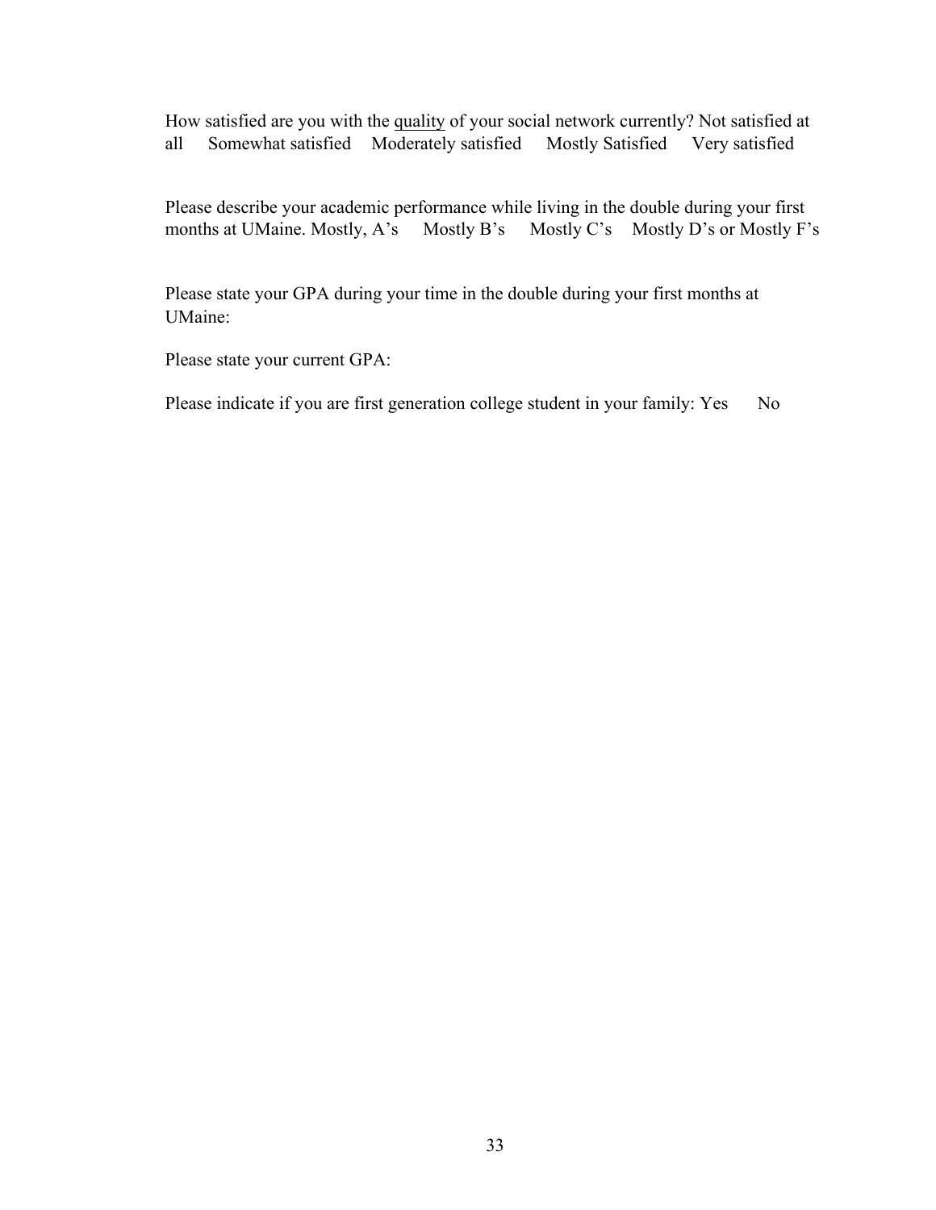How satisfied are you with the <u>quality</u> of your social network currently? Not satisfied at all      Somewhat satisfied     Moderately satisfied      Mostly Satisfied      Very satisfied

Please describe your academic performance while living in the double during your first months at UMaine. Mostly, A's      Mostly B's      Mostly C's     Mostly D's or Mostly F's

Please state your GPA during your time in the double during your first months at UMaine:

Please state your current GPA:

Please indicate if you are first generation college student in your family: Yes       No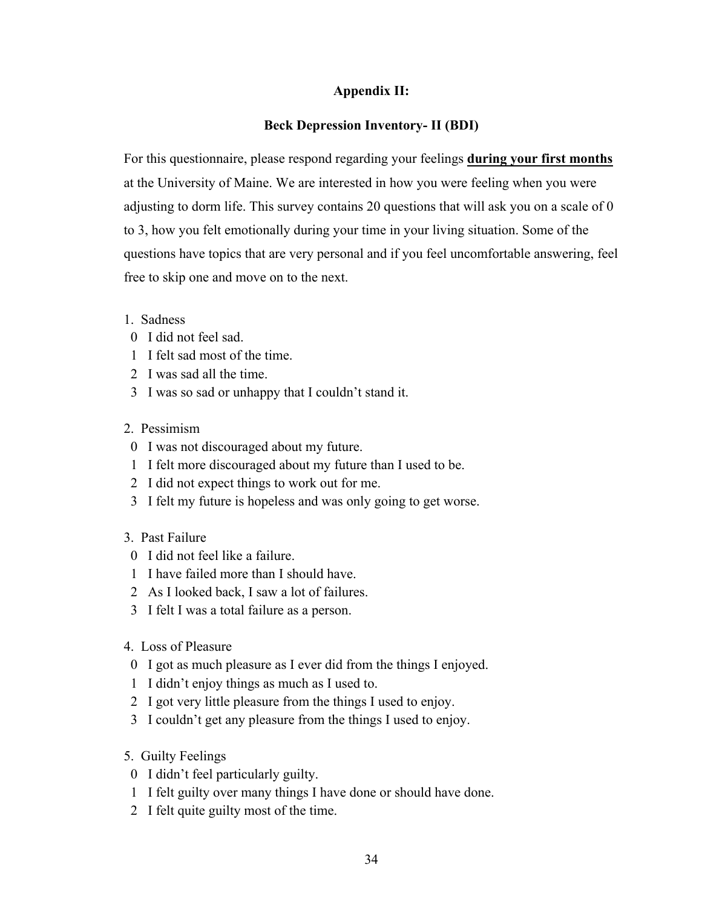**Appendix II:**

**Beck Depression Inventory- II (BDI)**

For this questionnaire, please respond regarding your feelings **during your first months** at the University of Maine. We are interested in how you were feeling when you were adjusting to dorm life. This survey contains 20 questions that will ask you on a scale of 0 to 3, how you felt emotionally during your time in your living situation. Some of the questions have topics that are very personal and if you feel uncomfortable answering, feel free to skip one and move on to the next.

1. Sadness
   - 0 I did not feel sad.
   - 1 I felt sad most of the time.
   - 2 I was sad all the time.
   - 3 I was so sad or unhappy that I couldn't stand it.

2. Pessimism
   - 0 I was not discouraged about my future.
   - 1 I felt more discouraged about my future than I used to be.
   - 2 I did not expect things to work out for me.
   - 3 I felt my future is hopeless and was only going to get worse.

3. Past Failure
   - 0 I did not feel like a failure.
   - 1 I have failed more than I should have.
   - 2 As I looked back, I saw a lot of failures.
   - 3 I felt I was a total failure as a person.

4. Loss of Pleasure
   - 0 I got as much pleasure as I ever did from the things I enjoyed.
   - 1 I didn't enjoy things as much as I used to.
   - 2 I got very little pleasure from the things I used to enjoy.
   - 3 I couldn't get any pleasure from the things I used to enjoy.

5. Guilty Feelings
   - 0 I didn't feel particularly guilty.
   - 1 I felt guilty over many things I have done or should have done.
   - 2 I felt quite guilty most of the time.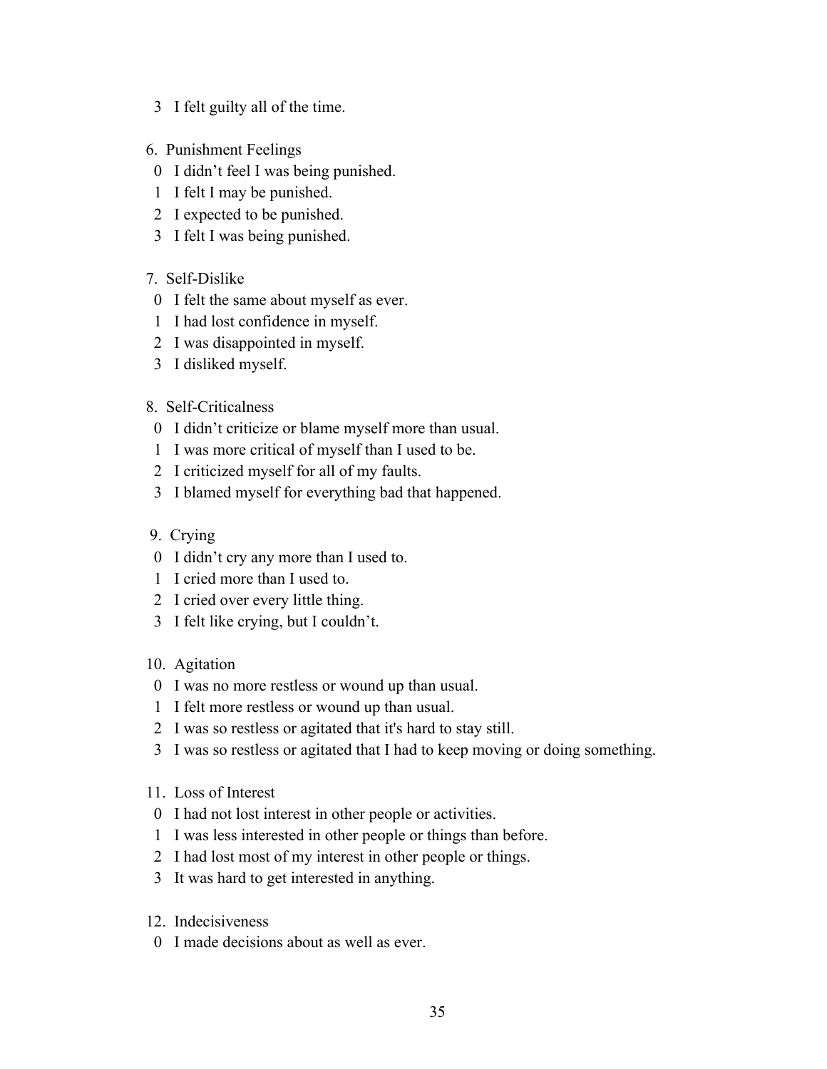3 I felt guilty all of the time.

6. Punishment Feelings

0 I didn't feel I was being punished.
1 I felt I may be punished.
2 I expected to be punished.
3 I felt I was being punished.

7. Self-Dislike

0 I felt the same about myself as ever.
1 I had lost confidence in myself.
2 I was disappointed in myself.
3 I disliked myself.

8. Self-Criticalness

0 I didn't criticize or blame myself more than usual.
1 I was more critical of myself than I used to be.
2 I criticized myself for all of my faults.
3 I blamed myself for everything bad that happened.

9. Crying

0 I didn't cry any more than I used to.
1 I cried more than I used to.
2 I cried over every little thing.
3 I felt like crying, but I couldn't.

10. Agitation

0 I was no more restless or wound up than usual.
1 I felt more restless or wound up than usual.
2 I was so restless or agitated that it's hard to stay still.
3 I was so restless or agitated that I had to keep moving or doing something.

11. Loss of Interest

0 I had not lost interest in other people or activities.
1 I was less interested in other people or things than before.
2 I had lost most of my interest in other people or things.
3 It was hard to get interested in anything.

12. Indecisiveness

0 I made decisions about as well as ever.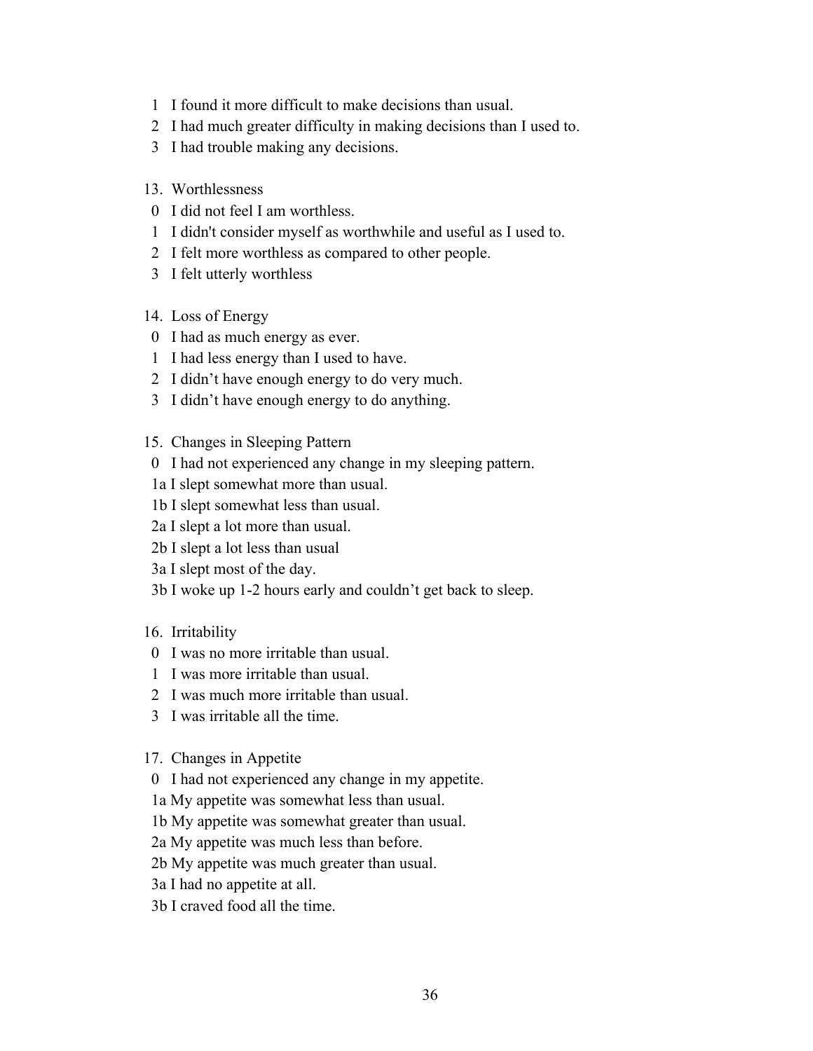1 I found it more difficult to make decisions than usual.
2 I had much greater difficulty in making decisions than I used to.
3 I had trouble making any decisions.

13. Worthlessness
0 I did not feel I am worthless.
1 I didn't consider myself as worthwhile and useful as I used to.
2 I felt more worthless as compared to other people.
3 I felt utterly worthless

14. Loss of Energy
0 I had as much energy as ever.
1 I had less energy than I used to have.
2 I didn’t have enough energy to do very much.
3 I didn’t have enough energy to do anything.

15. Changes in Sleeping Pattern
0 I had not experienced any change in my sleeping pattern.
1a I slept somewhat more than usual.
1b I slept somewhat less than usual.
2a I slept a lot more than usual.
2b I slept a lot less than usual
3a I slept most of the day.
3b I woke up 1-2 hours early and couldn’t get back to sleep.

16. Irritability
0 I was no more irritable than usual.
1 I was more irritable than usual.
2 I was much more irritable than usual.
3 I was irritable all the time.

17. Changes in Appetite
0 I had not experienced any change in my appetite.
1a My appetite was somewhat less than usual.
1b My appetite was somewhat greater than usual.
2a My appetite was much less than before.
2b My appetite was much greater than usual.
3a I had no appetite at all.
3b I craved food all the time.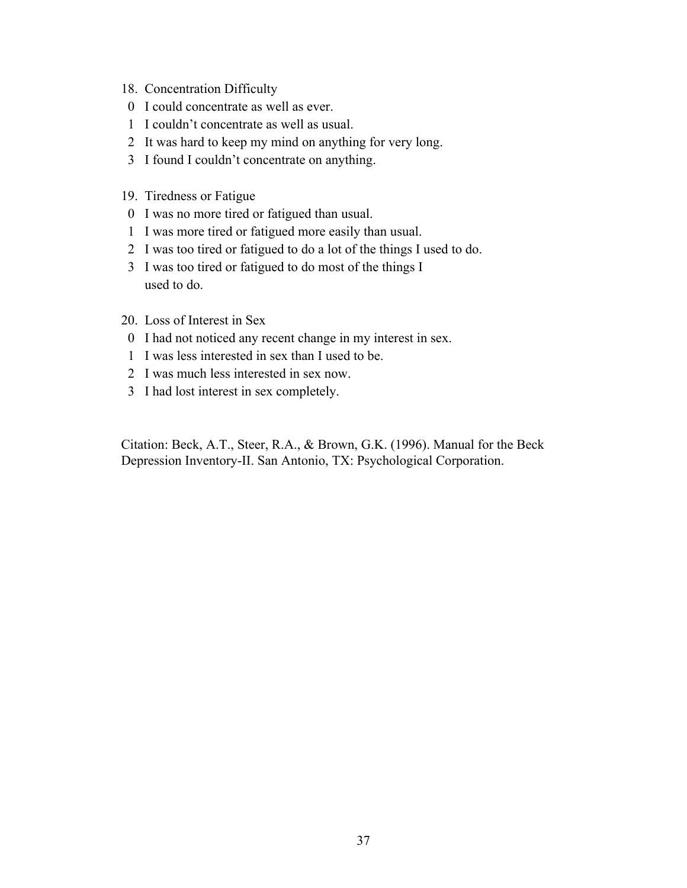18. Concentration Difficulty
   - 0 I could concentrate as well as ever.
   - 1 I couldn't concentrate as well as usual.
   - 2 It was hard to keep my mind on anything for very long.
   - 3 I found I couldn't concentrate on anything.

19. Tiredness or Fatigue
   - 0 I was no more tired or fatigued than usual.
   - 1 I was more tired or fatigued more easily than usual.
   - 2 I was too tired or fatigued to do a lot of the things I used to do.
   - 3 I was too tired or fatigued to do most of the things I used to do.

20. Loss of Interest in Sex
   - 0 I had not noticed any recent change in my interest in sex.
   - 1 I was less interested in sex than I used to be.
   - 2 I was much less interested in sex now.
   - 3 I had lost interest in sex completely.

Citation: Beck, A.T., Steer, R.A., & Brown, G.K. (1996). Manual for the Beck Depression Inventory-II. San Antonio, TX: Psychological Corporation.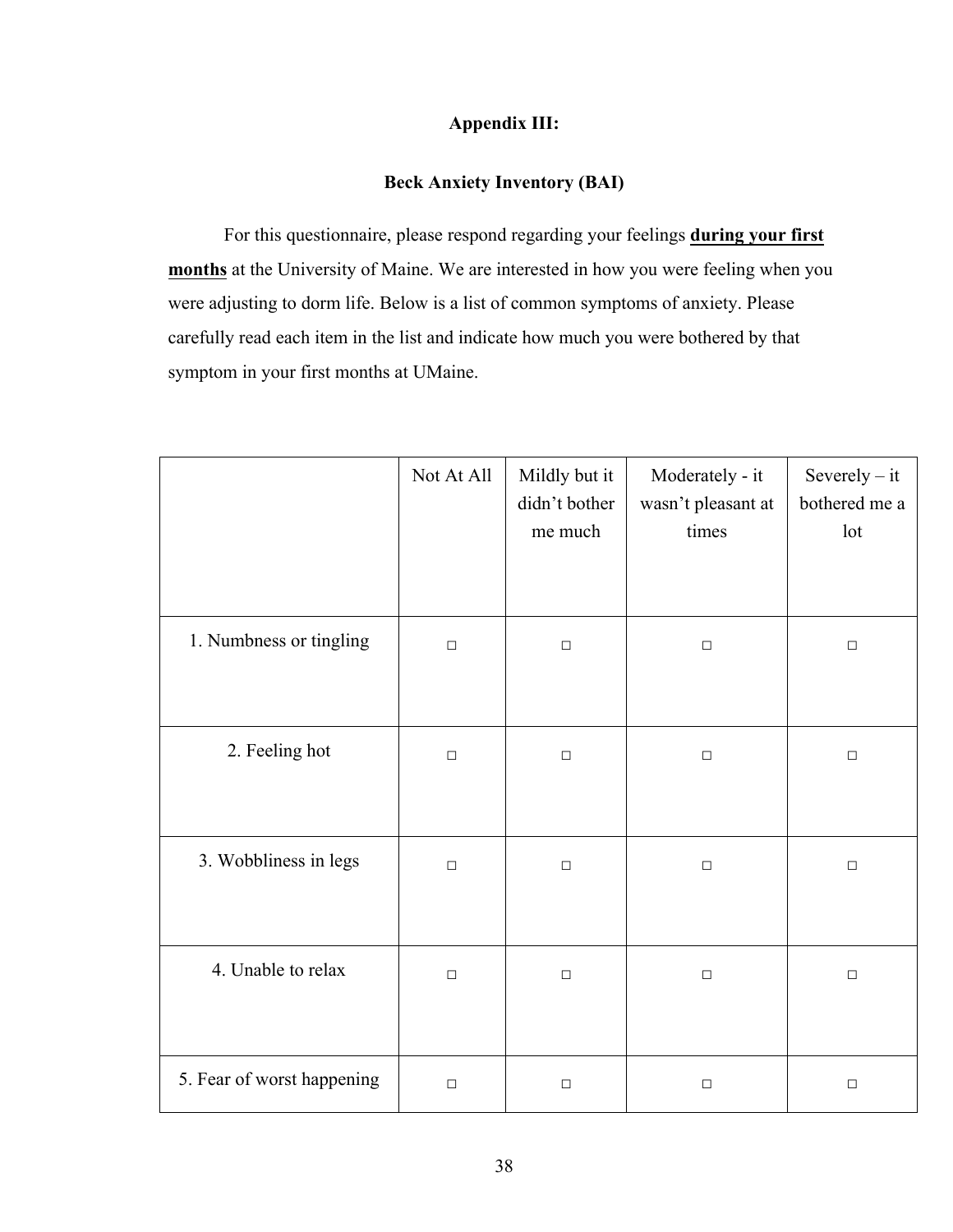## Appendix III:

### Beck Anxiety Inventory (BAI)

For this questionnaire, please respond regarding your feelings **<u>during your first months</u>** at the University of Maine. We are interested in how you were feeling when you were adjusting to dorm life. Below is a list of common symptoms of anxiety. Please carefully read each item in the list and indicate how much you were bothered by that symptom in your first months at UMaine.

| | Not At All | Mildly but it didn't bother me much | Moderately - it wasn't pleasant at times | Severely – it bothered me a lot |
|---|---|---|---|---|
| 1. Numbness or tingling | □ | □ | □ | □ |
| 2. Feeling hot | □ | □ | □ | □ |
| 3. Wobbliness in legs | □ | □ | □ | □ |
| 4. Unable to relax | □ | □ | □ | □ |
| 5. Fear of worst happening | □ | □ | □ | □ |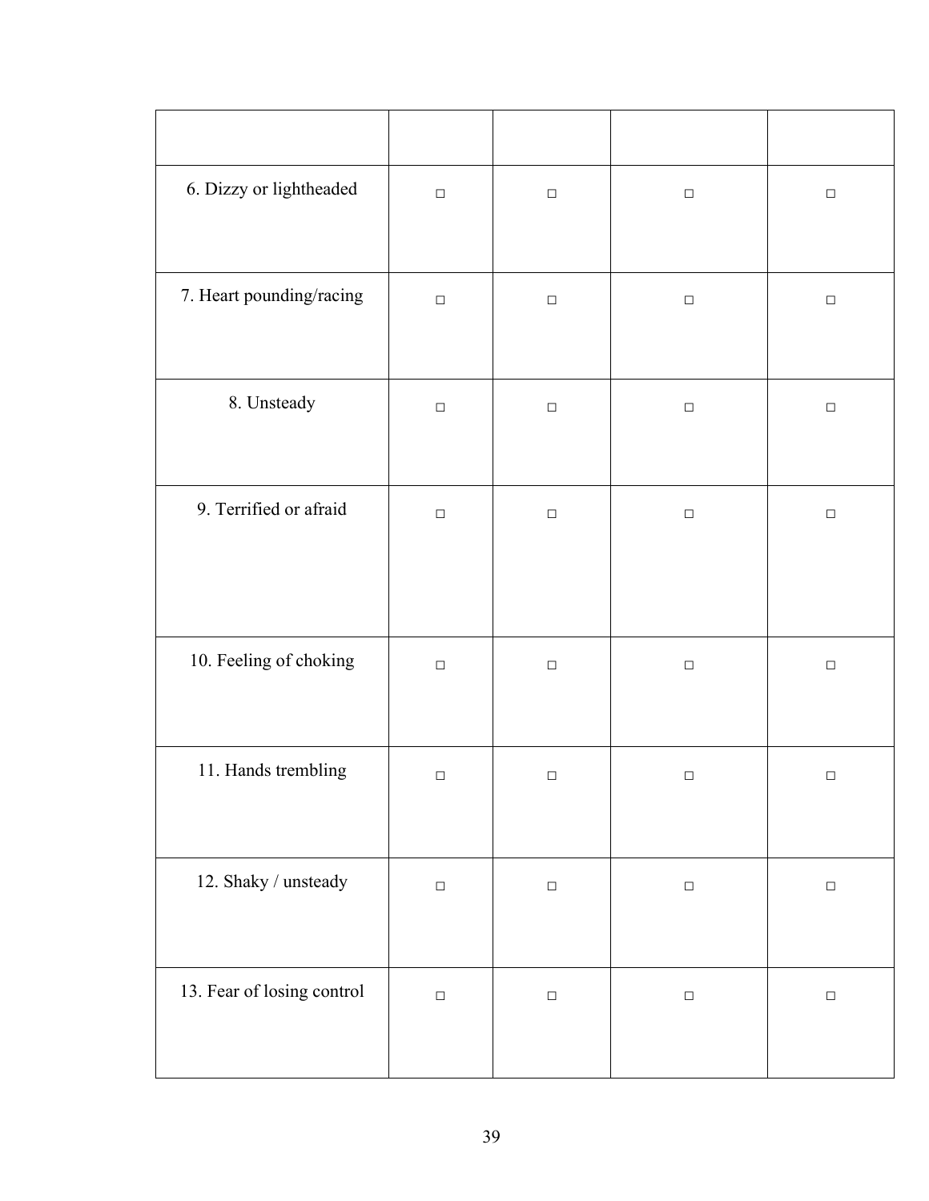| | | | | |
|---|---|---|---|---|
| 6. Dizzy or lightheaded | □ | □ | □ | □ |
| 7. Heart pounding/racing | □ | □ | □ | □ |
| 8. Unsteady | □ | □ | □ | □ |
| 9. Terrified or afraid | □ | □ | □ | □ |
| 10. Feeling of choking | □ | □ | □ | □ |
| 11. Hands trembling | □ | □ | □ | □ |
| 12. Shaky / unsteady | □ | □ | □ | □ |
| 13. Fear of losing control | □ | □ | □ | □ |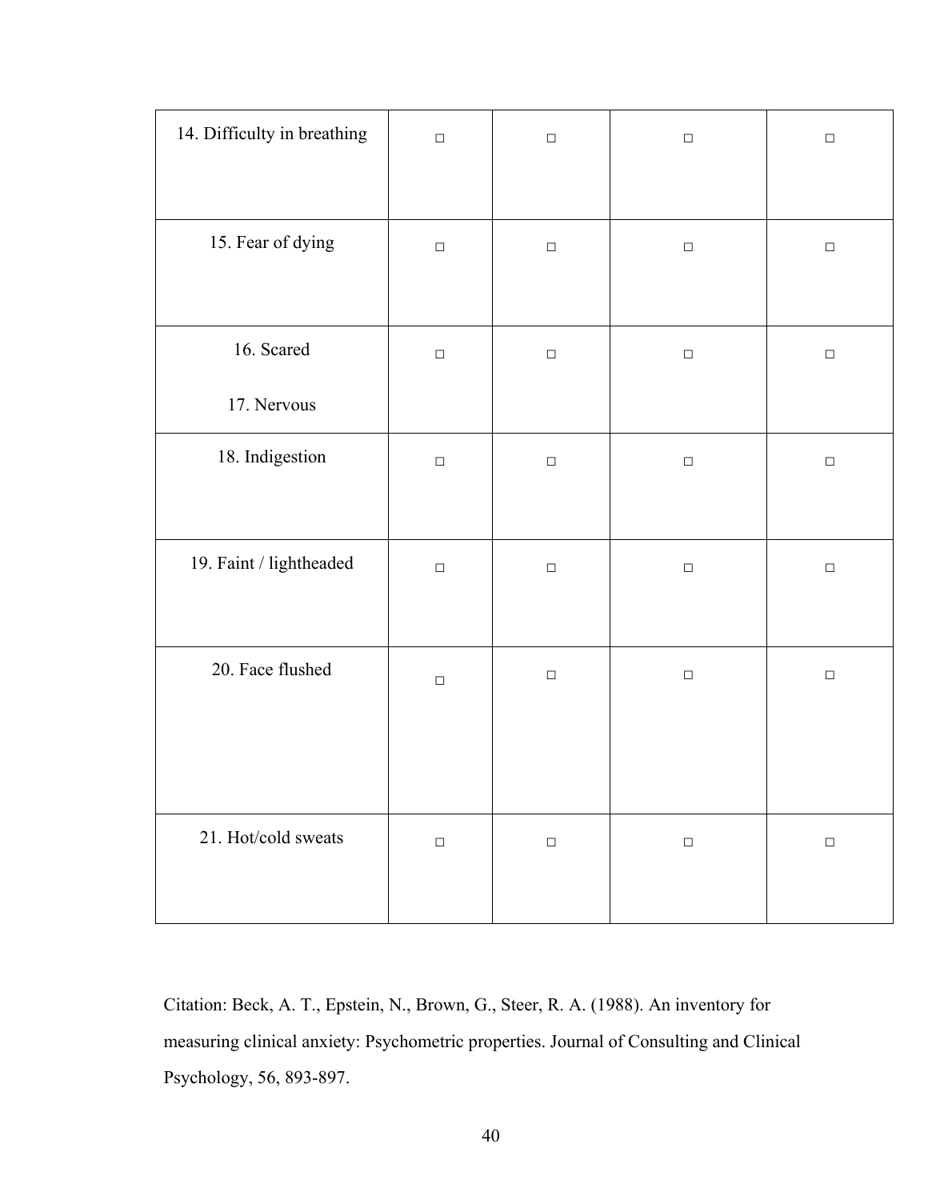| | | | | |
|---|---|---|---|---|
| 14. Difficulty in breathing | □ | □ | □ | □ |
| 15. Fear of dying | □ | □ | □ | □ |
| 16. Scared<br><br>17. Nervous | □ | □ | □ | □ |
| 18. Indigestion | □ | □ | □ | □ |
| 19. Faint / lightheaded | □ | □ | □ | □ |
| 20. Face flushed | □ | □ | □ | □ |
| 21. Hot/cold sweats | □ | □ | □ | □ |

Citation: Beck, A. T., Epstein, N., Brown, G., Steer, R. A. (1988). An inventory for measuring clinical anxiety: Psychometric properties. Journal of Consulting and Clinical Psychology, 56, 893-897.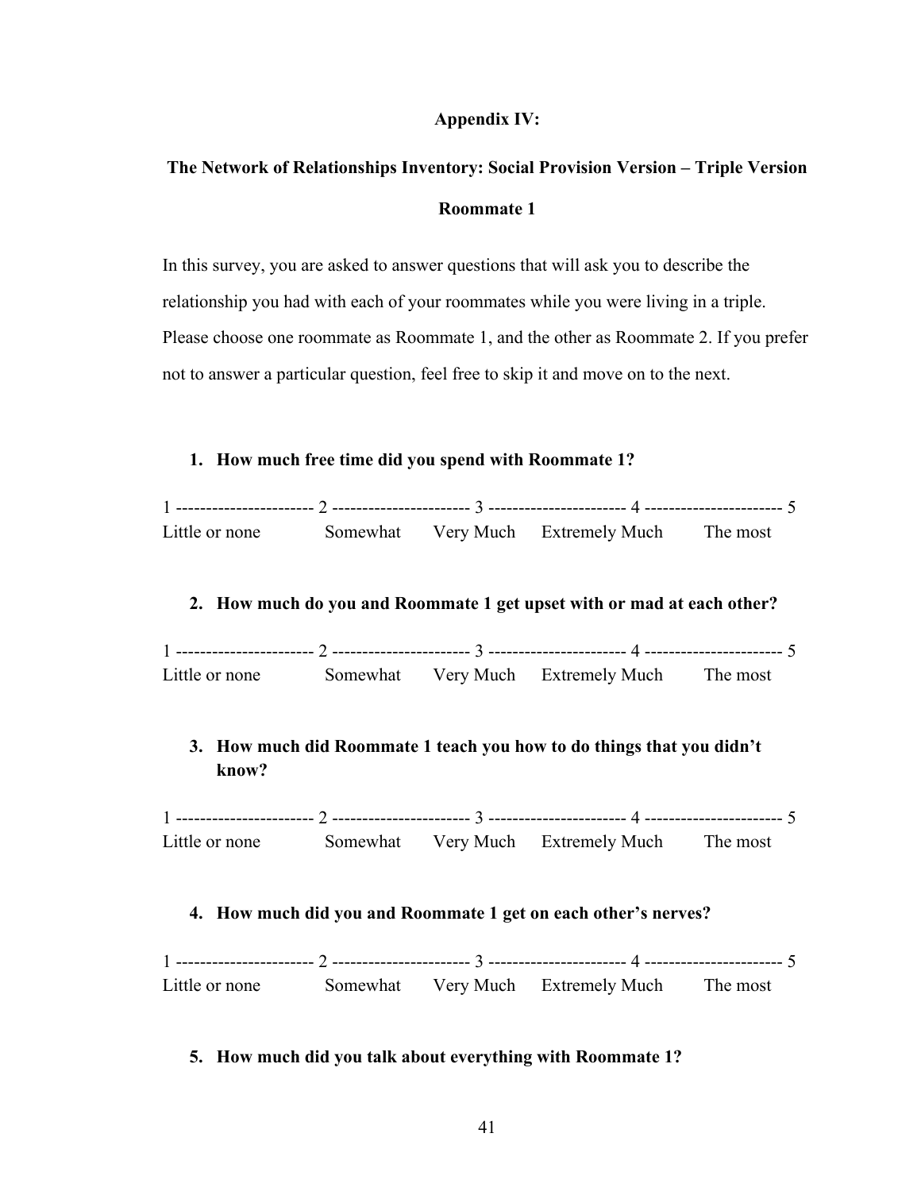## Appendix IV:

## The Network of Relationships Inventory: Social Provision Version – Triple Version

## Roommate 1

In this survey, you are asked to answer questions that will ask you to describe the relationship you had with each of your roommates while you were living in a triple. Please choose one roommate as Roommate 1, and the other as Roommate 2. If you prefer not to answer a particular question, feel free to skip it and move on to the next.

1. **How much free time did you spend with Roommate 1?**

1 ---------------------- 2 ---------------------- 3 ---------------------- 4 ---------------------- 5
Little or none Somewhat Very Much Extremely Much The most

2. **How much do you and Roommate 1 get upset with or mad at each other?**

1 ---------------------- 2 ---------------------- 3 ---------------------- 4 ---------------------- 5
Little or none Somewhat Very Much Extremely Much The most

3. **How much did Roommate 1 teach you how to do things that you didn't know?**

1 ---------------------- 2 ---------------------- 3 ---------------------- 4 ---------------------- 5
Little or none Somewhat Very Much Extremely Much The most

4. **How much did you and Roommate 1 get on each other's nerves?**

1 ---------------------- 2 ---------------------- 3 ---------------------- 4 ---------------------- 5
Little or none Somewhat Very Much Extremely Much The most

5. **How much did you talk about everything with Roommate 1?**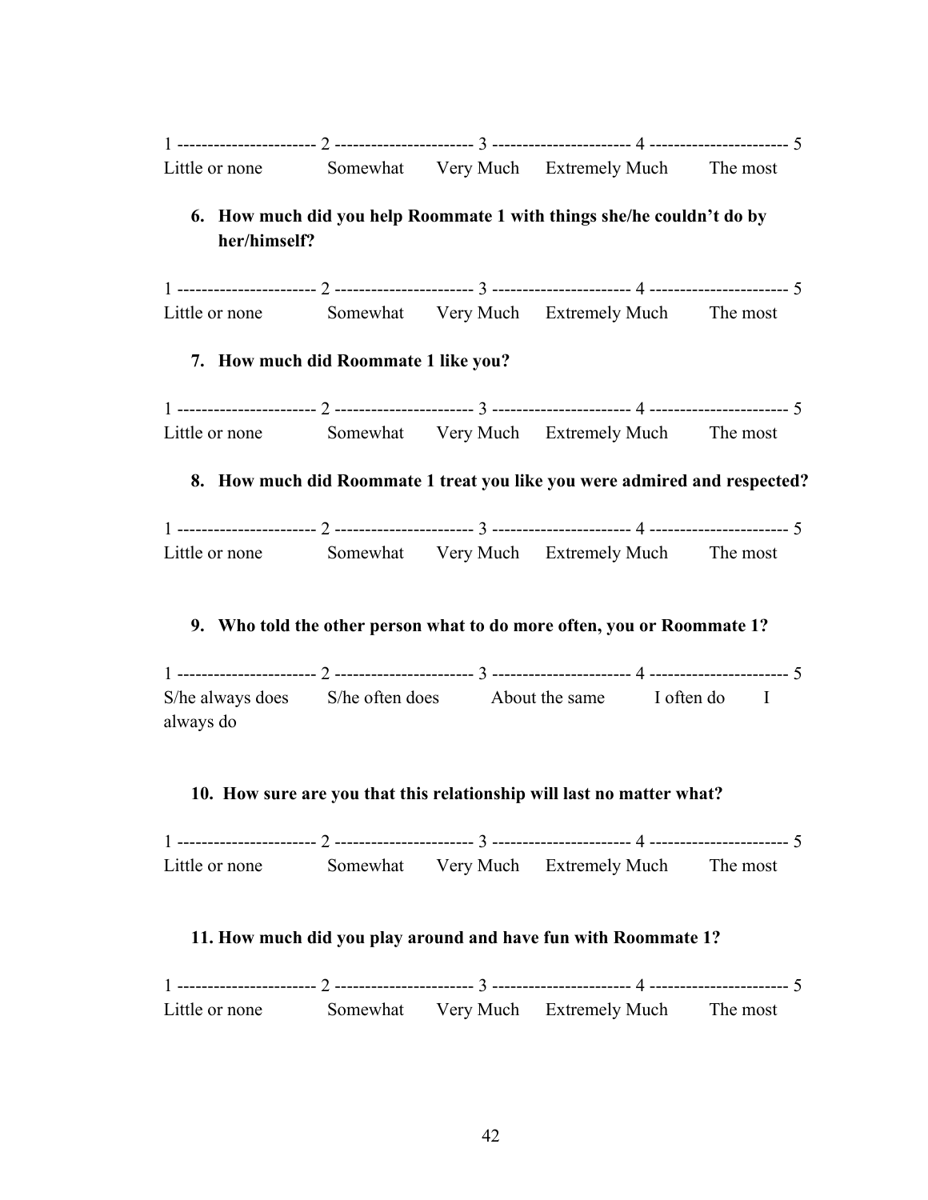1 ---------------------- 2 ---------------------- 3 ---------------------- 4 ---------------------- 5
Little or none Somewhat Very Much Extremely Much The most

6. **How much did you help Roommate 1 with things she/he couldn't do by her/himself?**

1 ---------------------- 2 ---------------------- 3 ---------------------- 4 ---------------------- 5
Little or none Somewhat Very Much Extremely Much The most

7. **How much did Roommate 1 like you?**

1 ---------------------- 2 ---------------------- 3 ---------------------- 4 ---------------------- 5
Little or none Somewhat Very Much Extremely Much The most

8. **How much did Roommate 1 treat you like you were admired and respected?**

1 ---------------------- 2 ---------------------- 3 ---------------------- 4 ---------------------- 5
Little or none Somewhat Very Much Extremely Much The most

9. **Who told the other person what to do more often, you or Roommate 1?**

1 ---------------------- 2 ---------------------- 3 ---------------------- 4 ---------------------- 5
S/he always does S/he often does About the same I often do I always do

10. **How sure are you that this relationship will last no matter what?**

1 ---------------------- 2 ---------------------- 3 ---------------------- 4 ---------------------- 5
Little or none Somewhat Very Much Extremely Much The most

11. **How much did you play around and have fun with Roommate 1?**

1 ---------------------- 2 ---------------------- 3 ---------------------- 4 ---------------------- 5
Little or none Somewhat Very Much Extremely Much The most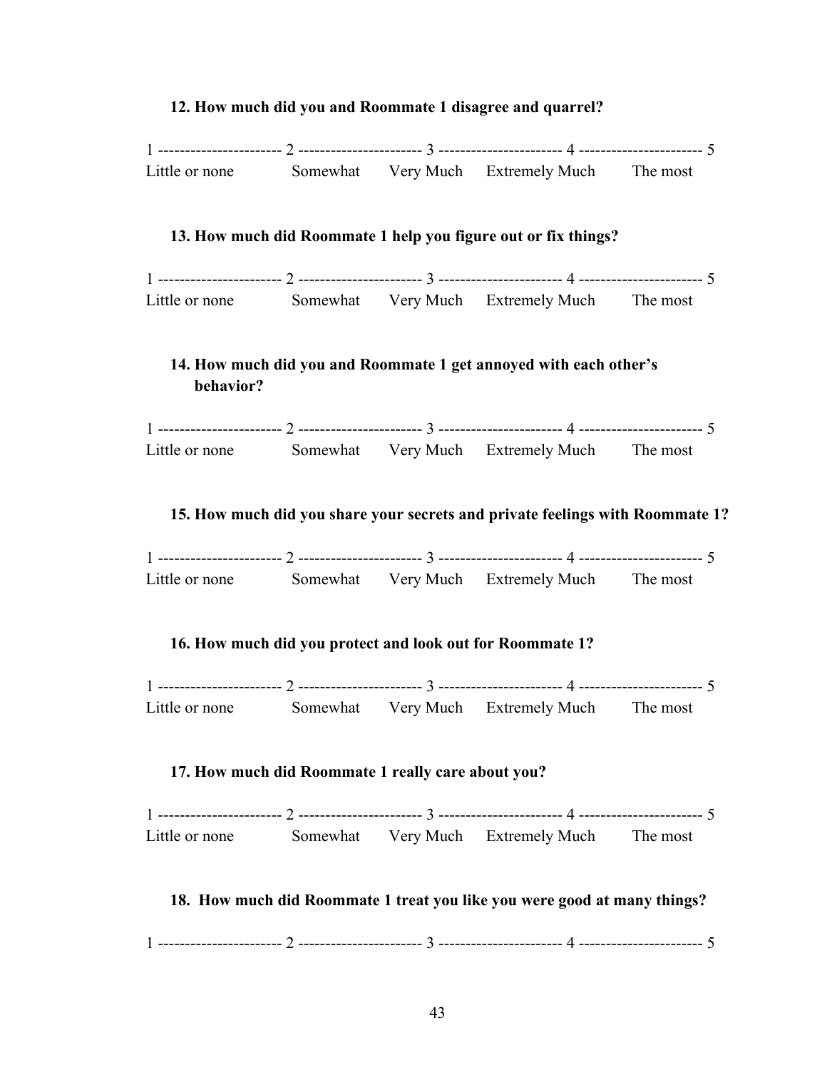**12. How much did you and Roommate 1 disagree and quarrel?**

1 ----------------------- 2 ----------------------- 3 ----------------------- 4 ----------------------- 5
Little or none Somewhat Very Much Extremely Much The most

**13. How much did Roommate 1 help you figure out or fix things?**

1 ----------------------- 2 ----------------------- 3 ----------------------- 4 ----------------------- 5
Little or none Somewhat Very Much Extremely Much The most

**14. How much did you and Roommate 1 get annoyed with each other's behavior?**

1 ----------------------- 2 ----------------------- 3 ----------------------- 4 ----------------------- 5
Little or none Somewhat Very Much Extremely Much The most

**15. How much did you share your secrets and private feelings with Roommate 1?**

1 ----------------------- 2 ----------------------- 3 ----------------------- 4 ----------------------- 5
Little or none Somewhat Very Much Extremely Much The most

**16. How much did you protect and look out for Roommate 1?**

1 ----------------------- 2 ----------------------- 3 ----------------------- 4 ----------------------- 5
Little or none Somewhat Very Much Extremely Much The most

**17. How much did Roommate 1 really care about you?**

1 ----------------------- 2 ----------------------- 3 ----------------------- 4 ----------------------- 5
Little or none Somewhat Very Much Extremely Much The most

**18. How much did Roommate 1 treat you like you were good at many things?**

1 ----------------------- 2 ----------------------- 3 ----------------------- 4 ----------------------- 5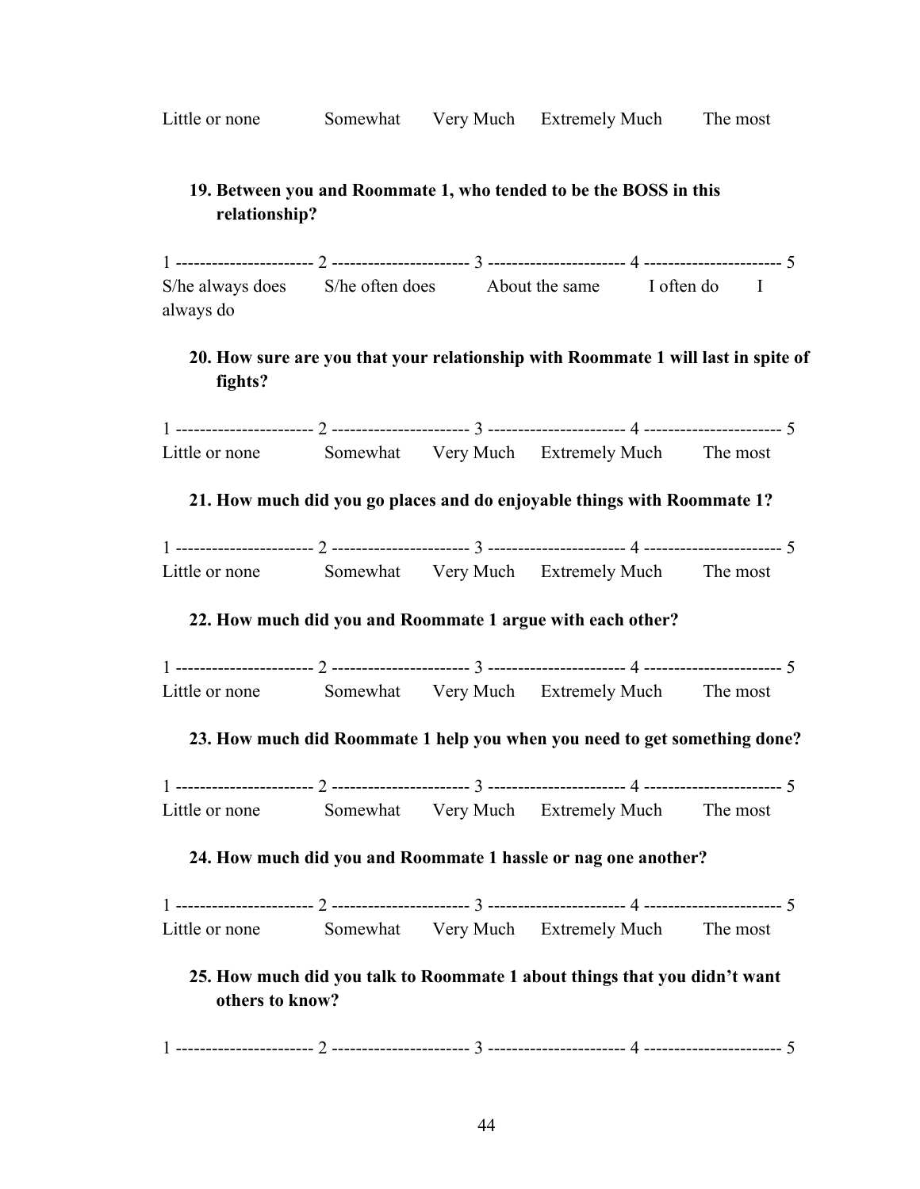Little or none Somewhat Very Much Extremely Much The most

**19. Between you and Roommate 1, who tended to be the BOSS in this relationship?**

1 ----------------------- 2 ----------------------- 3 ----------------------- 4 ----------------------- 5
S/he always does S/he often does About the same I often do I always do

**20. How sure are you that your relationship with Roommate 1 will last in spite of fights?**

1 ----------------------- 2 ----------------------- 3 ----------------------- 4 ----------------------- 5
Little or none Somewhat Very Much Extremely Much The most

**21. How much did you go places and do enjoyable things with Roommate 1?**

1 ----------------------- 2 ----------------------- 3 ----------------------- 4 ----------------------- 5
Little or none Somewhat Very Much Extremely Much The most

**22. How much did you and Roommate 1 argue with each other?**

1 ----------------------- 2 ----------------------- 3 ----------------------- 4 ----------------------- 5
Little or none Somewhat Very Much Extremely Much The most

**23. How much did Roommate 1 help you when you need to get something done?**

1 ----------------------- 2 ----------------------- 3 ----------------------- 4 ----------------------- 5
Little or none Somewhat Very Much Extremely Much The most

**24. How much did you and Roommate 1 hassle or nag one another?**

1 ----------------------- 2 ----------------------- 3 ----------------------- 4 ----------------------- 5
Little or none Somewhat Very Much Extremely Much The most

**25. How much did you talk to Roommate 1 about things that you didn't want others to know?**

1 ----------------------- 2 ----------------------- 3 ----------------------- 4 ----------------------- 5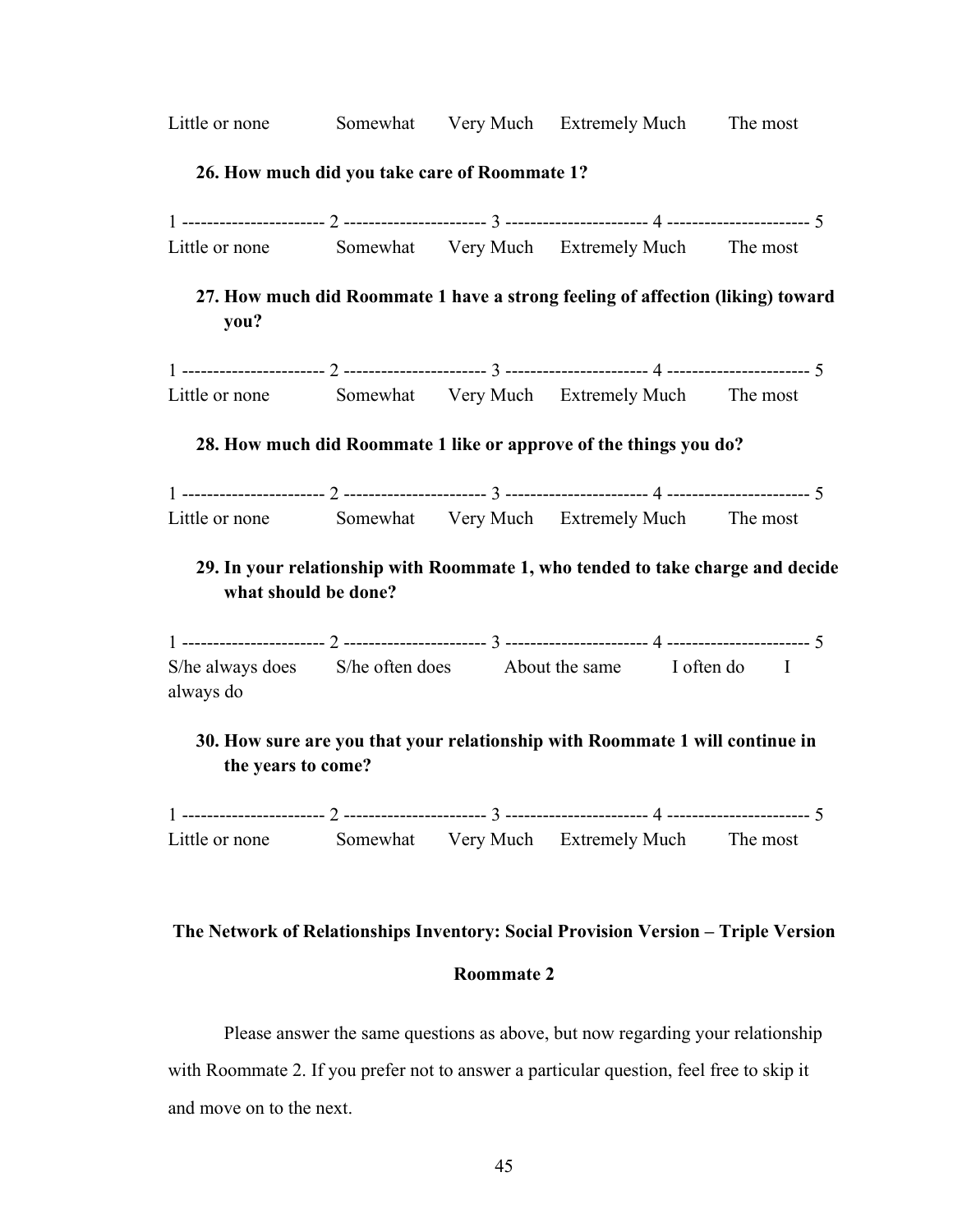Little or none Somewhat Very Much Extremely Much The most

**26. How much did you take care of Roommate 1?**

1 ---------------------- 2 ---------------------- 3 ---------------------- 4 ---------------------- 5
Little or none Somewhat Very Much Extremely Much The most

**27. How much did Roommate 1 have a strong feeling of affection (liking) toward you?**

1 ---------------------- 2 ---------------------- 3 ---------------------- 4 ---------------------- 5
Little or none Somewhat Very Much Extremely Much The most

**28. How much did Roommate 1 like or approve of the things you do?**

1 ---------------------- 2 ---------------------- 3 ---------------------- 4 ---------------------- 5
Little or none Somewhat Very Much Extremely Much The most

**29. In your relationship with Roommate 1, who tended to take charge and decide what should be done?**

1 ---------------------- 2 ---------------------- 3 ---------------------- 4 ---------------------- 5
S/he always does S/he often does About the same I often do I always do

**30. How sure are you that your relationship with Roommate 1 will continue in the years to come?**

1 ---------------------- 2 ---------------------- 3 ---------------------- 4 ---------------------- 5
Little or none Somewhat Very Much Extremely Much The most

## The Network of Relationships Inventory: Social Provision Version – Triple Version

## Roommate 2

Please answer the same questions as above, but now regarding your relationship with Roommate 2. If you prefer not to answer a particular question, feel free to skip it and move on to the next.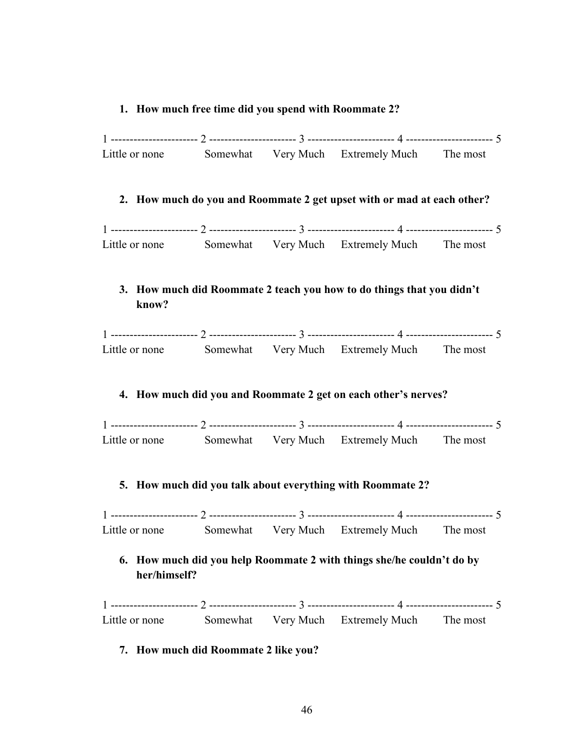1. **How much free time did you spend with Roommate 2?**

1 ---------------------- 2 ---------------------- 3 ---------------------- 4 ---------------------- 5
Little or none Somewhat Very Much Extremely Much The most

2. **How much do you and Roommate 2 get upset with or mad at each other?**

1 ---------------------- 2 ---------------------- 3 ---------------------- 4 ---------------------- 5
Little or none Somewhat Very Much Extremely Much The most

3. **How much did Roommate 2 teach you how to do things that you didn't know?**

1 ---------------------- 2 ---------------------- 3 ---------------------- 4 ---------------------- 5
Little or none Somewhat Very Much Extremely Much The most

4. **How much did you and Roommate 2 get on each other's nerves?**

1 ---------------------- 2 ---------------------- 3 ---------------------- 4 ---------------------- 5
Little or none Somewhat Very Much Extremely Much The most

5. **How much did you talk about everything with Roommate 2?**

1 ---------------------- 2 ---------------------- 3 ---------------------- 4 ---------------------- 5
Little or none Somewhat Very Much Extremely Much The most

6. **How much did you help Roommate 2 with things she/he couldn't do by her/himself?**

1 ---------------------- 2 ---------------------- 3 ---------------------- 4 ---------------------- 5
Little or none Somewhat Very Much Extremely Much The most

7. **How much did Roommate 2 like you?**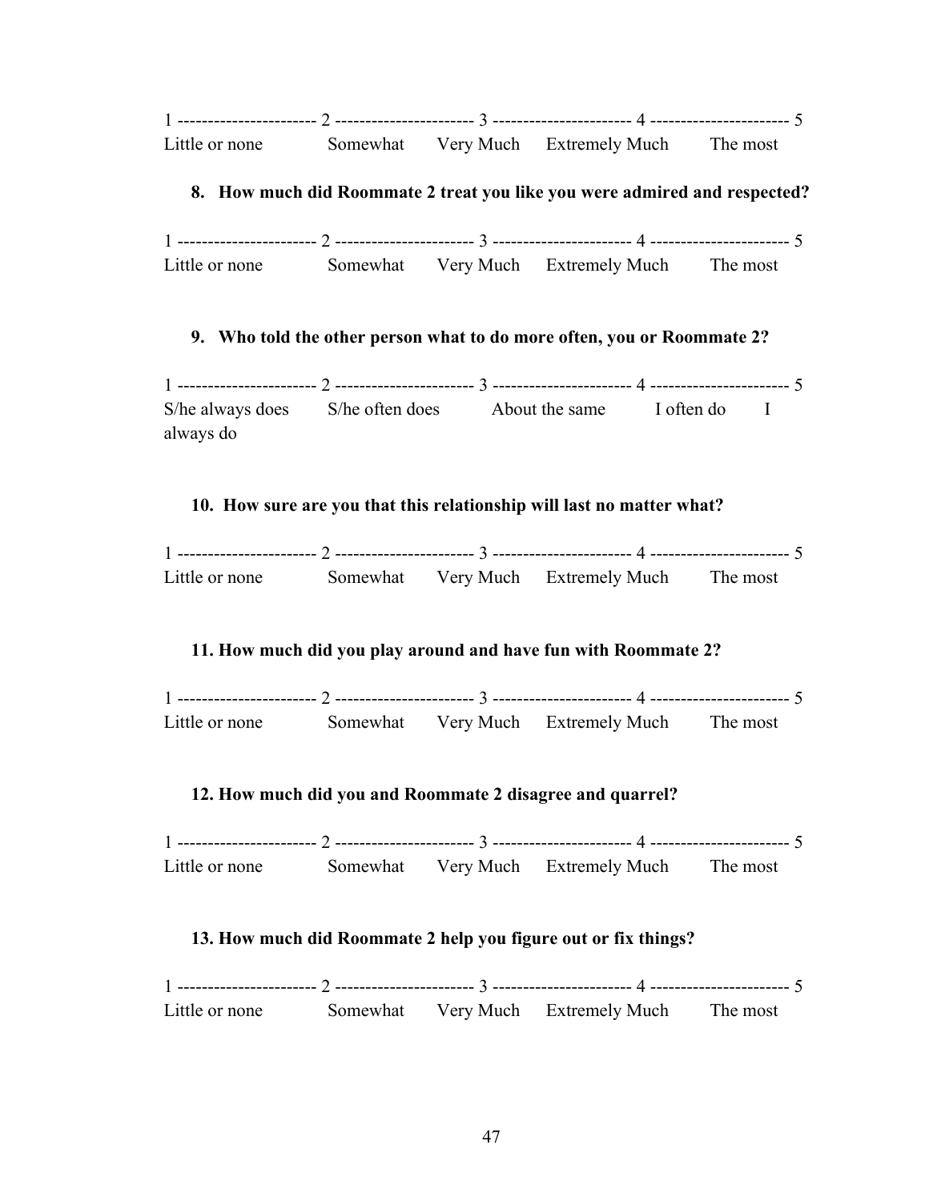1 ----------------------- 2 ----------------------- 3 ----------------------- 4 ----------------------- 5
Little or none          Somewhat          Very Much          Extremely Much          The most

**8. How much did Roommate 2 treat you like you were admired and respected?**

1 ----------------------- 2 ----------------------- 3 ----------------------- 4 ----------------------- 5
Little or none          Somewhat          Very Much          Extremely Much          The most

**9. Who told the other person what to do more often, you or Roommate 2?**

1 ----------------------- 2 ----------------------- 3 ----------------------- 4 ----------------------- 5
S/he always does          S/he often does          About the same          I often do          I always do

**10. How sure are you that this relationship will last no matter what?**

1 ----------------------- 2 ----------------------- 3 ----------------------- 4 ----------------------- 5
Little or none          Somewhat          Very Much          Extremely Much          The most

**11. How much did you play around and have fun with Roommate 2?**

1 ----------------------- 2 ----------------------- 3 ----------------------- 4 ----------------------- 5
Little or none          Somewhat          Very Much          Extremely Much          The most

**12. How much did you and Roommate 2 disagree and quarrel?**

1 ----------------------- 2 ----------------------- 3 ----------------------- 4 ----------------------- 5
Little or none          Somewhat          Very Much          Extremely Much          The most

**13. How much did Roommate 2 help you figure out or fix things?**

1 ----------------------- 2 ----------------------- 3 ----------------------- 4 ----------------------- 5
Little or none          Somewhat          Very Much          Extremely Much          The most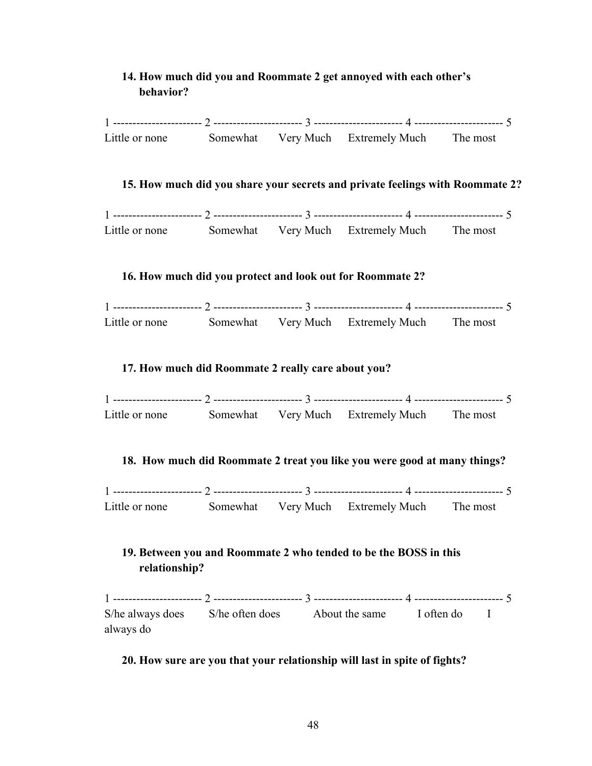**14. How much did you and Roommate 2 get annoyed with each other's behavior?**

1 ----------------------- 2 ----------------------- 3 ----------------------- 4 ----------------------- 5
Little or none Somewhat Very Much Extremely Much The most

**15. How much did you share your secrets and private feelings with Roommate 2?**

1 ----------------------- 2 ----------------------- 3 ----------------------- 4 ----------------------- 5
Little or none Somewhat Very Much Extremely Much The most

**16. How much did you protect and look out for Roommate 2?**

1 ----------------------- 2 ----------------------- 3 ----------------------- 4 ----------------------- 5
Little or none Somewhat Very Much Extremely Much The most

**17. How much did Roommate 2 really care about you?**

1 ----------------------- 2 ----------------------- 3 ----------------------- 4 ----------------------- 5
Little or none Somewhat Very Much Extremely Much The most

**18. How much did Roommate 2 treat you like you were good at many things?**

1 ----------------------- 2 ----------------------- 3 ----------------------- 4 ----------------------- 5
Little or none Somewhat Very Much Extremely Much The most

**19. Between you and Roommate 2 who tended to be the BOSS in this relationship?**

1 ----------------------- 2 ----------------------- 3 ----------------------- 4 ----------------------- 5
S/he always does S/he often does About the same I often do I always do

**20. How sure are you that your relationship will last in spite of fights?**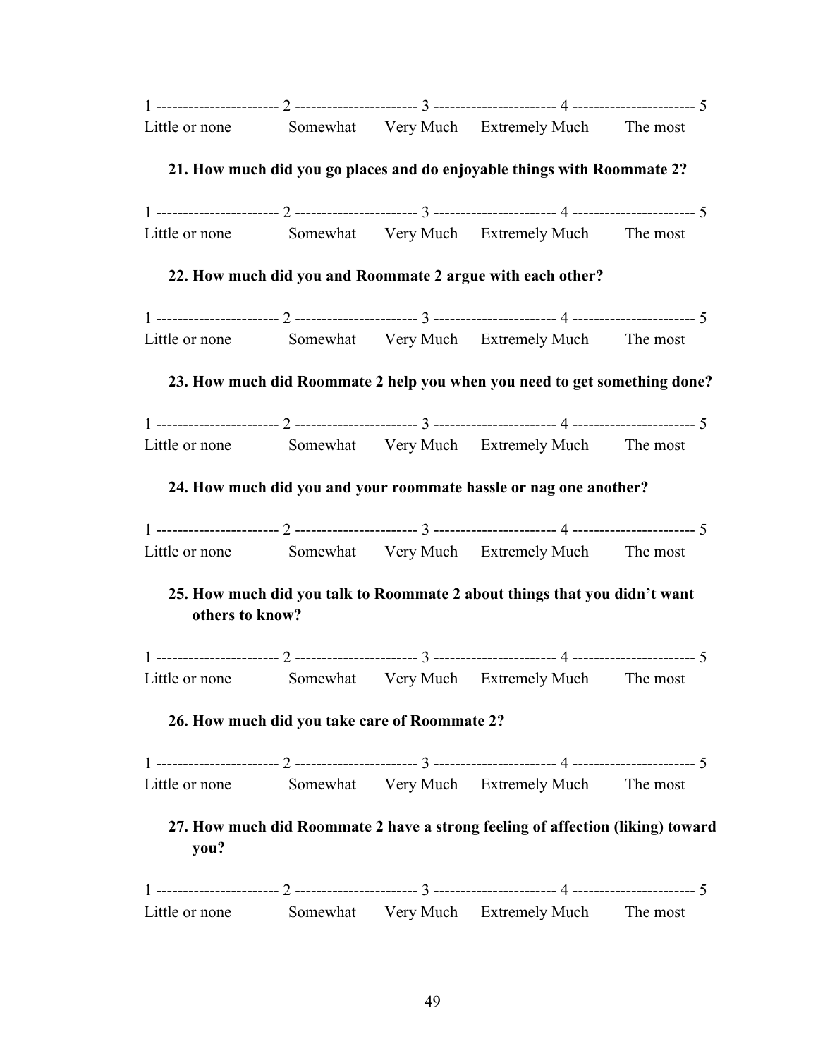1 ---------------------- 2 ---------------------- 3 ---------------------- 4 ---------------------- 5
Little or none Somewhat Very Much Extremely Much The most

**21. How much did you go places and do enjoyable things with Roommate 2?**

1 ---------------------- 2 ---------------------- 3 ---------------------- 4 ---------------------- 5
Little or none Somewhat Very Much Extremely Much The most

**22. How much did you and Roommate 2 argue with each other?**

1 ---------------------- 2 ---------------------- 3 ---------------------- 4 ---------------------- 5
Little or none Somewhat Very Much Extremely Much The most

**23. How much did Roommate 2 help you when you need to get something done?**

1 ---------------------- 2 ---------------------- 3 ---------------------- 4 ---------------------- 5
Little or none Somewhat Very Much Extremely Much The most

**24. How much did you and your roommate hassle or nag one another?**

1 ---------------------- 2 ---------------------- 3 ---------------------- 4 ---------------------- 5
Little or none Somewhat Very Much Extremely Much The most

**25. How much did you talk to Roommate 2 about things that you didn't want others to know?**

1 ---------------------- 2 ---------------------- 3 ---------------------- 4 ---------------------- 5
Little or none Somewhat Very Much Extremely Much The most

**26. How much did you take care of Roommate 2?**

1 ---------------------- 2 ---------------------- 3 ---------------------- 4 ---------------------- 5
Little or none Somewhat Very Much Extremely Much The most

**27. How much did Roommate 2 have a strong feeling of affection (liking) toward you?**

1 ---------------------- 2 ---------------------- 3 ---------------------- 4 ---------------------- 5
Little or none Somewhat Very Much Extremely Much The most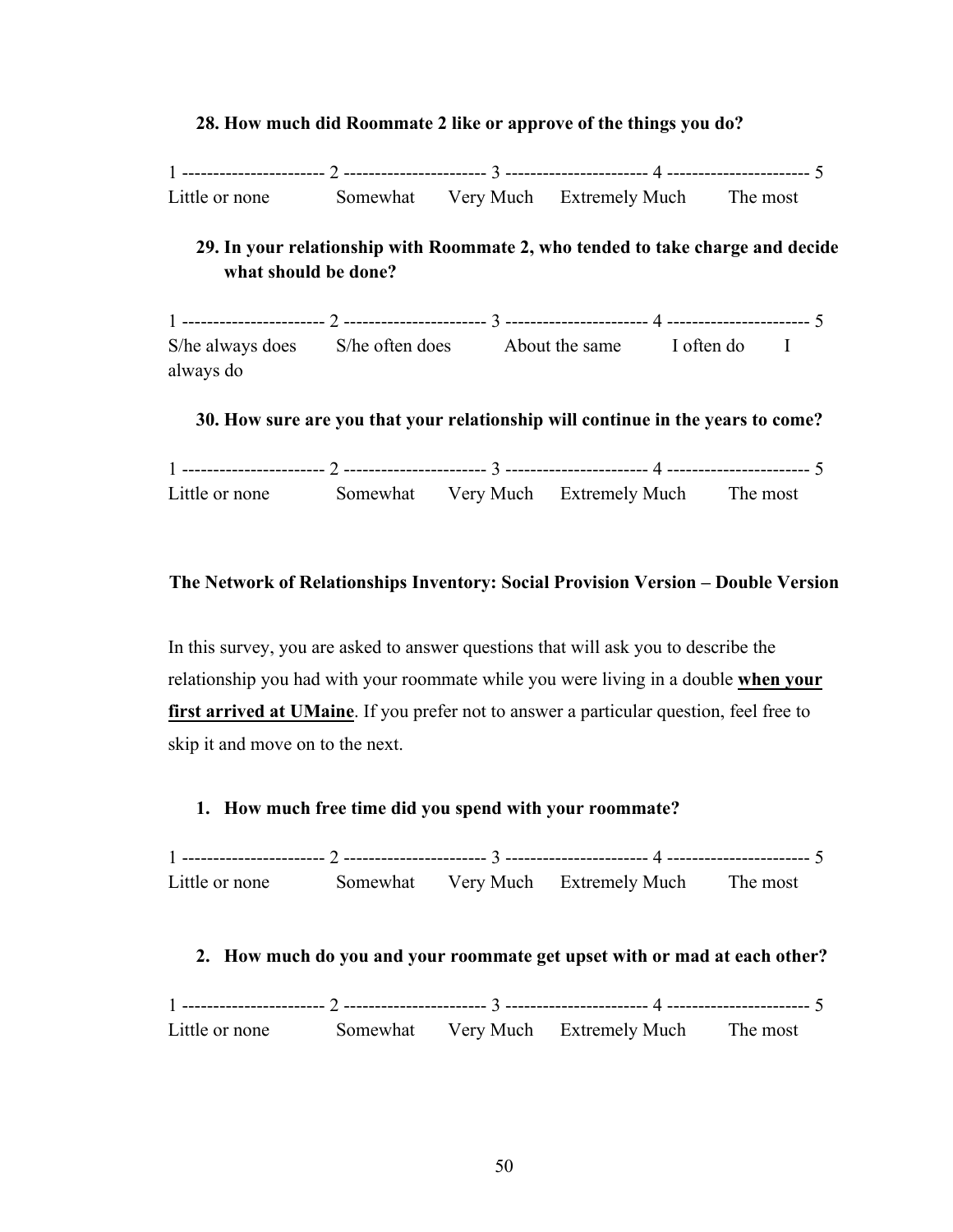**28. How much did Roommate 2 like or approve of the things you do?**

1 ----------------------- 2 ----------------------- 3 ----------------------- 4 ----------------------- 5
Little or none Somewhat Very Much Extremely Much The most

**29. In your relationship with Roommate 2, who tended to take charge and decide what should be done?**

1 ----------------------- 2 ----------------------- 3 ----------------------- 4 ----------------------- 5
S/he always does S/he often does About the same I often do I always do

**30. How sure are you that your relationship will continue in the years to come?**

1 ----------------------- 2 ----------------------- 3 ----------------------- 4 ----------------------- 5
Little or none Somewhat Very Much Extremely Much The most

**The Network of Relationships Inventory: Social Provision Version – Double Version**

In this survey, you are asked to answer questions that will ask you to describe the relationship you had with your roommate while you were living in a double **when your first arrived at UMaine**. If you prefer not to answer a particular question, feel free to skip it and move on to the next.

**1. How much free time did you spend with your roommate?**

1 ----------------------- 2 ----------------------- 3 ----------------------- 4 ----------------------- 5
Little or none Somewhat Very Much Extremely Much The most

**2. How much do you and your roommate get upset with or mad at each other?**

1 ----------------------- 2 ----------------------- 3 ----------------------- 4 ----------------------- 5
Little or none Somewhat Very Much Extremely Much The most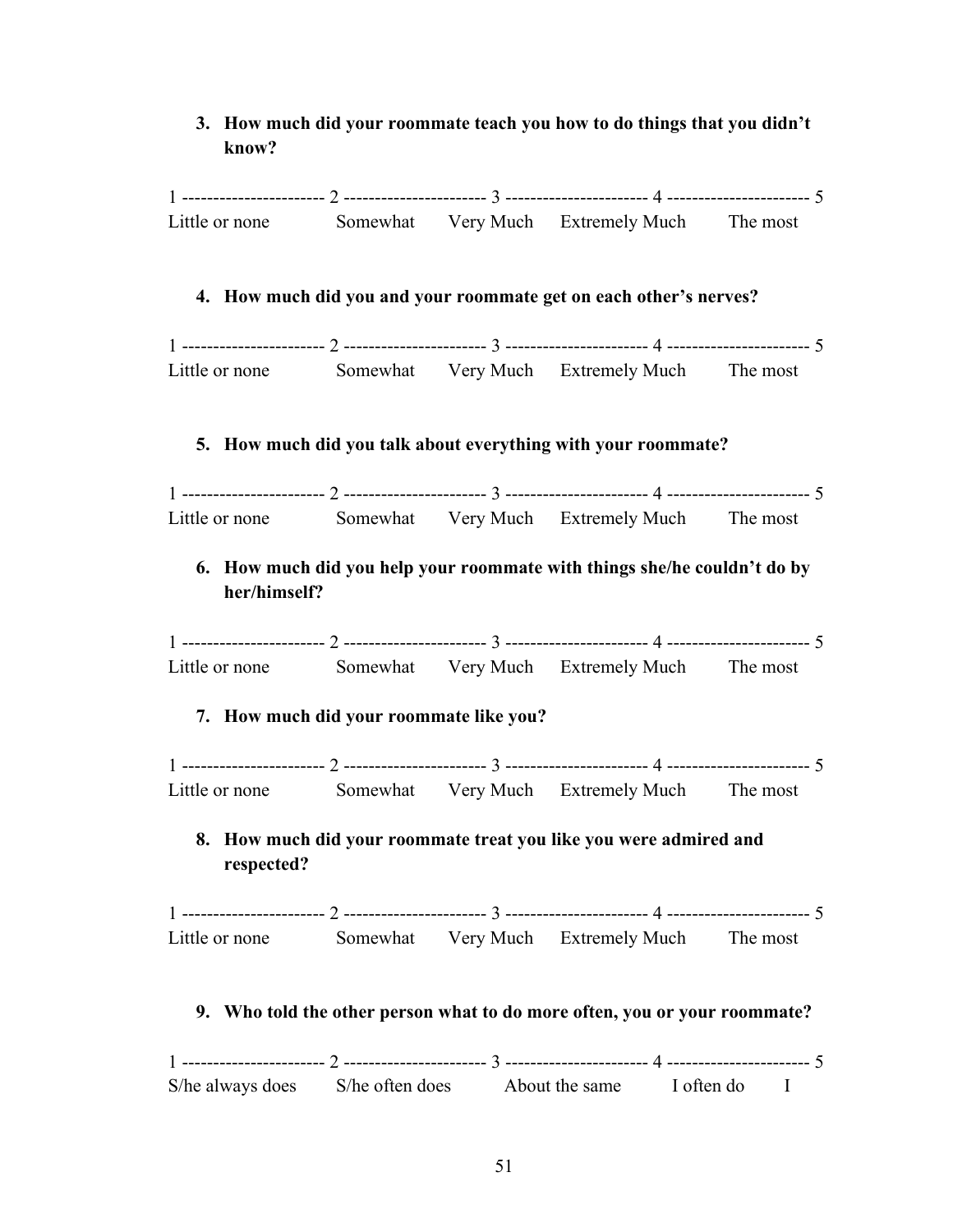3. **How much did your roommate teach you how to do things that you didn't know?**

1 ---------------------- 2 ---------------------- 3 ---------------------- 4 ---------------------- 5
Little or none Somewhat Very Much Extremely Much The most

4. **How much did you and your roommate get on each other's nerves?**

1 ---------------------- 2 ---------------------- 3 ---------------------- 4 ---------------------- 5
Little or none Somewhat Very Much Extremely Much The most

5. **How much did you talk about everything with your roommate?**

1 ---------------------- 2 ---------------------- 3 ---------------------- 4 ---------------------- 5
Little or none Somewhat Very Much Extremely Much The most

6. **How much did you help your roommate with things she/he couldn't do by her/himself?**

1 ---------------------- 2 ---------------------- 3 ---------------------- 4 ---------------------- 5
Little or none Somewhat Very Much Extremely Much The most

7. **How much did your roommate like you?**

1 ---------------------- 2 ---------------------- 3 ---------------------- 4 ---------------------- 5
Little or none Somewhat Very Much Extremely Much The most

8. **How much did your roommate treat you like you were admired and respected?**

1 ---------------------- 2 ---------------------- 3 ---------------------- 4 ---------------------- 5
Little or none Somewhat Very Much Extremely Much The most

9. **Who told the other person what to do more often, you or your roommate?**

1 ---------------------- 2 ---------------------- 3 ---------------------- 4 ---------------------- 5
S/he always does S/he often does About the same I often do I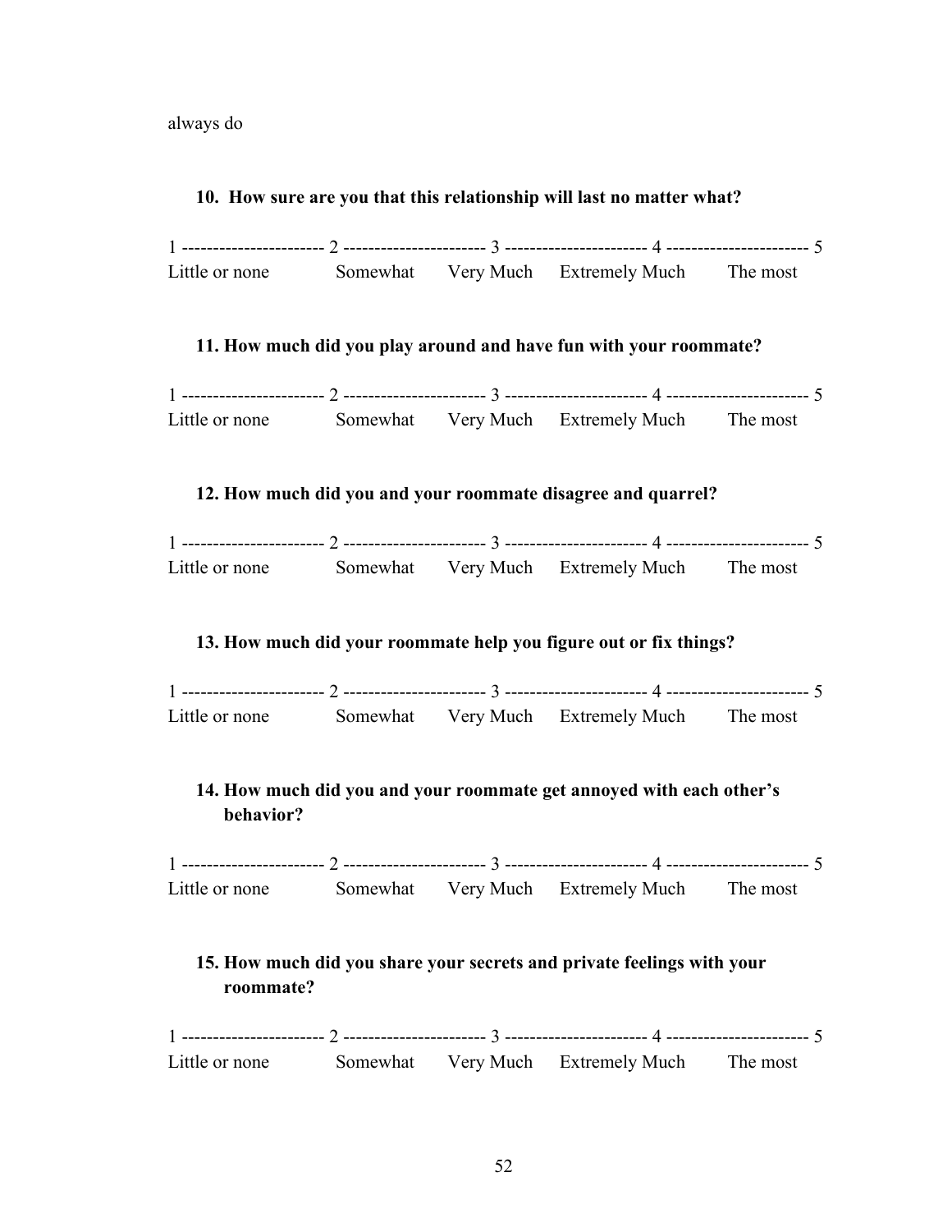always do

**10. How sure are you that this relationship will last no matter what?**

1 ---------------------- 2 ---------------------- 3 ---------------------- 4 ---------------------- 5
Little or none      Somewhat      Very Much      Extremely Much      The most

**11. How much did you play around and have fun with your roommate?**

1 ---------------------- 2 ---------------------- 3 ---------------------- 4 ---------------------- 5
Little or none      Somewhat      Very Much      Extremely Much      The most

**12. How much did you and your roommate disagree and quarrel?**

1 ---------------------- 2 ---------------------- 3 ---------------------- 4 ---------------------- 5
Little or none      Somewhat      Very Much      Extremely Much      The most

**13. How much did your roommate help you figure out or fix things?**

1 ---------------------- 2 ---------------------- 3 ---------------------- 4 ---------------------- 5
Little or none      Somewhat      Very Much      Extremely Much      The most

**14. How much did you and your roommate get annoyed with each other's behavior?**

1 ---------------------- 2 ---------------------- 3 ---------------------- 4 ---------------------- 5
Little or none      Somewhat      Very Much      Extremely Much      The most

**15. How much did you share your secrets and private feelings with your roommate?**

1 ---------------------- 2 ---------------------- 3 ---------------------- 4 ---------------------- 5
Little or none      Somewhat      Very Much      Extremely Much      The most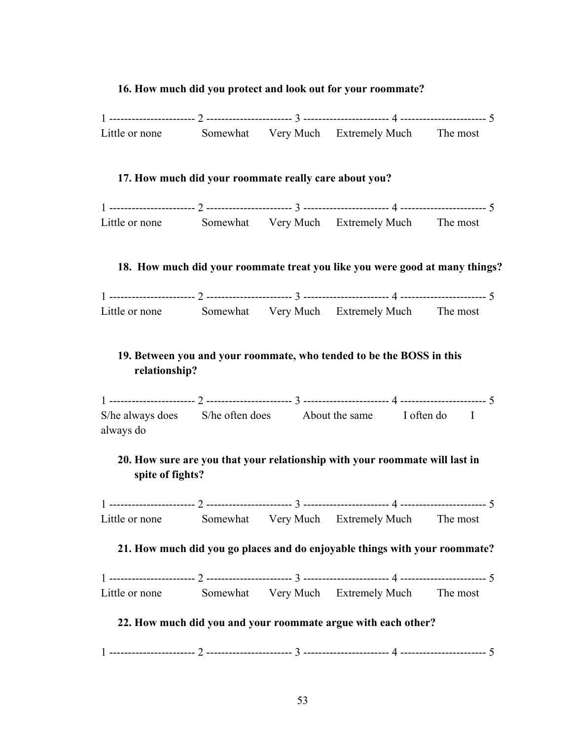**16. How much did you protect and look out for your roommate?**

1 ---------------------- 2 ---------------------- 3 ---------------------- 4 ---------------------- 5
Little or none Somewhat Very Much Extremely Much The most

**17. How much did your roommate really care about you?**

1 ---------------------- 2 ---------------------- 3 ---------------------- 4 ---------------------- 5
Little or none Somewhat Very Much Extremely Much The most

**18. How much did your roommate treat you like you were good at many things?**

1 ---------------------- 2 ---------------------- 3 ---------------------- 4 ---------------------- 5
Little or none Somewhat Very Much Extremely Much The most

**19. Between you and your roommate, who tended to be the BOSS in this relationship?**

1 ---------------------- 2 ---------------------- 3 ---------------------- 4 ---------------------- 5
S/he always does S/he often does About the same I often do I always do

**20. How sure are you that your relationship with your roommate will last in spite of fights?**

1 ---------------------- 2 ---------------------- 3 ---------------------- 4 ---------------------- 5
Little or none Somewhat Very Much Extremely Much The most

**21. How much did you go places and do enjoyable things with your roommate?**

1 ---------------------- 2 ---------------------- 3 ---------------------- 4 ---------------------- 5
Little or none Somewhat Very Much Extremely Much The most

**22. How much did you and your roommate argue with each other?**

1 ---------------------- 2 ---------------------- 3 ---------------------- 4 ---------------------- 5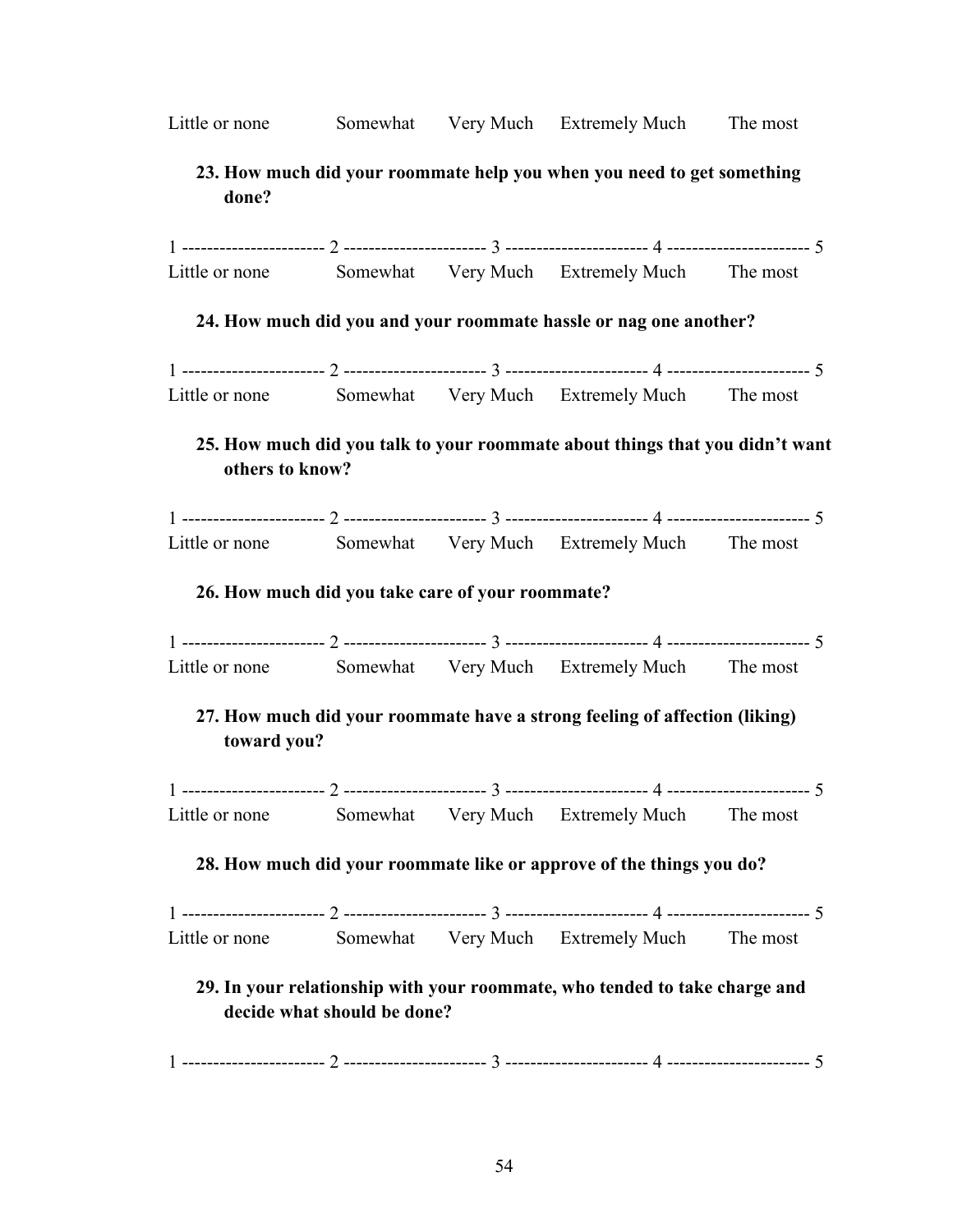Little or none Somewhat Very Much Extremely Much The most

**23. How much did your roommate help you when you need to get something done?**

1 ---------------------- 2 ---------------------- 3 ---------------------- 4 ---------------------- 5
Little or none Somewhat Very Much Extremely Much The most

**24. How much did you and your roommate hassle or nag one another?**

1 ---------------------- 2 ---------------------- 3 ---------------------- 4 ---------------------- 5
Little or none Somewhat Very Much Extremely Much The most

**25. How much did you talk to your roommate about things that you didn't want others to know?**

1 ---------------------- 2 ---------------------- 3 ---------------------- 4 ---------------------- 5
Little or none Somewhat Very Much Extremely Much The most

**26. How much did you take care of your roommate?**

1 ---------------------- 2 ---------------------- 3 ---------------------- 4 ---------------------- 5
Little or none Somewhat Very Much Extremely Much The most

**27. How much did your roommate have a strong feeling of affection (liking) toward you?**

1 ---------------------- 2 ---------------------- 3 ---------------------- 4 ---------------------- 5
Little or none Somewhat Very Much Extremely Much The most

**28. How much did your roommate like or approve of the things you do?**

1 ---------------------- 2 ---------------------- 3 ---------------------- 4 ---------------------- 5
Little or none Somewhat Very Much Extremely Much The most

**29. In your relationship with your roommate, who tended to take charge and decide what should be done?**

1 ---------------------- 2 ---------------------- 3 ---------------------- 4 ---------------------- 5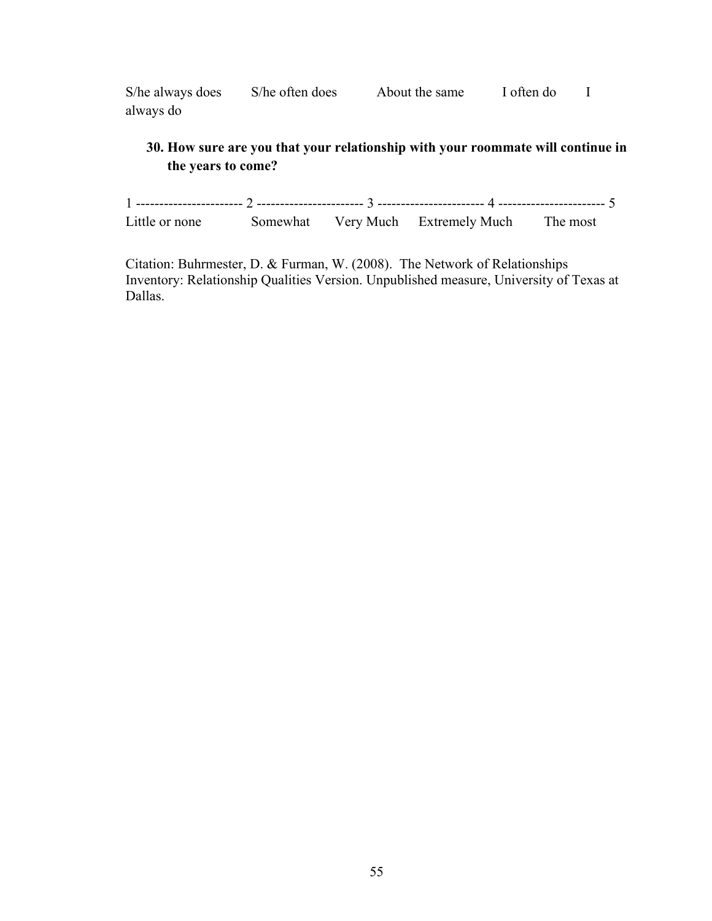S/he always does    S/he often does    About the same    I often do    I always do

**30. How sure are you that your relationship with your roommate will continue in the years to come?**

1 ----------------------- 2 ----------------------- 3 ----------------------- 4 ----------------------- 5
Little or none    Somewhat    Very Much    Extremely Much    The most

Citation: Buhrmester, D. & Furman, W. (2008). The Network of Relationships Inventory: Relationship Qualities Version. Unpublished measure, University of Texas at Dallas.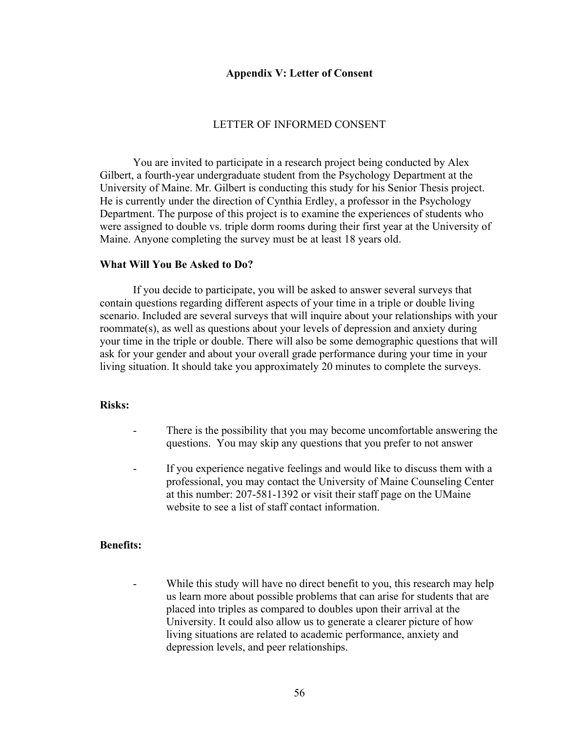## Appendix V: Letter of Consent

LETTER OF INFORMED CONSENT

You are invited to participate in a research project being conducted by Alex Gilbert, a fourth-year undergraduate student from the Psychology Department at the University of Maine. Mr. Gilbert is conducting this study for his Senior Thesis project. He is currently under the direction of Cynthia Erdley, a professor in the Psychology Department. The purpose of this project is to examine the experiences of students who were assigned to double vs. triple dorm rooms during their first year at the University of Maine. Anyone completing the survey must be at least 18 years old.

### What Will You Be Asked to Do?

If you decide to participate, you will be asked to answer several surveys that contain questions regarding different aspects of your time in a triple or double living scenario. Included are several surveys that will inquire about your relationships with your roommate(s), as well as questions about your levels of depression and anxiety during your time in the triple or double. There will also be some demographic questions that will ask for your gender and about your overall grade performance during your time in your living situation. It should take you approximately 20 minutes to complete the surveys.

### Risks:

- There is the possibility that you may become uncomfortable answering the questions. You may skip any questions that you prefer to not answer
- If you experience negative feelings and would like to discuss them with a professional, you may contact the University of Maine Counseling Center at this number: 207-581-1392 or visit their staff page on the UMaine website to see a list of staff contact information.

### Benefits:

- While this study will have no direct benefit to you, this research may help us learn more about possible problems that can arise for students that are placed into triples as compared to doubles upon their arrival at the University. It could also allow us to generate a clearer picture of how living situations are related to academic performance, anxiety and depression levels, and peer relationships.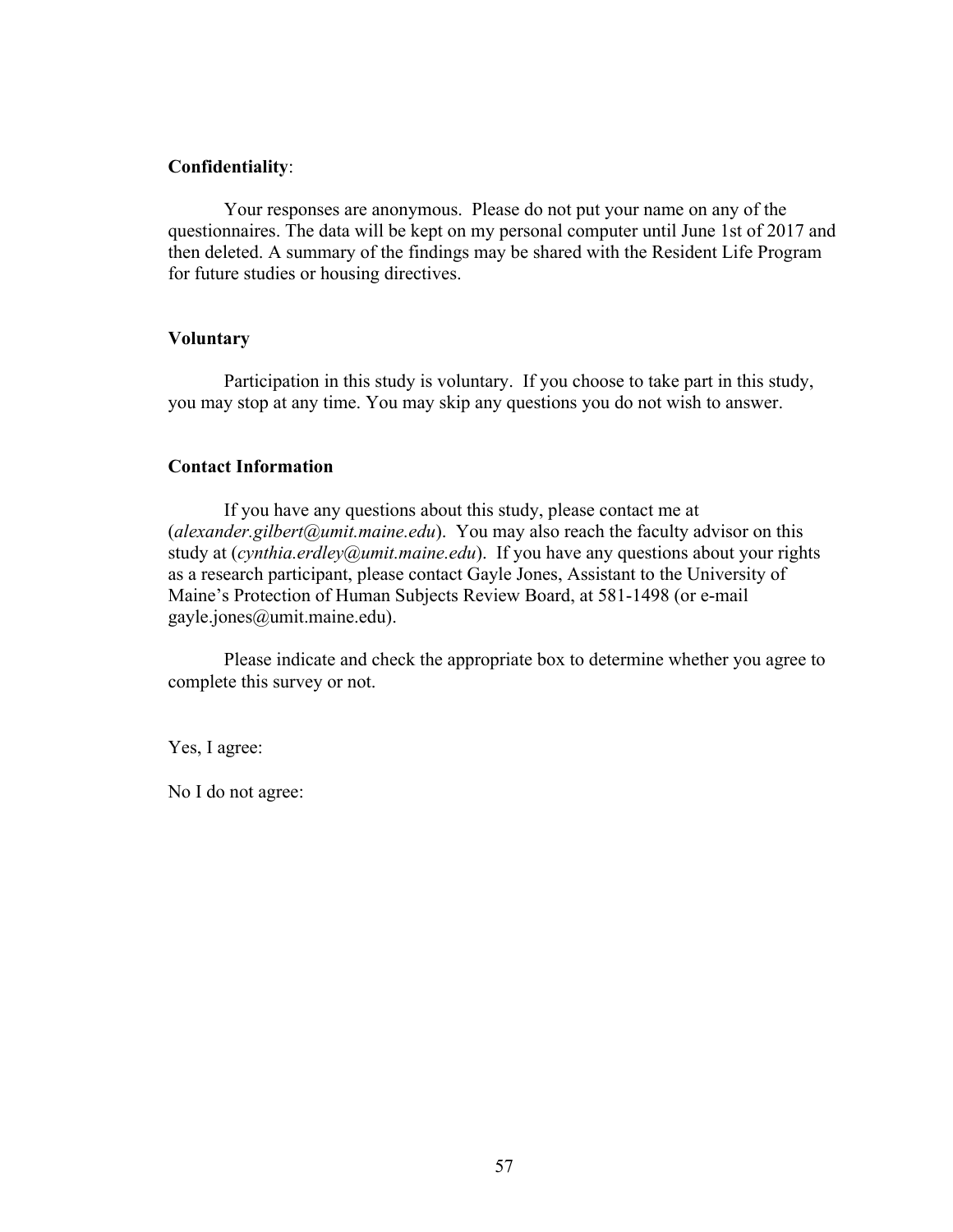**Confidentiality**:

Your responses are anonymous. Please do not put your name on any of the questionnaires. The data will be kept on my personal computer until June 1st of 2017 and then deleted. A summary of the findings may be shared with the Resident Life Program for future studies or housing directives.

**Voluntary**

Participation in this study is voluntary. If you choose to take part in this study, you may stop at any time. You may skip any questions you do not wish to answer.

**Contact Information**

If you have any questions about this study, please contact me at (*alexander.gilbert@umit.maine.edu*). You may also reach the faculty advisor on this study at (*cynthia.erdley@umit.maine.edu*). If you have any questions about your rights as a research participant, please contact Gayle Jones, Assistant to the University of Maine's Protection of Human Subjects Review Board, at 581-1498 (or e-mail gayle.jones@umit.maine.edu).

Please indicate and check the appropriate box to determine whether you agree to complete this survey or not.

Yes, I agree:

No I do not agree: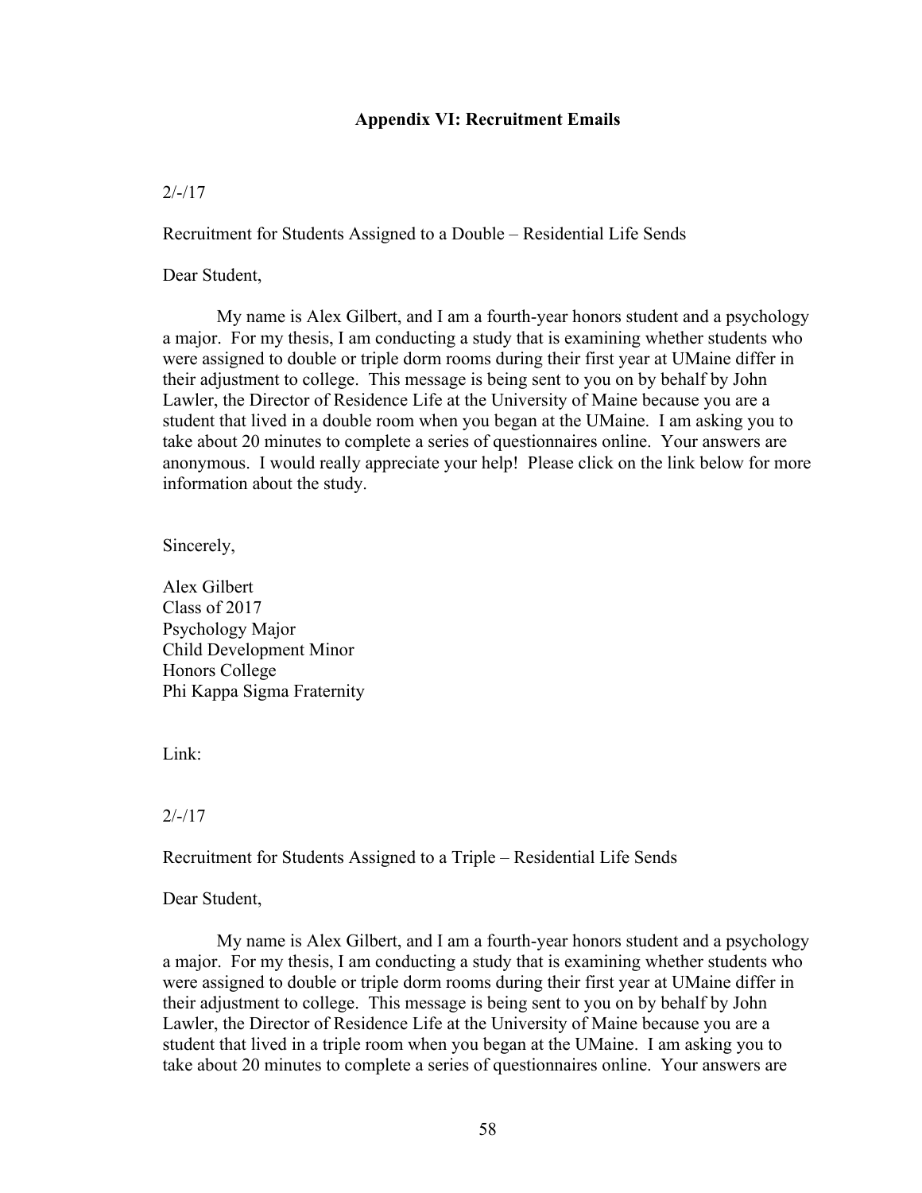## Appendix VI: Recruitment Emails

2/-/17

Recruitment for Students Assigned to a Double – Residential Life Sends

Dear Student,

My name is Alex Gilbert, and I am a fourth-year honors student and a psychology a major. For my thesis, I am conducting a study that is examining whether students who were assigned to double or triple dorm rooms during their first year at UMaine differ in their adjustment to college. This message is being sent to you on by behalf by John Lawler, the Director of Residence Life at the University of Maine because you are a student that lived in a double room when you began at the UMaine. I am asking you to take about 20 minutes to complete a series of questionnaires online. Your answers are anonymous. I would really appreciate your help! Please click on the link below for more information about the study.

Sincerely,

Alex Gilbert  
Class of 2017  
Psychology Major  
Child Development Minor  
Honors College  
Phi Kappa Sigma Fraternity

Link:

2/-/17

Recruitment for Students Assigned to a Triple – Residential Life Sends

Dear Student,

My name is Alex Gilbert, and I am a fourth-year honors student and a psychology a major. For my thesis, I am conducting a study that is examining whether students who were assigned to double or triple dorm rooms during their first year at UMaine differ in their adjustment to college. This message is being sent to you on by behalf by John Lawler, the Director of Residence Life at the University of Maine because you are a student that lived in a triple room when you began at the UMaine. I am asking you to take about 20 minutes to complete a series of questionnaires online. Your answers are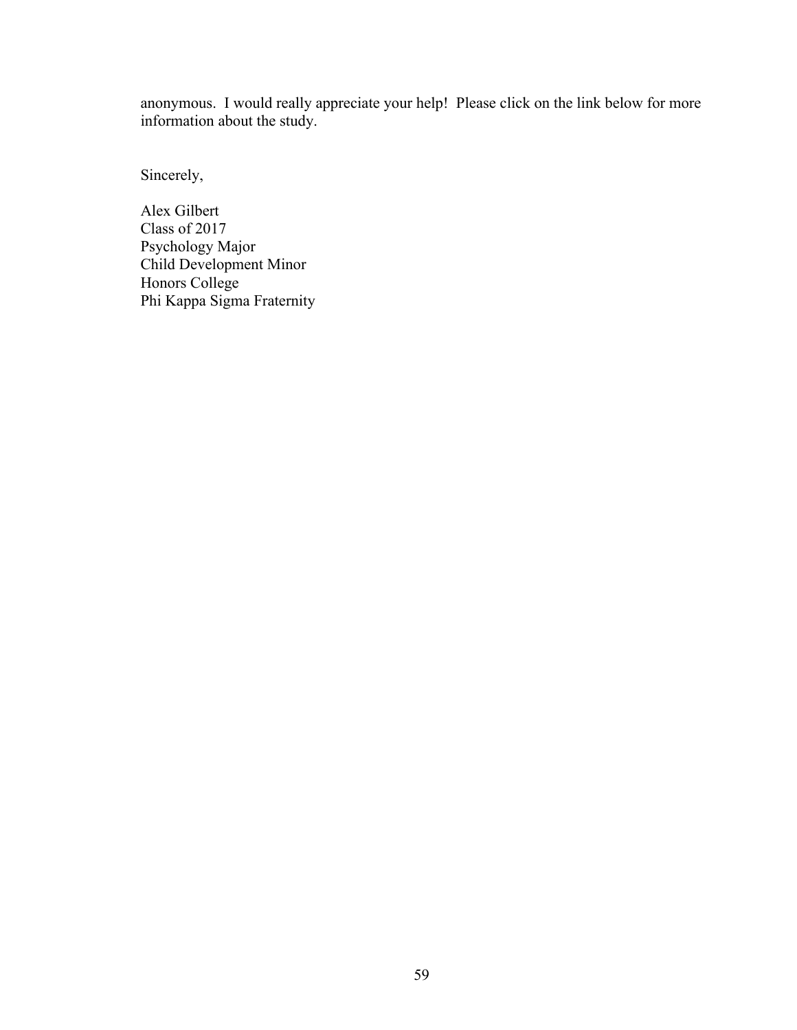anonymous. I would really appreciate your help! Please click on the link below for more information about the study.

Sincerely,

Alex Gilbert  
Class of 2017  
Psychology Major  
Child Development Minor  
Honors College  
Phi Kappa Sigma Fraternity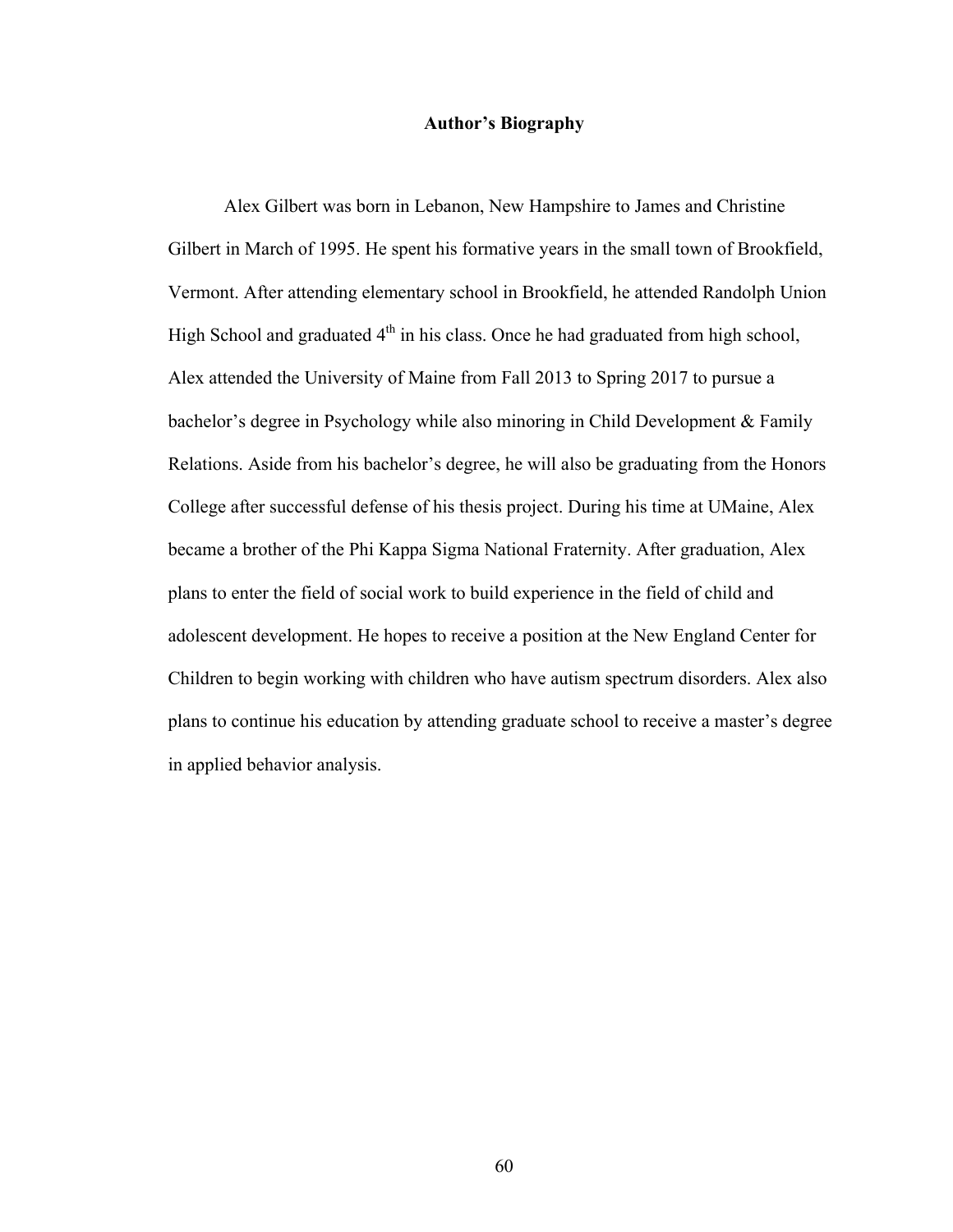# Author's Biography

Alex Gilbert was born in Lebanon, New Hampshire to James and Christine Gilbert in March of 1995. He spent his formative years in the small town of Brookfield, Vermont. After attending elementary school in Brookfield, he attended Randolph Union High School and graduated 4th in his class. Once he had graduated from high school, Alex attended the University of Maine from Fall 2013 to Spring 2017 to pursue a bachelor's degree in Psychology while also minoring in Child Development & Family Relations. Aside from his bachelor's degree, he will also be graduating from the Honors College after successful defense of his thesis project. During his time at UMaine, Alex became a brother of the Phi Kappa Sigma National Fraternity. After graduation, Alex plans to enter the field of social work to build experience in the field of child and adolescent development. He hopes to receive a position at the New England Center for Children to begin working with children who have autism spectrum disorders. Alex also plans to continue his education by attending graduate school to receive a master's degree in applied behavior analysis.